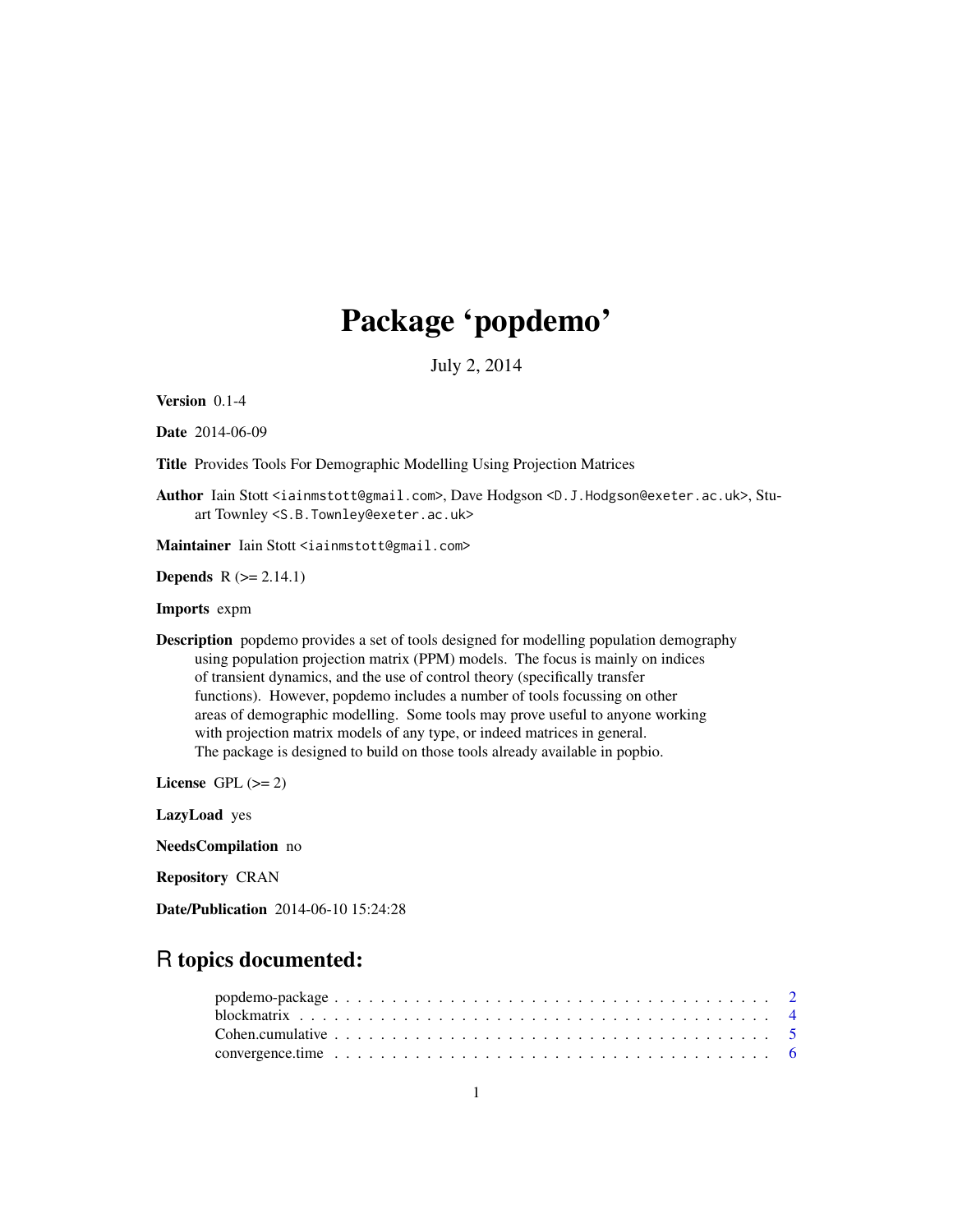# Package 'popdemo'

July 2, 2014

**Version** 0.1-4

**Date** 2014-06-09

**Title** Provides Tools For Demographic Modelling Using Projection Matrices

**Author** Iain Stott <iainmstott@gmail.com>, Dave Hodgson <D.J.Hodgson@exeter.ac.uk>, Stuart Townley <S.B.Townley@exeter.ac.uk>

**Maintainer** Iain Stott <iainmstott@gmail.com>

**Depends** R (>= 2.14.1)

**Imports** expm

**Description** popdemo provides a set of tools designed for modelling population demography using population projection matrix (PPM) models. The focus is mainly on indices of transient dynamics, and the use of control theory (specifically transfer functions). However, popdemo includes a number of tools focussing on other areas of demographic modelling. Some tools may prove useful to anyone working with projection matrix models of any type, or indeed matrices in general. The package is designed to build on those tools already available in popbio.

**License** GPL (>= 2)

**LazyLoad** yes

**NeedsCompilation** no

**Repository** CRAN

**Date/Publication** 2014-06-10 15:24:28

## R topics documented:

- popdemo-package . . . . . . . . . . . . . . . . . . . . . . . . . . . . . . . . . . . . 2
- blockmatrix . . . . . . . . . . . . . . . . . . . . . . . . . . . . . . . . . . . . . . . 4
- Cohen.cumulative . . . . . . . . . . . . . . . . . . . . . . . . . . . . . . . . . . . . 5
- convergence.time . . . . . . . . . . . . . . . . . . . . . . . . . . . . . . . . . . . . 6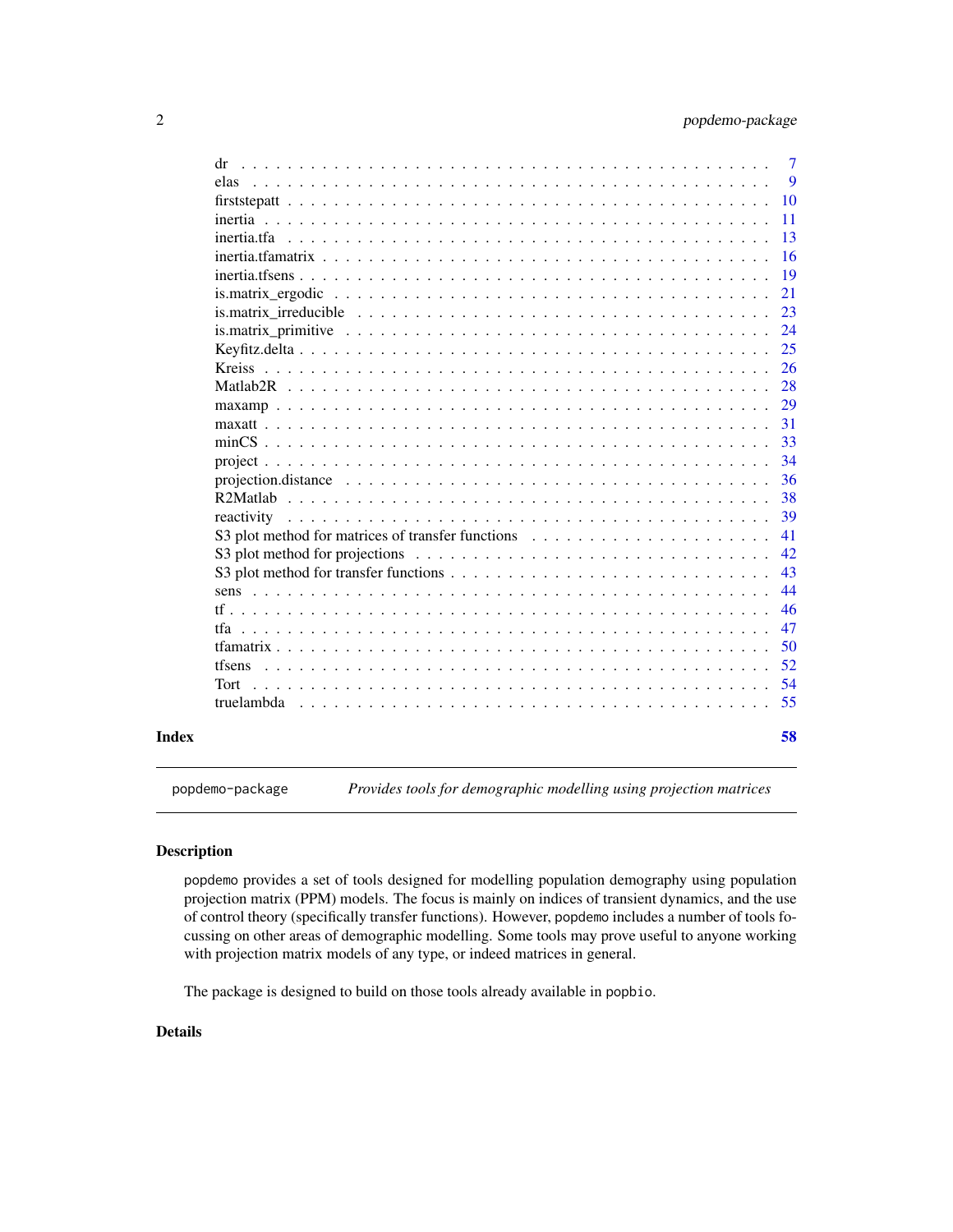| | |
|---|---|
| dr | 7 |
| elas | 9 |
| firststepatt | 10 |
| inertia | 11 |
| inertia.tfa | 13 |
| inertia.tfamatrix | 16 |
| inertia.tfsens | 19 |
| is.matrix_ergodic | 21 |
| is.matrix_irreducible | 23 |
| is.matrix_primitive | 24 |
| Keyfitz.delta | 25 |
| Kreiss | 26 |
| Matlab2R | 28 |
| maxamp | 29 |
| maxatt | 31 |
| minCS | 33 |
| project | 34 |
| projection.distance | 36 |
| R2Matlab | 38 |
| reactivity | 39 |
| S3 plot method for matrices of transfer functions | 41 |
| S3 plot method for projections | 42 |
| S3 plot method for transfer functions | 43 |
| sens | 44 |
| tf | 46 |
| tfa | 47 |
| tfamatrix | 50 |
| tfsens | 52 |
| Tort | 54 |
| truelambda | 55 |

**Index** **58**

---

`popdemo-package` *Provides tools for demographic modelling using projection matrices*

---

### Description

popdemo provides a set of tools designed for modelling population demography using population projection matrix (PPM) models. The focus is mainly on indices of transient dynamics, and the use of control theory (specifically transfer functions). However, popdemo includes a number of tools focussing on other areas of demographic modelling. Some tools may prove useful to anyone working with projection matrix models of any type, or indeed matrices in general.

The package is designed to build on those tools already available in popbio.

### Details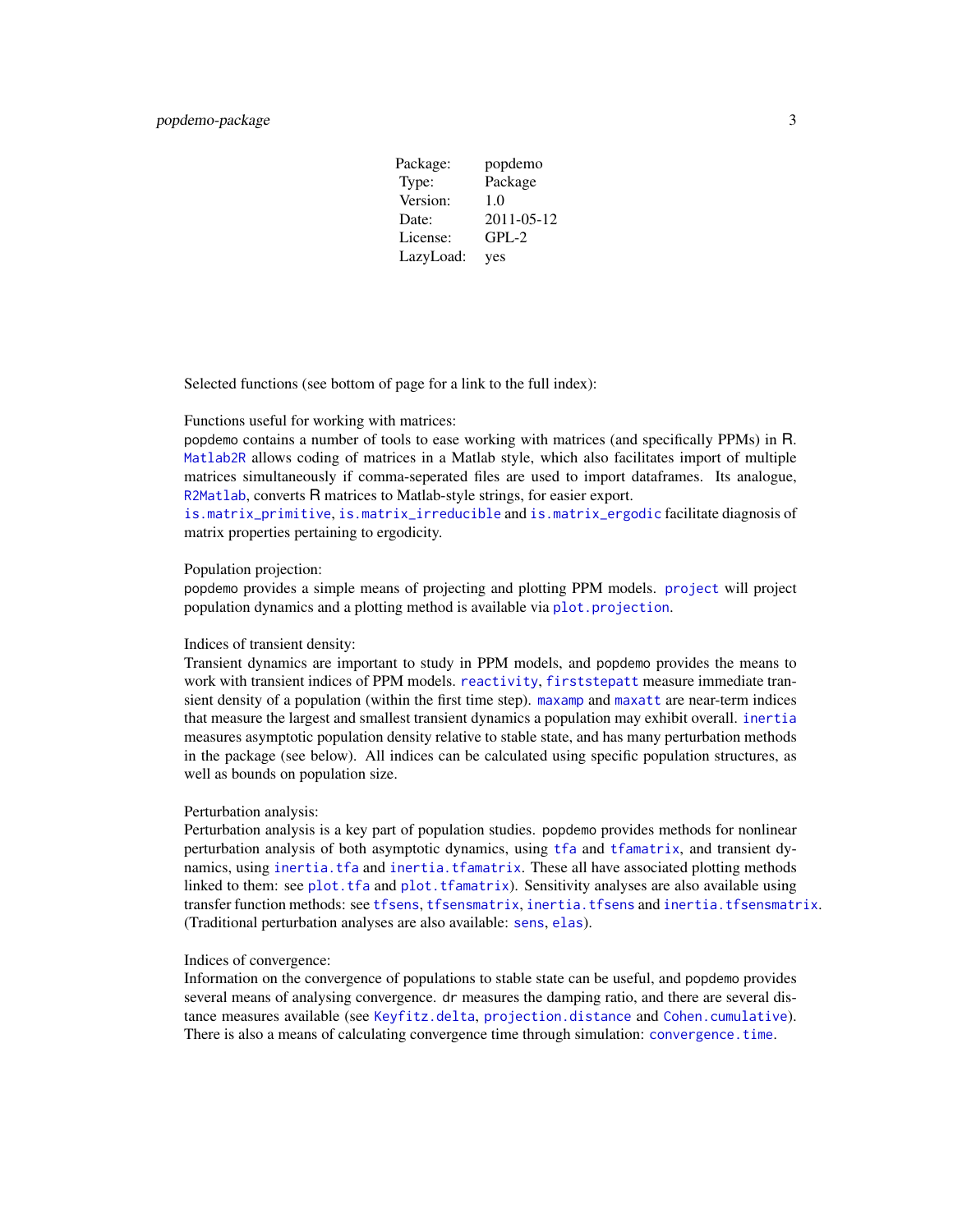| Package: | popdemo |
| --- | --- |
| Type: | Package |
| Version: | 1.0 |
| Date: | 2011-05-12 |
| License: | GPL-2 |
| LazyLoad: | yes |

Selected functions (see bottom of page for a link to the full index):

Functions useful for working with matrices:
popdemo contains a number of tools to ease working with matrices (and specifically PPMs) in R. Matlab2R allows coding of matrices in a Matlab style, which also facilitates import of multiple matrices simultaneously if comma-seperated files are used to import dataframes. Its analogue, R2Matlab, converts R matrices to Matlab-style strings, for easier export.
is.matrix_primitive, is.matrix_irreducible and is.matrix_ergodic facilitate diagnosis of matrix properties pertaining to ergodicity.

Population projection:
popdemo provides a simple means of projecting and plotting PPM models. project will project population dynamics and a plotting method is available via plot.projection.

Indices of transient density:
Transient dynamics are important to study in PPM models, and popdemo provides the means to work with transient indices of PPM models. reactivity, firststepatt measure immediate transient density of a population (within the first time step). maxamp and maxatt are near-term indices that measure the largest and smallest transient dynamics a population may exhibit overall. inertia measures asymptotic population density relative to stable state, and has many perturbation methods in the package (see below). All indices can be calculated using specific population structures, as well as bounds on population size.

Perturbation analysis:
Perturbation analysis is a key part of population studies. popdemo provides methods for nonlinear perturbation analysis of both asymptotic dynamics, using tfa and tfamatrix, and transient dynamics, using inertia.tfa and inertia.tfamatrix. These all have associated plotting methods linked to them: see plot.tfa and plot.tfamatrix). Sensitivity analyses are also available using transfer function methods: see tfsens, tfsensmatrix, inertia.tfsens and inertia.tfsensmatrix. (Traditional perturbation analyses are also available: sens, elas).

Indices of convergence:
Information on the convergence of populations to stable state can be useful, and popdemo provides several means of analysing convergence. dr measures the damping ratio, and there are several distance measures available (see Keyfitz.delta, projection.distance and Cohen.cumulative). There is also a means of calculating convergence time through simulation: convergence.time.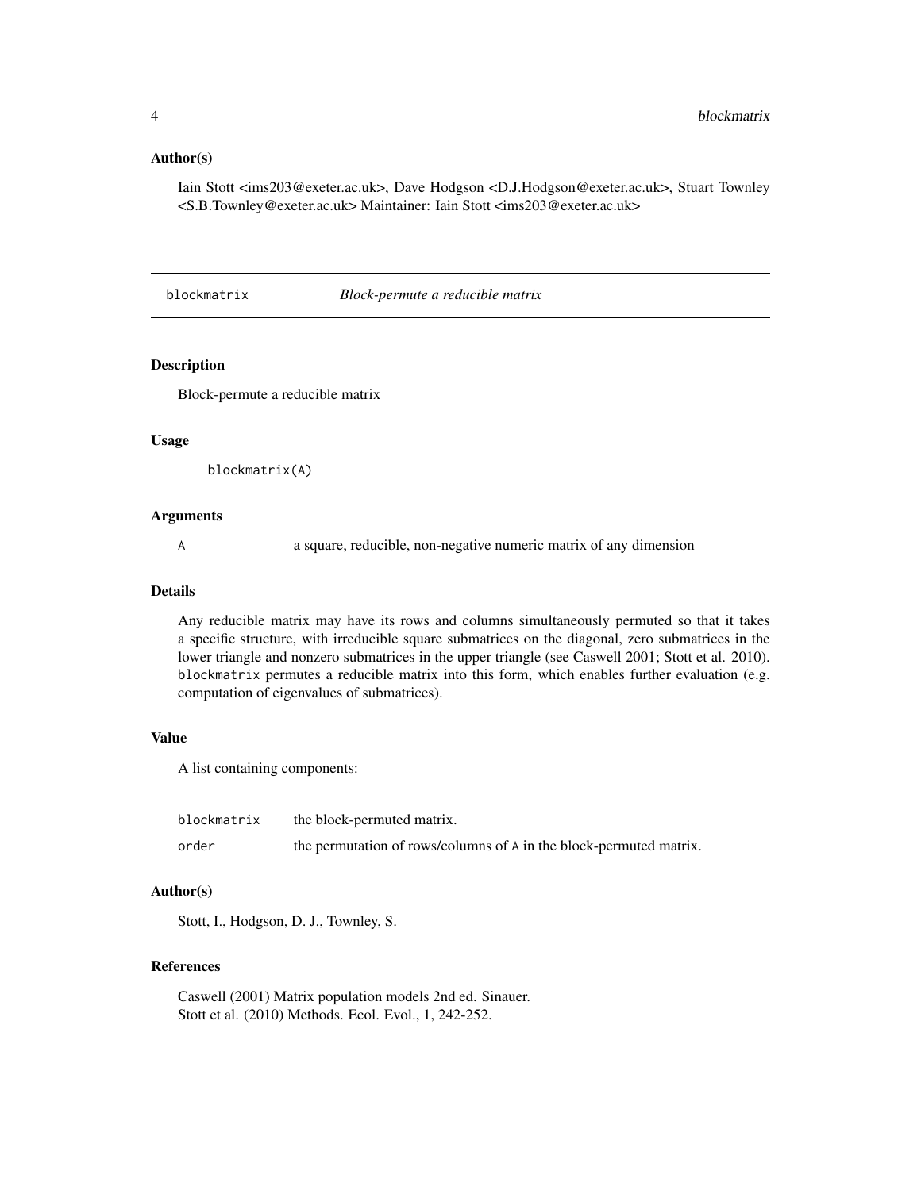### Author(s)

Iain Stott <ims203@exeter.ac.uk>, Dave Hodgson <D.J.Hodgson@exeter.ac.uk>, Stuart Townley <S.B.Townley@exeter.ac.uk> Maintainer: Iain Stott <ims203@exeter.ac.uk>

---

## blockmatrix — *Block-permute a reducible matrix*

---

### Description

Block-permute a reducible matrix

### Usage

```
blockmatrix(A)
```

### Arguments

| | |
|---|---|
| A | a square, reducible, non-negative numeric matrix of any dimension |

### Details

Any reducible matrix may have its rows and columns simultaneously permuted so that it takes a specific structure, with irreducible square submatrices on the diagonal, zero submatrices in the lower triangle and nonzero submatrices in the upper triangle (see Caswell 2001; Stott et al. 2010). `blockmatrix` permutes a reducible matrix into this form, which enables further evaluation (e.g. computation of eigenvalues of submatrices).

### Value

A list containing components:

| | |
|---|---|
| blockmatrix | the block-permuted matrix. |
| order | the permutation of rows/columns of `A` in the block-permuted matrix. |

### Author(s)

Stott, I., Hodgson, D. J., Townley, S.

### References

Caswell (2001) Matrix population models 2nd ed. Sinauer.
Stott et al. (2010) Methods. Ecol. Evol., 1, 242-252.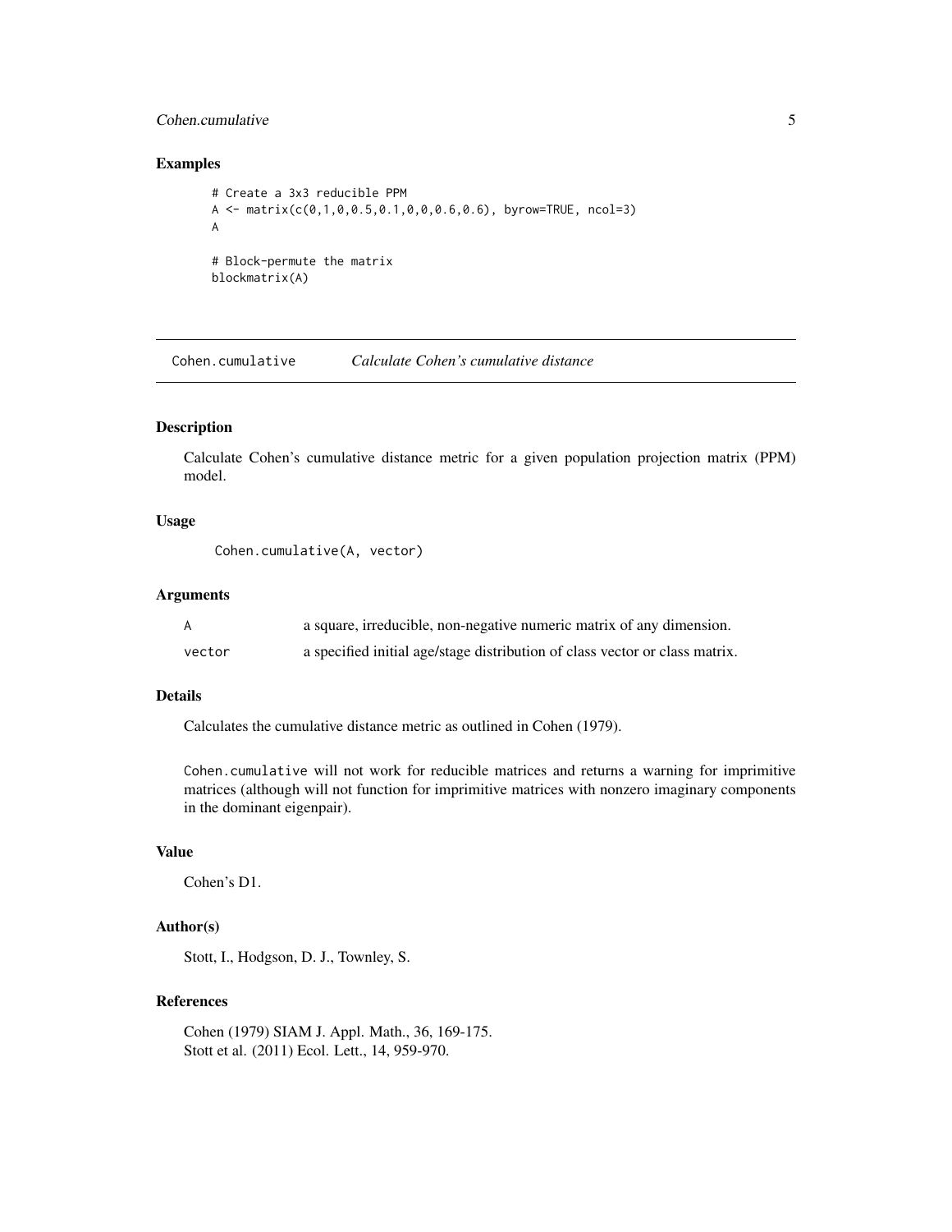### Examples

```
# Create a 3x3 reducible PPM
A <- matrix(c(0,1,0,0.5,0.1,0,0,0.6,0.6), byrow=TRUE, ncol=3)
A

# Block-permute the matrix
blockmatrix(A)
```

---

## Cohen.cumulative — *Calculate Cohen's cumulative distance*

### Description

Calculate Cohen's cumulative distance metric for a given population projection matrix (PPM) model.

### Usage

```
Cohen.cumulative(A, vector)
```

### Arguments

| | |
|---|---|
| `A` | a square, irreducible, non-negative numeric matrix of any dimension. |
| `vector` | a specified initial age/stage distribution of class vector or class matrix. |

### Details

Calculates the cumulative distance metric as outlined in Cohen (1979).

`Cohen.cumulative` will not work for reducible matrices and returns a warning for imprimitive matrices (although will not function for imprimitive matrices with nonzero imaginary components in the dominant eigenpair).

### Value

Cohen's D1.

### Author(s)

Stott, I., Hodgson, D. J., Townley, S.

### References

Cohen (1979) SIAM J. Appl. Math., 36, 169-175.
Stott et al. (2011) Ecol. Lett., 14, 959-970.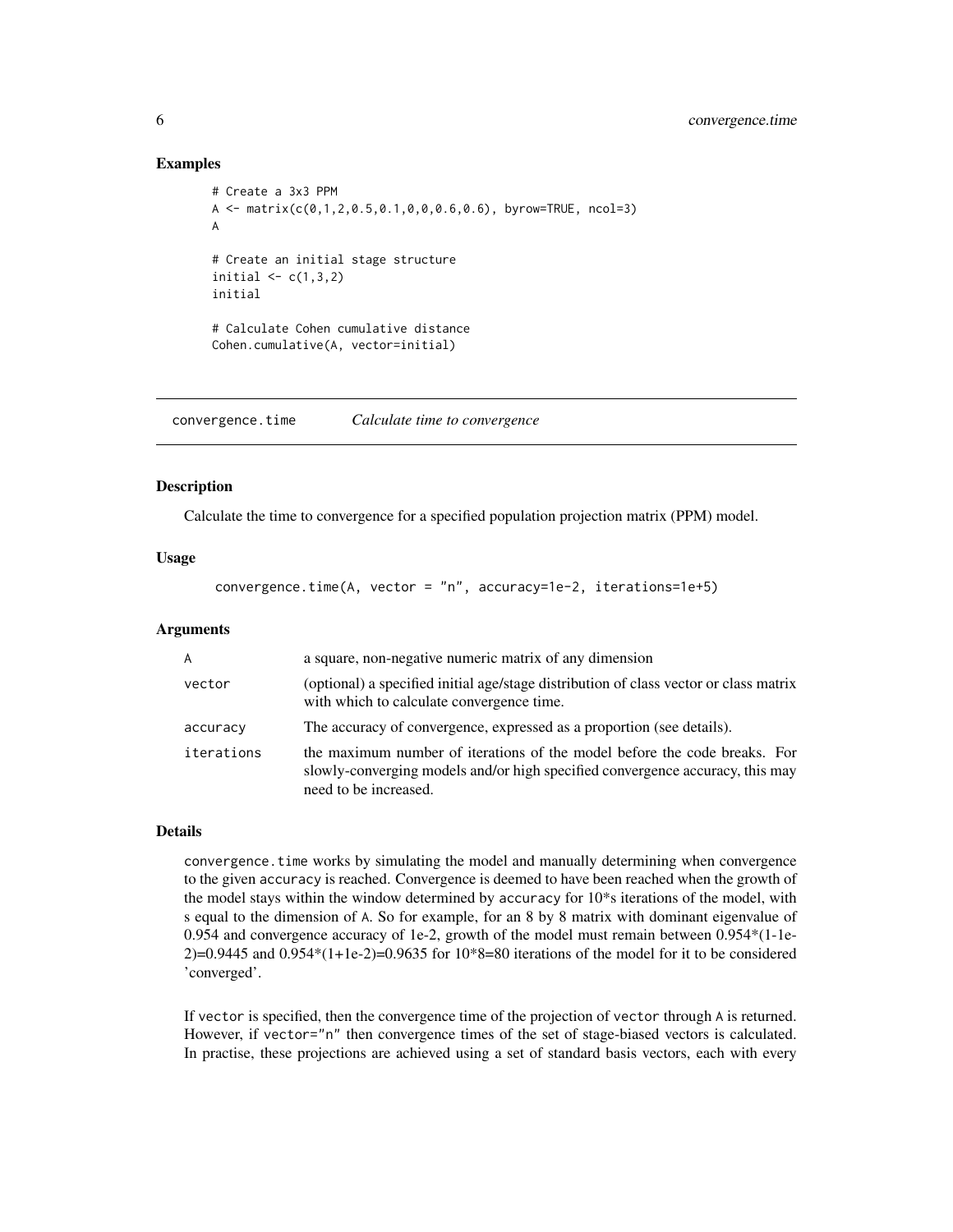## Examples

```
# Create a 3x3 PPM
A <- matrix(c(0,1,2,0.5,0.1,0,0,0.6,0.6), byrow=TRUE, ncol=3)
A

# Create an initial stage structure
initial <- c(1,3,2)
initial

# Calculate Cohen cumulative distance
Cohen.cumulative(A, vector=initial)
```

---

# convergence.time — *Calculate time to convergence*

---

## Description

Calculate the time to convergence for a specified population projection matrix (PPM) model.

## Usage

```
convergence.time(A, vector = "n", accuracy=1e-2, iterations=1e+5)
```

## Arguments

| | |
|---|---|
| `A` | a square, non-negative numeric matrix of any dimension |
| `vector` | (optional) a specified initial age/stage distribution of class vector or class matrix with which to calculate convergence time. |
| `accuracy` | The accuracy of convergence, expressed as a proportion (see details). |
| `iterations` | the maximum number of iterations of the model before the code breaks. For slowly-converging models and/or high specified convergence accuracy, this may need to be increased. |

## Details

`convergence.time` works by simulating the model and manually determining when convergence to the given `accuracy` is reached. Convergence is deemed to have been reached when the growth of the model stays within the window determined by `accuracy` for 10*s iterations of the model, with s equal to the dimension of `A`. So for example, for an 8 by 8 matrix with dominant eigenvalue of 0.954 and convergence accuracy of 1e-2, growth of the model must remain between 0.954*(1-1e-2)=0.9445 and 0.954*(1+1e-2)=0.9635 for 10*8=80 iterations of the model for it to be considered 'converged'.

If `vector` is specified, then the convergence time of the projection of `vector` through `A` is returned. However, if `vector="n"` then convergence times of the set of stage-biased vectors is calculated. In practise, these projections are achieved using a set of standard basis vectors, each with every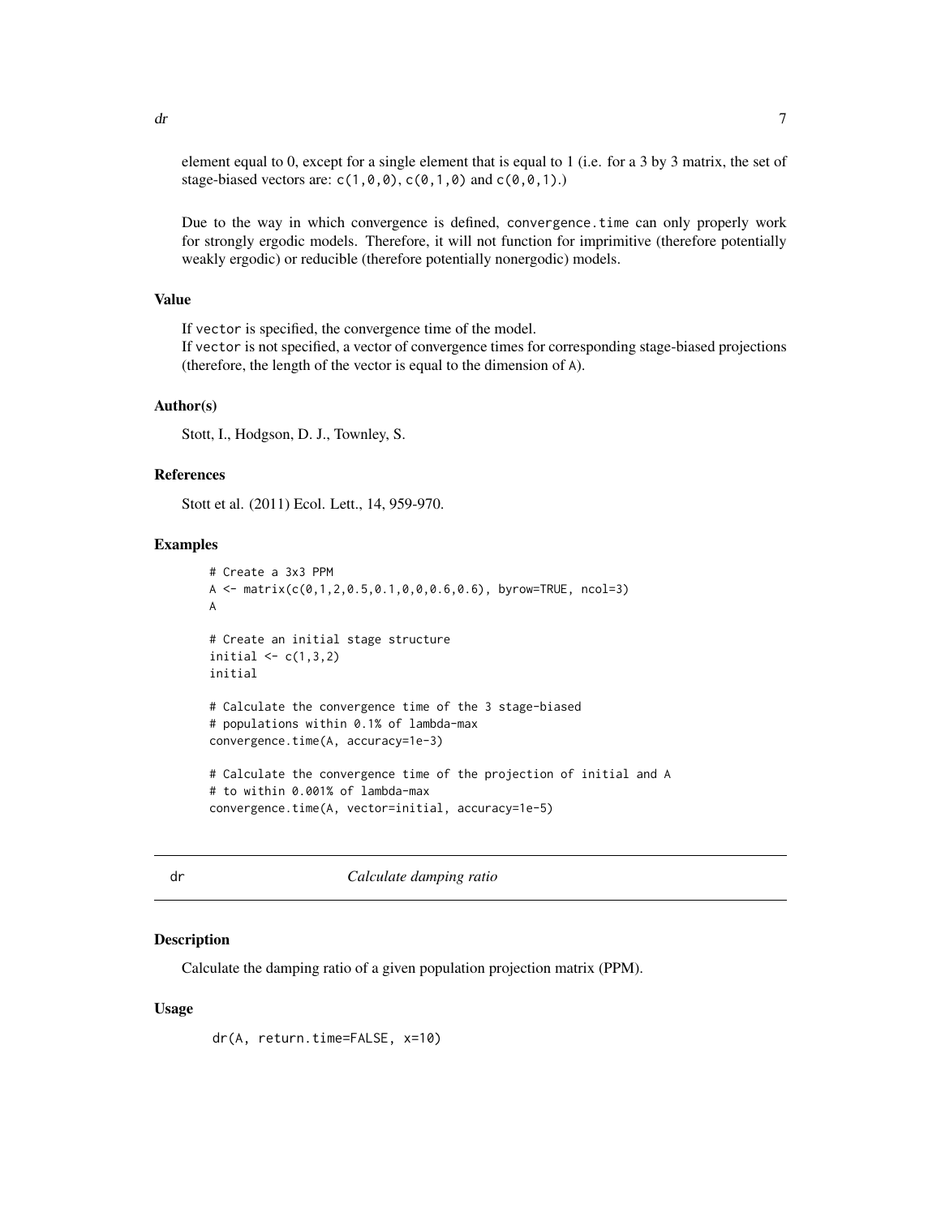element equal to 0, except for a single element that is equal to 1 (i.e. for a 3 by 3 matrix, the set of stage-biased vectors are: `c(1,0,0)`, `c(0,1,0)` and `c(0,0,1)`.)

Due to the way in which convergence is defined, `convergence.time` can only properly work for strongly ergodic models. Therefore, it will not function for imprimitive (therefore potentially weakly ergodic) or reducible (therefore potentially nonergodic) models.

### Value

If `vector` is specified, the convergence time of the model.
If `vector` is not specified, a vector of convergence times for corresponding stage-biased projections (therefore, the length of the vector is equal to the dimension of `A`).

### Author(s)

Stott, I., Hodgson, D. J., Townley, S.

### References

Stott et al. (2011) Ecol. Lett., 14, 959-970.

### Examples

```
# Create a 3x3 PPM
A <- matrix(c(0,1,2,0.5,0.1,0,0,0.6,0.6), byrow=TRUE, ncol=3)
A

# Create an initial stage structure
initial <- c(1,3,2)
initial

# Calculate the convergence time of the 3 stage-biased
# populations within 0.1% of lambda-max
convergence.time(A, accuracy=1e-3)

# Calculate the convergence time of the projection of initial and A
# to within 0.001% of lambda-max
convergence.time(A, vector=initial, accuracy=1e-5)
```

## dr — *Calculate damping ratio*

### Description

Calculate the damping ratio of a given population projection matrix (PPM).

### Usage

```
dr(A, return.time=FALSE, x=10)
```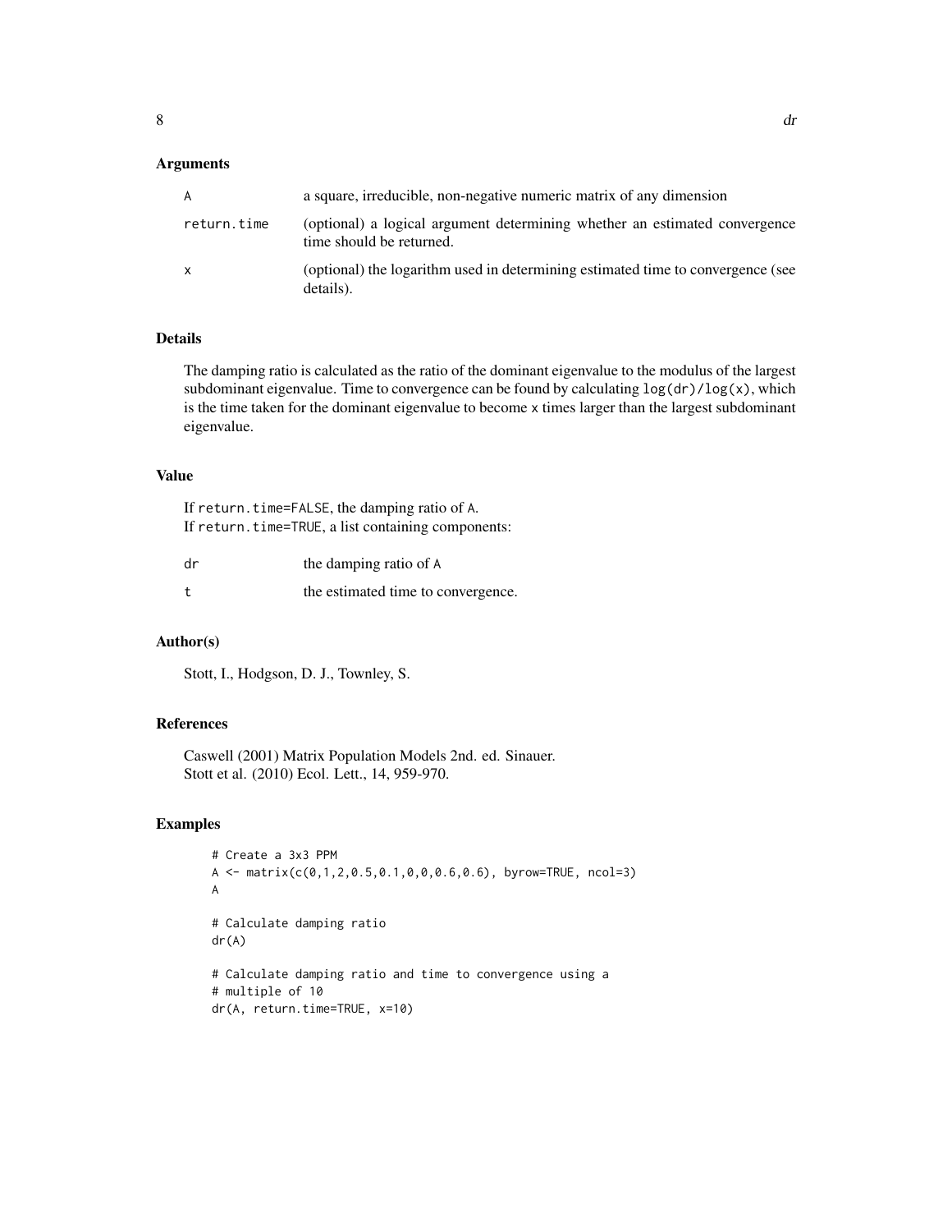## Arguments

| | |
|---|---|
| `A` | a square, irreducible, non-negative numeric matrix of any dimension |
| `return.time` | (optional) a logical argument determining whether an estimated convergence time should be returned. |
| `x` | (optional) the logarithm used in determining estimated time to convergence (see details). |

## Details

The damping ratio is calculated as the ratio of the dominant eigenvalue to the modulus of the largest subdominant eigenvalue. Time to convergence can be found by calculating `log(dr)/log(x)`, which is the time taken for the dominant eigenvalue to become `x` times larger than the largest subdominant eigenvalue.

## Value

If `return.time=FALSE`, the damping ratio of `A`.
If `return.time=TRUE`, a list containing components:

| | |
|---|---|
| `dr` | the damping ratio of `A` |
| `t` | the estimated time to convergence. |

## Author(s)

Stott, I., Hodgson, D. J., Townley, S.

## References

Caswell (2001) Matrix Population Models 2nd. ed. Sinauer.
Stott et al. (2010) Ecol. Lett., 14, 959-970.

## Examples

```
# Create a 3x3 PPM
A <- matrix(c(0,1,2,0.5,0.1,0,0,0.6,0.6), byrow=TRUE, ncol=3)
A

# Calculate damping ratio
dr(A)

# Calculate damping ratio and time to convergence using a
# multiple of 10
dr(A, return.time=TRUE, x=10)
```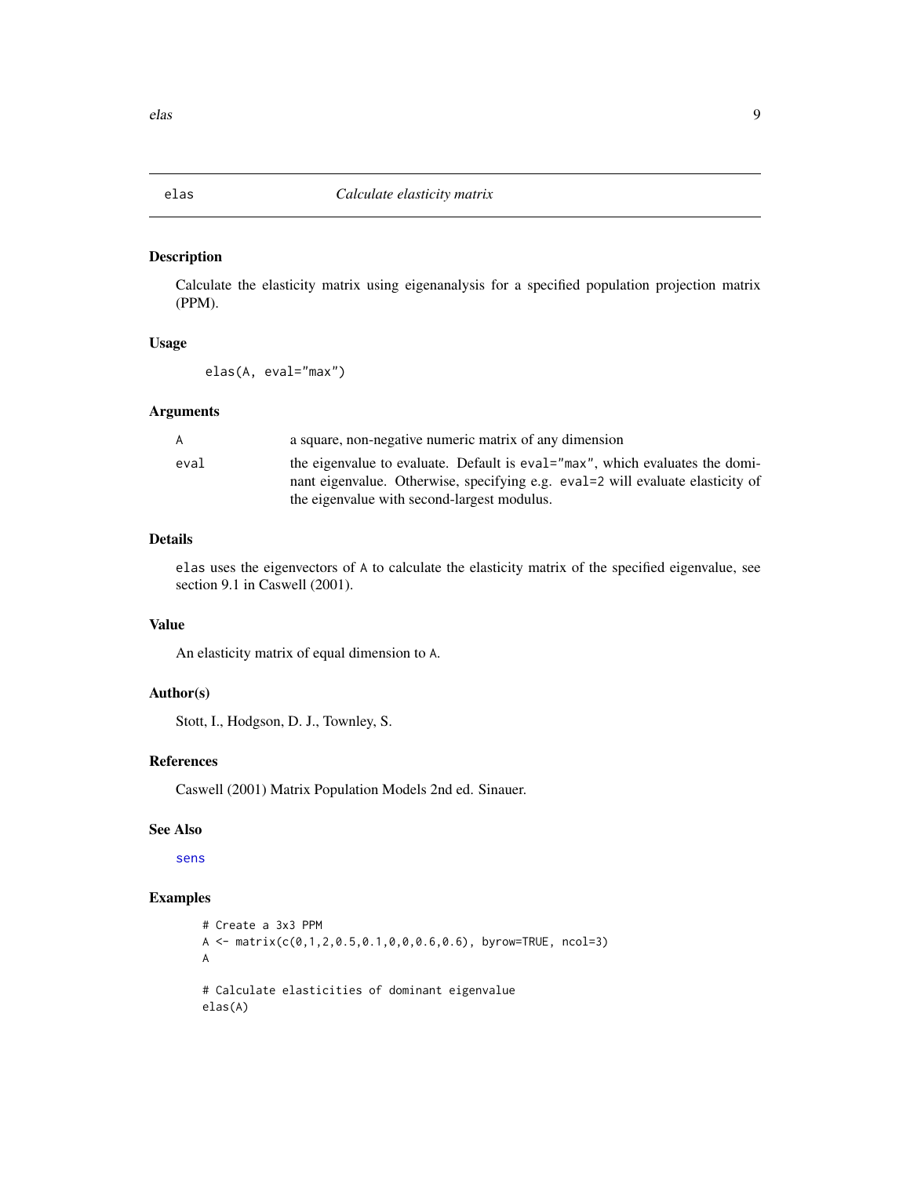# elas — *Calculate elasticity matrix*

## Description

Calculate the elasticity matrix using eigenanalysis for a specified population projection matrix (PPM).

## Usage

```
elas(A, eval="max")
```

## Arguments

| | |
|---|---|
| `A` | a square, non-negative numeric matrix of any dimension |
| `eval` | the eigenvalue to evaluate. Default is `eval="max"`, which evaluates the dominant eigenvalue. Otherwise, specifying e.g. `eval=2` will evaluate elasticity of the eigenvalue with second-largest modulus. |

## Details

`elas` uses the eigenvectors of `A` to calculate the elasticity matrix of the specified eigenvalue, see section 9.1 in Caswell (2001).

## Value

An elasticity matrix of equal dimension to `A`.

## Author(s)

Stott, I., Hodgson, D. J., Townley, S.

## References

Caswell (2001) Matrix Population Models 2nd ed. Sinauer.

## See Also

`sens`

## Examples

```
# Create a 3x3 PPM
A <- matrix(c(0,1,2,0.5,0.1,0,0,0.6,0.6), byrow=TRUE, ncol=3)
A

# Calculate elasticities of dominant eigenvalue
elas(A)
```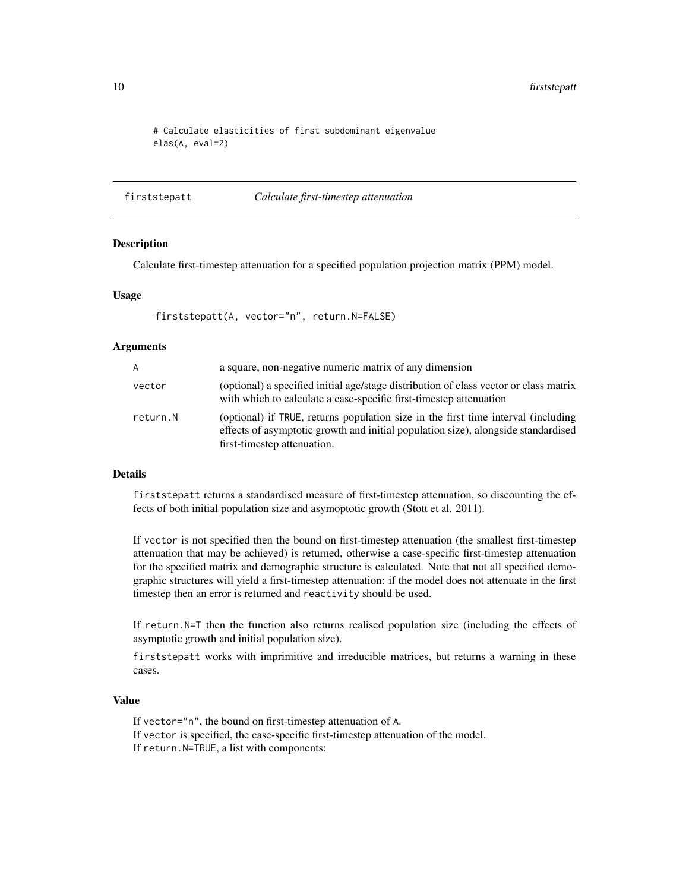```
# Calculate elasticities of first subdominant eigenvalue
elas(A, eval=2)
```

## firststepatt — *Calculate first-timestep attenuation*

### Description

Calculate first-timestep attenuation for a specified population projection matrix (PPM) model.

### Usage

```
firststepatt(A, vector="n", return.N=FALSE)
```

### Arguments

| | |
|---|---|
| `A` | a square, non-negative numeric matrix of any dimension |
| `vector` | (optional) a specified initial age/stage distribution of class vector or class matrix with which to calculate a case-specific first-timestep attenuation |
| `return.N` | (optional) if `TRUE`, returns population size in the first time interval (including effects of asymptotic growth and initial population size), alongside standardised first-timestep attenuation. |

### Details

`firststepatt` returns a standardised measure of first-timestep attenuation, so discounting the effects of both initial population size and asymoptotic growth (Stott et al. 2011).

If `vector` is not specified then the bound on first-timestep attenuation (the smallest first-timestep attenuation that may be achieved) is returned, otherwise a case-specific first-timestep attenuation for the specified matrix and demographic structure is calculated. Note that not all specified demographic structures will yield a first-timestep attenuation: if the model does not attenuate in the first timestep then an error is returned and `reactivity` should be used.

If `return.N=T` then the function also returns realised population size (including the effects of asymptotic growth and initial population size).

`firststepatt` works with imprimitive and irreducible matrices, but returns a warning in these cases.

### Value

If `vector="n"`, the bound on first-timestep attenuation of `A`.
If `vector` is specified, the case-specific first-timestep attenuation of the model.
If `return.N=TRUE`, a list with components: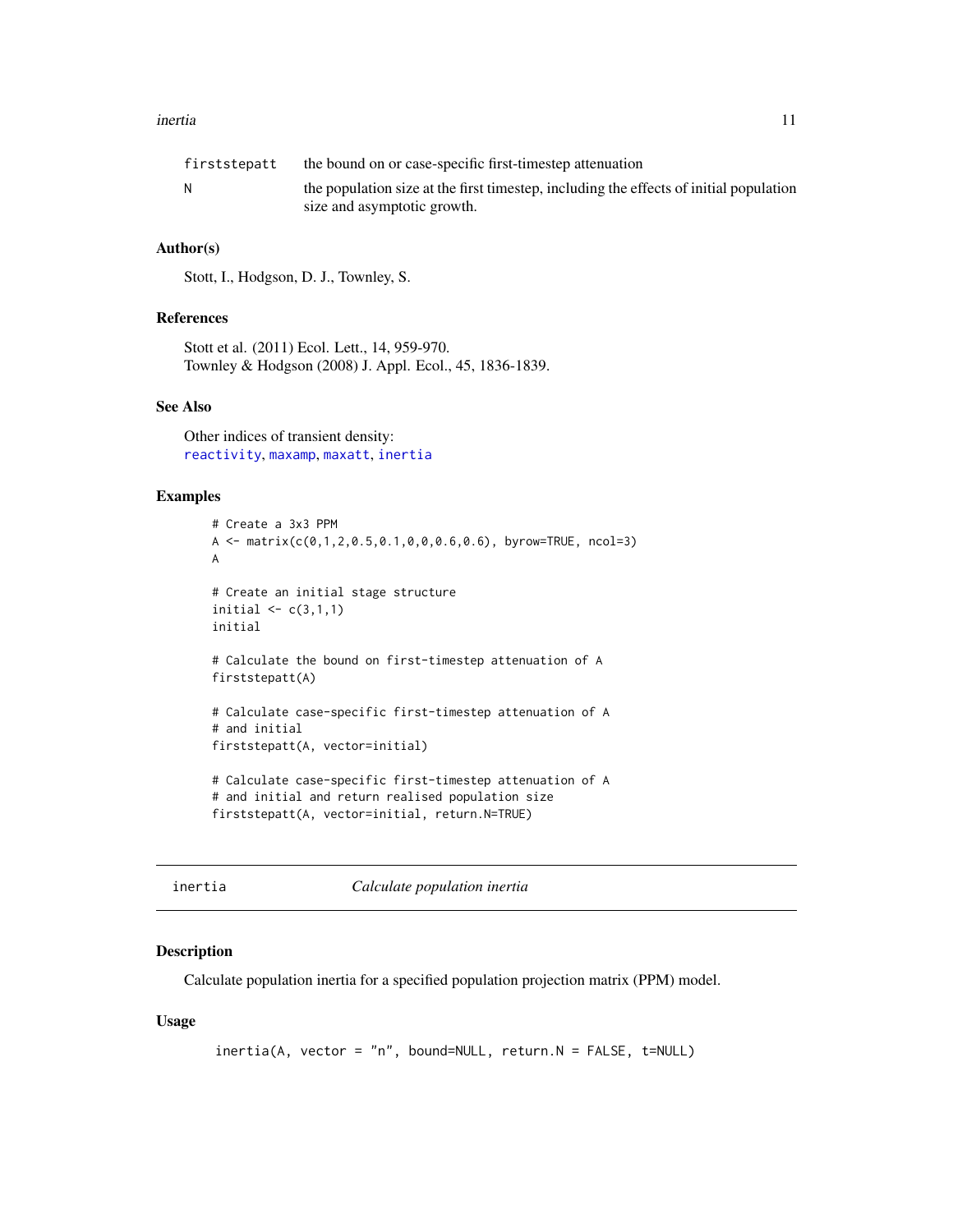| | |
|---|---|
| firststepatt | the bound on or case-specific first-timestep attenuation |
| N | the population size at the first timestep, including the effects of initial population size and asymptotic growth. |

### Author(s)

Stott, I., Hodgson, D. J., Townley, S.

### References

Stott et al. (2011) Ecol. Lett., 14, 959-970.
Townley & Hodgson (2008) J. Appl. Ecol., 45, 1836-1839.

### See Also

Other indices of transient density:
reactivity, maxamp, maxatt, inertia

### Examples

```
# Create a 3x3 PPM
A <- matrix(c(0,1,2,0.5,0.1,0,0,0.6,0.6), byrow=TRUE, ncol=3)
A

# Create an initial stage structure
initial <- c(3,1,1)
initial

# Calculate the bound on first-timestep attenuation of A
firststepatt(A)

# Calculate case-specific first-timestep attenuation of A
# and initial
firststepatt(A, vector=initial)

# Calculate case-specific first-timestep attenuation of A
# and initial and return realised population size
firststepatt(A, vector=initial, return.N=TRUE)
```

---

## inertia *Calculate population inertia*

### Description

Calculate population inertia for a specified population projection matrix (PPM) model.

### Usage

```
inertia(A, vector = "n", bound=NULL, return.N = FALSE, t=NULL)
```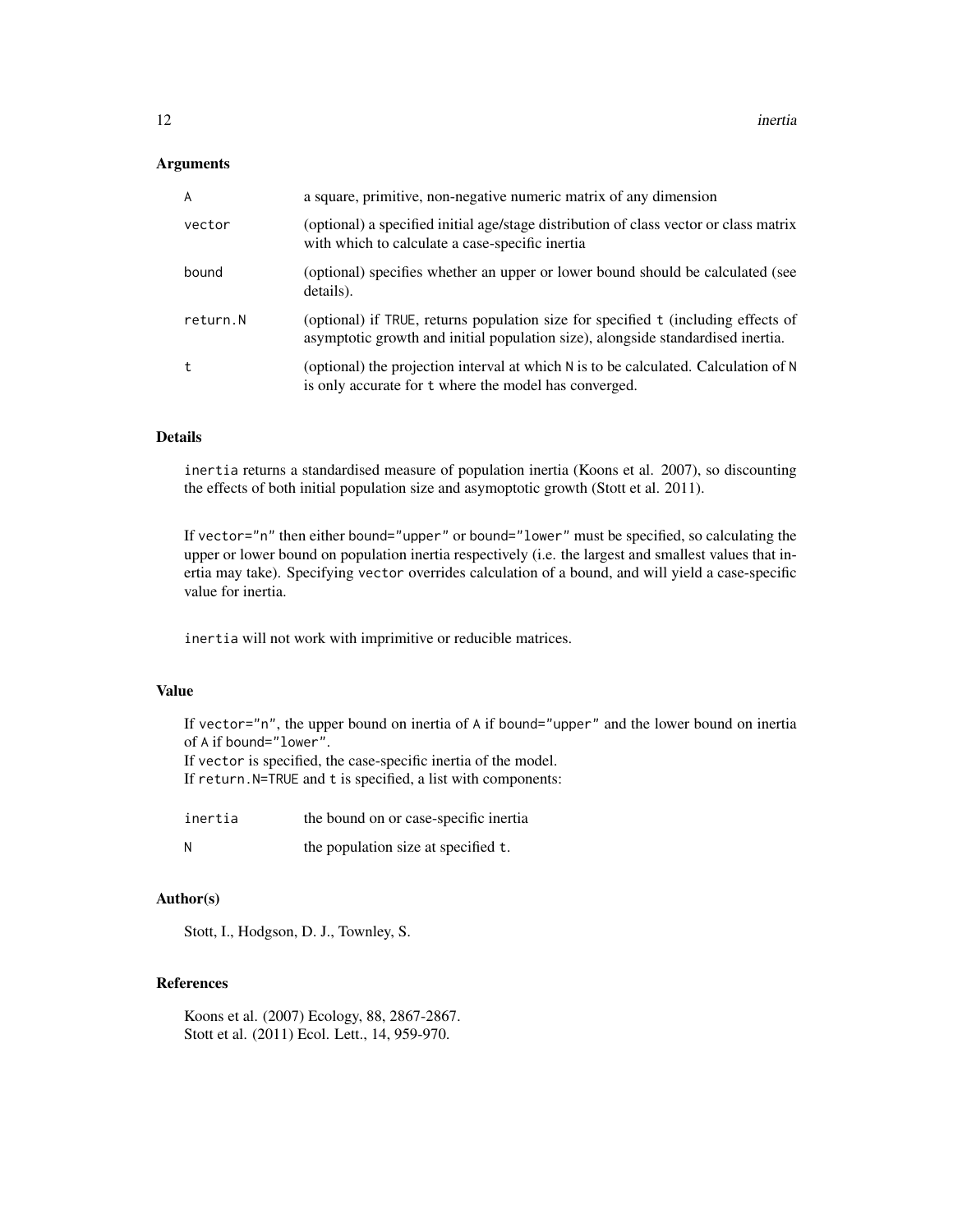## Arguments

| | |
|---|---|
| `A` | a square, primitive, non-negative numeric matrix of any dimension |
| `vector` | (optional) a specified initial age/stage distribution of class vector or class matrix with which to calculate a case-specific inertia |
| `bound` | (optional) specifies whether an upper or lower bound should be calculated (see details). |
| `return.N` | (optional) if `TRUE`, returns population size for specified `t` (including effects of asymptotic growth and initial population size), alongside standardised inertia. |
| `t` | (optional) the projection interval at which `N` is to be calculated. Calculation of `N` is only accurate for `t` where the model has converged. |

## Details

`inertia` returns a standardised measure of population inertia (Koons et al. 2007), so discounting the effects of both initial population size and asymoptotic growth (Stott et al. 2011).

If `vector="n"` then either `bound="upper"` or `bound="lower"` must be specified, so calculating the upper or lower bound on population inertia respectively (i.e. the largest and smallest values that inertia may take). Specifying `vector` overrides calculation of a bound, and will yield a case-specific value for inertia.

`inertia` will not work with imprimitive or reducible matrices.

## Value

If `vector="n"`, the upper bound on inertia of `A` if `bound="upper"` and the lower bound on inertia of `A` if `bound="lower"`.
If `vector` is specified, the case-specific inertia of the model.
If `return.N=TRUE` and `t` is specified, a list with components:

| | |
|---|---|
| `inertia` | the bound on or case-specific inertia |
| `N` | the population size at specified `t`. |

## Author(s)

Stott, I., Hodgson, D. J., Townley, S.

## References

Koons et al. (2007) Ecology, 88, 2867-2867.
Stott et al. (2011) Ecol. Lett., 14, 959-970.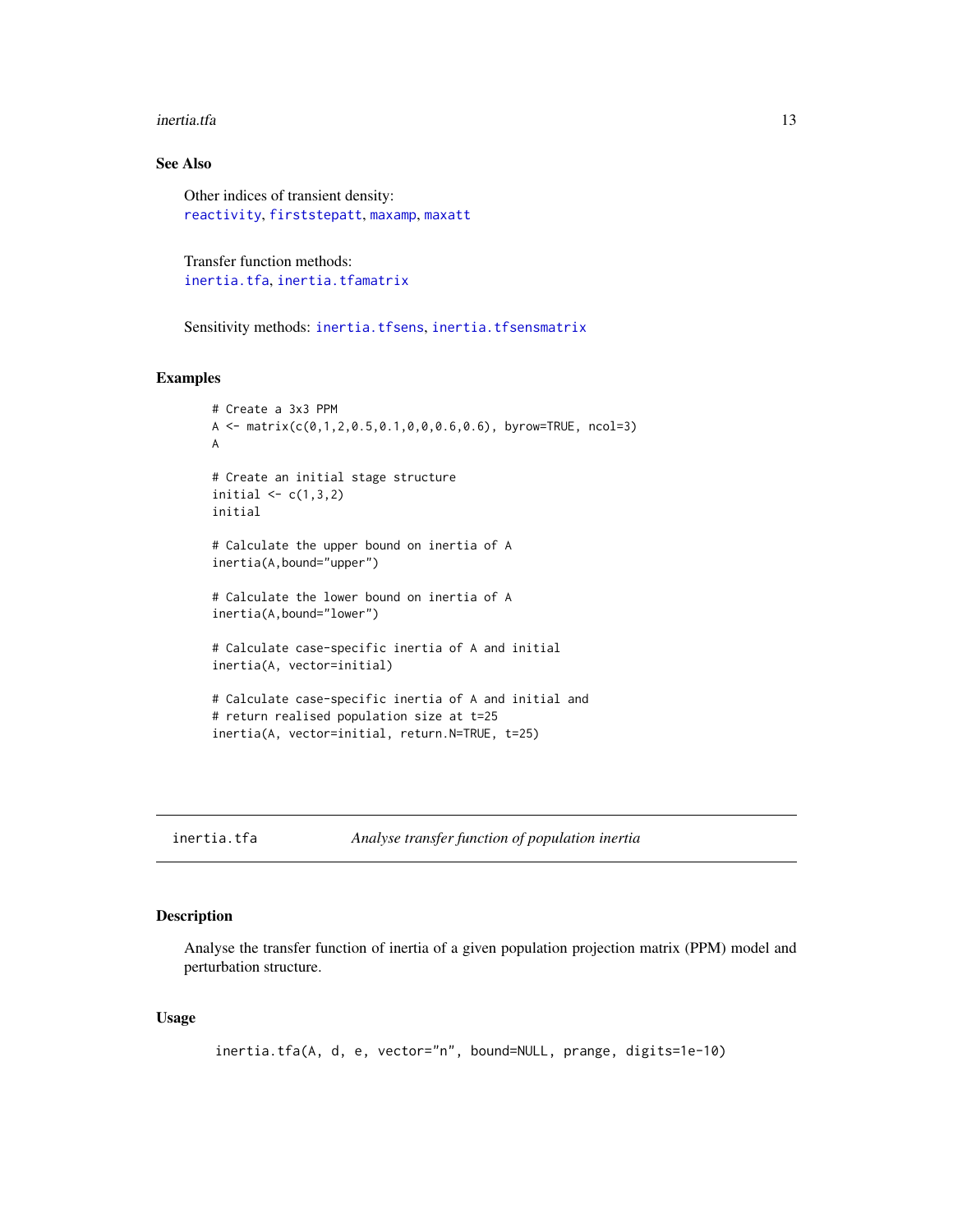### See Also

Other indices of transient density:
reactivity, firststepatt, maxamp, maxatt

Transfer function methods:
inertia.tfa, inertia.tfamatrix

Sensitivity methods: inertia.tfsens, inertia.tfsensmatrix

### Examples

```
# Create a 3x3 PPM
A <- matrix(c(0,1,2,0.5,0.1,0,0,0.6,0.6), byrow=TRUE, ncol=3)
A

# Create an initial stage structure
initial <- c(1,3,2)
initial

# Calculate the upper bound on inertia of A
inertia(A,bound="upper")

# Calculate the lower bound on inertia of A
inertia(A,bound="lower")

# Calculate case-specific inertia of A and initial
inertia(A, vector=initial)

# Calculate case-specific inertia of A and initial and
# return realised population size at t=25
inertia(A, vector=initial, return.N=TRUE, t=25)
```

---

## inertia.tfa — *Analyse transfer function of population inertia*

### Description

Analyse the transfer function of inertia of a given population projection matrix (PPM) model and perturbation structure.

### Usage

```
inertia.tfa(A, d, e, vector="n", bound=NULL, prange, digits=1e-10)
```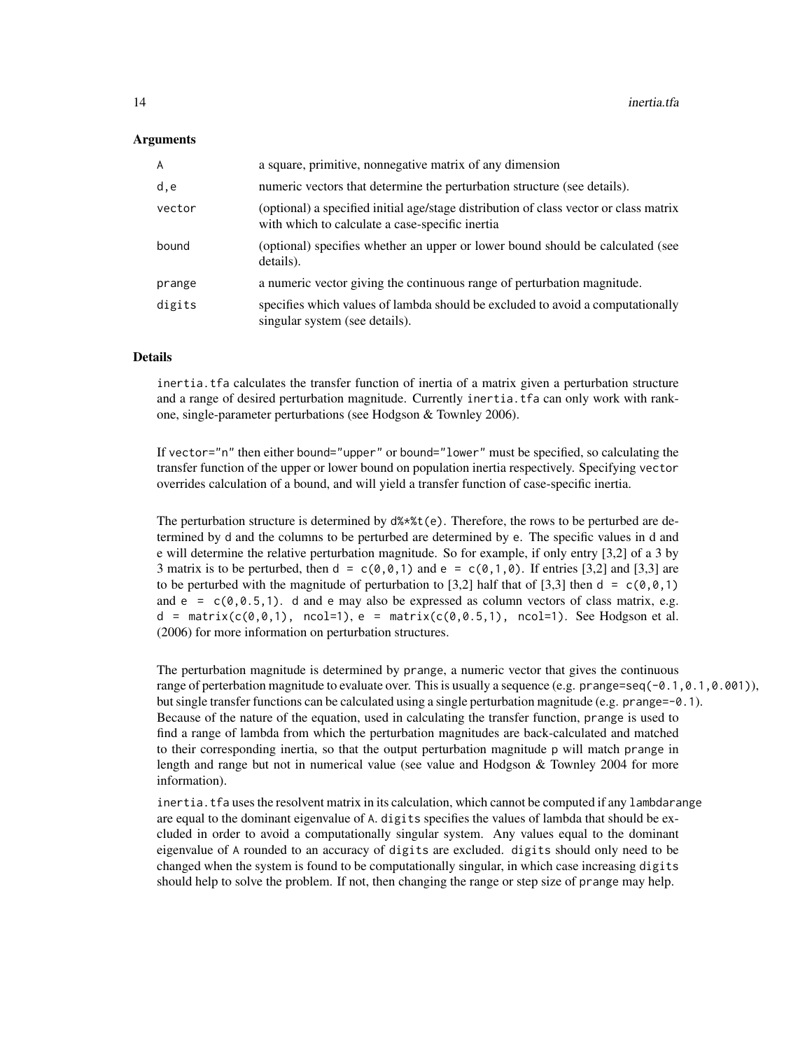### Arguments

| | |
|---|---|
| A | a square, primitive, nonnegative matrix of any dimension |
| d,e | numeric vectors that determine the perturbation structure (see details). |
| vector | (optional) a specified initial age/stage distribution of class vector or class matrix with which to calculate a case-specific inertia |
| bound | (optional) specifies whether an upper or lower bound should be calculated (see details). |
| prange | a numeric vector giving the continuous range of perturbation magnitude. |
| digits | specifies which values of lambda should be excluded to avoid a computationally singular system (see details). |

### Details

`inertia.tfa` calculates the transfer function of inertia of a matrix given a perturbation structure and a range of desired perturbation magnitude. Currently `inertia.tfa` can only work with rank-one, single-parameter perturbations (see Hodgson & Townley 2006).

If `vector="n"` then either `bound="upper"` or `bound="lower"` must be specified, so calculating the transfer function of the upper or lower bound on population inertia respectively. Specifying `vector` overrides calculation of a bound, and will yield a transfer function of case-specific inertia.

The perturbation structure is determined by `d%*%t(e)`. Therefore, the rows to be perturbed are determined by `d` and the columns to be perturbed are determined by `e`. The specific values in d and e will determine the relative perturbation magnitude. So for example, if only entry [3,2] of a 3 by 3 matrix is to be perturbed, then `d = c(0,0,1)` and `e = c(0,1,0)`. If entries [3,2] and [3,3] are to be perturbed with the magnitude of perturbation to [3,2] half that of [3,3] then `d = c(0,0,1)` and `e = c(0,0.5,1)`. `d` and `e` may also be expressed as column vectors of class matrix, e.g. `d = matrix(c(0,0,1), ncol=1)`, `e = matrix(c(0,0.5,1), ncol=1)`. See Hodgson et al. (2006) for more information on perturbation structures.

The perturbation magnitude is determined by `prange`, a numeric vector that gives the continuous range of perterbation magnitude to evaluate over. This is usually a sequence (e.g. `prange=seq(-0.1,0.1,0.001)`), but single transfer functions can be calculated using a single perturbation magnitude (e.g. `prange=-0.1`). Because of the nature of the equation, used in calculating the transfer function, `prange` is used to find a range of lambda from which the perturbation magnitudes are back-calculated and matched to their corresponding inertia, so that the output perturbation magnitude `p` will match `prange` in length and range but not in numerical value (see value and Hodgson & Townley 2004 for more information).

`inertia.tfa` uses the resolvent matrix in its calculation, which cannot be computed if any `lambdarange` are equal to the dominant eigenvalue of `A`. `digits` specifies the values of lambda that should be excluded in order to avoid a computationally singular system. Any values equal to the dominant eigenvalue of `A` rounded to an accuracy of `digits` are excluded. `digits` should only need to be changed when the system is found to be computationally singular, in which case increasing `digits` should help to solve the problem. If not, then changing the range or step size of `prange` may help.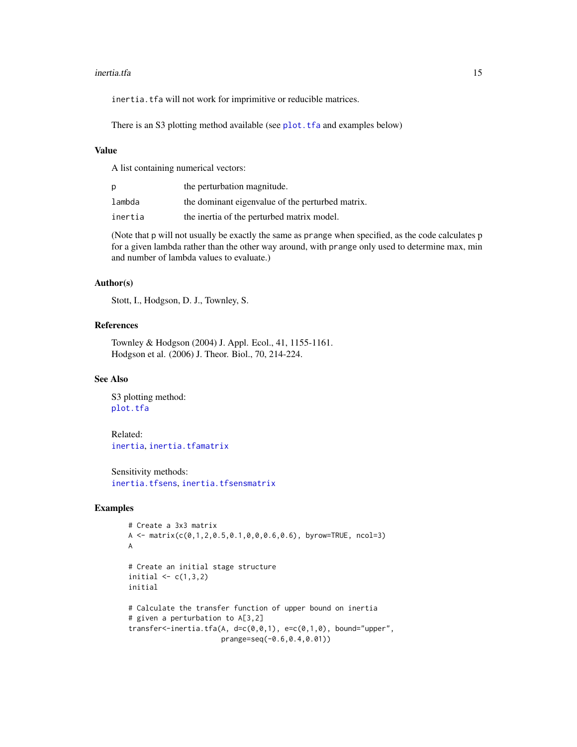`inertia.tfa` will not work for imprimitive or reducible matrices.

There is an S3 plotting method available (see `plot.tfa` and examples below)

## Value

A list containing numerical vectors:

| | |
|---|---|
| `p` | the perturbation magnitude. |
| `lambda` | the dominant eigenvalue of the perturbed matrix. |
| `inertia` | the inertia of the perturbed matrix model. |

(Note that `p` will not usually be exactly the same as `prange` when specified, as the code calculates p for a given lambda rather than the other way around, with `prange` only used to determine max, min and number of lambda values to evaluate.)

## Author(s)

Stott, I., Hodgson, D. J., Townley, S.

## References

Townley & Hodgson (2004) J. Appl. Ecol., 41, 1155-1161.
Hodgson et al. (2006) J. Theor. Biol., 70, 214-224.

## See Also

S3 plotting method:
`plot.tfa`

Related:
`inertia`, `inertia.tfamatrix`

Sensitivity methods:
`inertia.tfsens`, `inertia.tfsensmatrix`

## Examples

```
# Create a 3x3 matrix
A <- matrix(c(0,1,2,0.5,0.1,0,0,0.6,0.6), byrow=TRUE, ncol=3)
A

# Create an initial stage structure
initial <- c(1,3,2)
initial

# Calculate the transfer function of upper bound on inertia
# given a perturbation to A[3,2]
transfer<-inertia.tfa(A, d=c(0,0,1), e=c(0,1,0), bound="upper",
                     prange=seq(-0.6,0.4,0.01))
```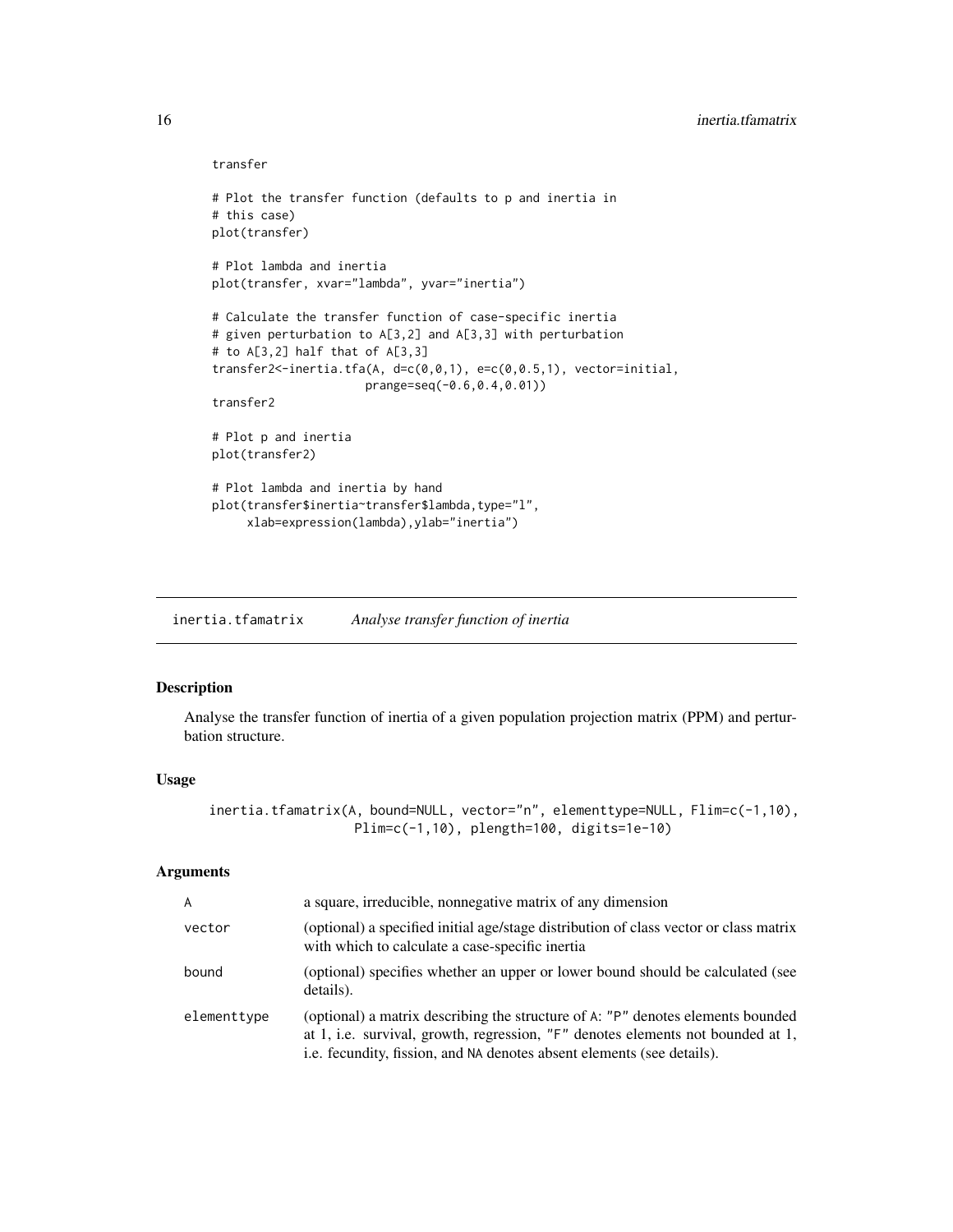```
transfer

# Plot the transfer function (defaults to p and inertia in
# this case)
plot(transfer)

# Plot lambda and inertia
plot(transfer, xvar="lambda", yvar="inertia")

# Calculate the transfer function of case-specific inertia
# given perturbation to A[3,2] and A[3,3] with perturbation
# to A[3,2] half that of A[3,3]
transfer2<-inertia.tfa(A, d=c(0,0,1), e=c(0,0.5,1), vector=initial,
                       prange=seq(-0.6,0.4,0.01))
transfer2

# Plot p and inertia
plot(transfer2)

# Plot lambda and inertia by hand
plot(transfer$inertia~transfer$lambda,type="l",
     xlab=expression(lambda),ylab="inertia")
```

## inertia.tfamatrix    *Analyse transfer function of inertia*

### Description

Analyse the transfer function of inertia of a given population projection matrix (PPM) and perturbation structure.

### Usage

```
inertia.tfamatrix(A, bound=NULL, vector="n", elementtype=NULL, Flim=c(-1,10),
                  Plim=c(-1,10), plength=100, digits=1e-10)
```

### Arguments

| | |
|---|---|
| A | a square, irreducible, nonnegative matrix of any dimension |
| vector | (optional) a specified initial age/stage distribution of class vector or class matrix with which to calculate a case-specific inertia |
| bound | (optional) specifies whether an upper or lower bound should be calculated (see details). |
| elementtype | (optional) a matrix describing the structure of A: "P" denotes elements bounded at 1, i.e. survival, growth, regression, "F" denotes elements not bounded at 1, i.e. fecundity, fission, and NA denotes absent elements (see details). |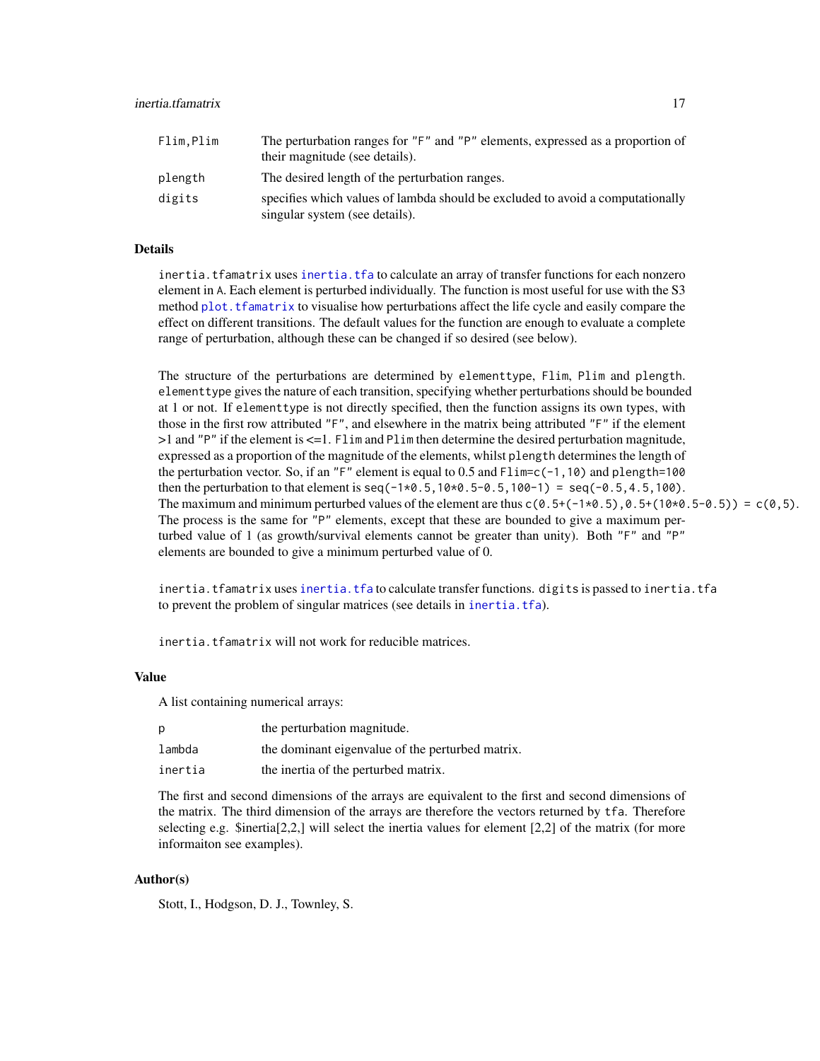| | |
|---|---|
| `Flim,Plim` | The perturbation ranges for "F" and "P" elements, expressed as a proportion of their magnitude (see details). |
| `plength` | The desired length of the perturbation ranges. |
| `digits` | specifies which values of lambda should be excluded to avoid a computationally singular system (see details). |

### Details

`inertia.tfamatrix` uses `inertia.tfa` to calculate an array of transfer functions for each nonzero element in `A`. Each element is perturbed individually. The function is most useful for use with the S3 method `plot.tfamatrix` to visualise how perturbations affect the life cycle and easily compare the effect on different transitions. The default values for the function are enough to evaluate a complete range of perturbation, although these can be changed if so desired (see below).

The structure of the perturbations are determined by `elementtype`, `Flim`, `Plim` and `plength`. `elementtype` gives the nature of each transition, specifying whether perturbations should be bounded at 1 or not. If `elementtype` is not directly specified, then the function assigns its own types, with those in the first row attributed "F", and elsewhere in the matrix being attributed "F" if the element >1 and "P" if the element is <=1. `Flim` and `Plim` then determine the desired perturbation magnitude, expressed as a proportion of the magnitude of the elements, whilst `plength` determines the length of the perturbation vector. So, if an "F" element is equal to 0.5 and `Flim=c(-1,10)` and `plength=100` then the perturbation to that element is `seq(-1*0.5,10*0.5-0.5,100-1) = seq(-0.5,4.5,100)`. The maximum and minimum perturbed values of the element are thus `c(0.5+(-1*0.5),0.5+(10*0.5-0.5)) = c(0,5)`. The process is the same for "P" elements, except that these are bounded to give a maximum perturbed value of 1 (as growth/survival elements cannot be greater than unity). Both "F" and "P" elements are bounded to give a minimum perturbed value of 0.

`inertia.tfamatrix` uses `inertia.tfa` to calculate transfer functions. `digits` is passed to `inertia.tfa` to prevent the problem of singular matrices (see details in `inertia.tfa`).

`inertia.tfamatrix` will not work for reducible matrices.

### Value

A list containing numerical arrays:

| | |
|---|---|
| `p` | the perturbation magnitude. |
| `lambda` | the dominant eigenvalue of the perturbed matrix. |
| `inertia` | the inertia of the perturbed matrix. |

The first and second dimensions of the arrays are equivalent to the first and second dimensions of the matrix. The third dimension of the arrays are therefore the vectors returned by `tfa`. Therefore selecting e.g. $inertia[2,2,] will select the inertia values for element [2,2] of the matrix (for more informaiton see examples).

### Author(s)

Stott, I., Hodgson, D. J., Townley, S.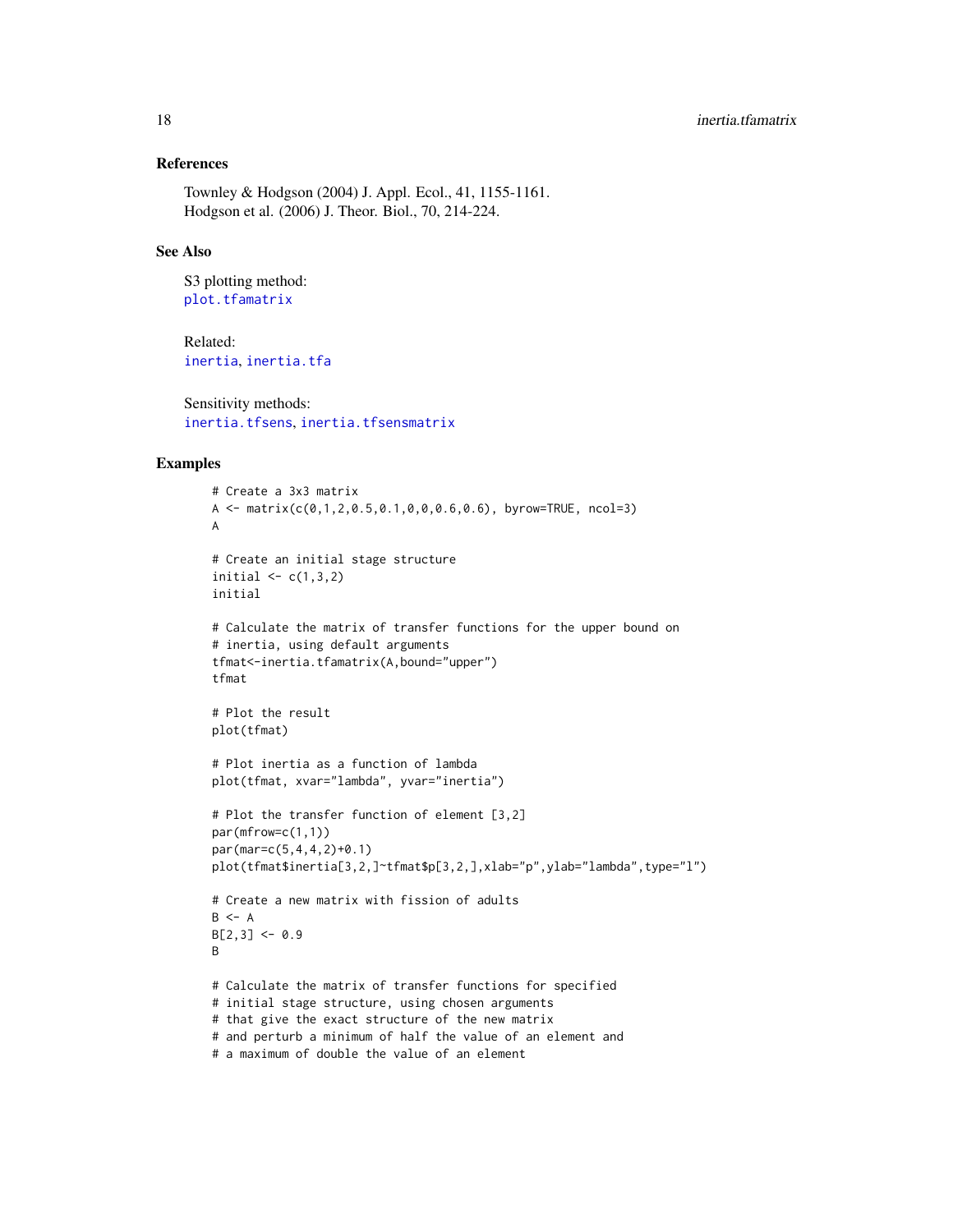### References

Townley & Hodgson (2004) J. Appl. Ecol., 41, 1155-1161.
Hodgson et al. (2006) J. Theor. Biol., 70, 214-224.

### See Also

S3 plotting method:
plot.tfamatrix

Related:
inertia, inertia.tfa

Sensitivity methods:
inertia.tfsens, inertia.tfsensmatrix

### Examples

```
# Create a 3x3 matrix
A <- matrix(c(0,1,2,0.5,0.1,0,0,0.6,0.6), byrow=TRUE, ncol=3)
A

# Create an initial stage structure
initial <- c(1,3,2)
initial

# Calculate the matrix of transfer functions for the upper bound on
# inertia, using default arguments
tfmat<-inertia.tfamatrix(A,bound="upper")
tfmat

# Plot the result
plot(tfmat)

# Plot inertia as a function of lambda
plot(tfmat, xvar="lambda", yvar="inertia")

# Plot the transfer function of element [3,2]
par(mfrow=c(1,1))
par(mar=c(5,4,4,2)+0.1)
plot(tfmat$inertia[3,2,]~tfmat$p[3,2,],xlab="p",ylab="lambda",type="l")

# Create a new matrix with fission of adults
B <- A
B[2,3] <- 0.9
B

# Calculate the matrix of transfer functions for specified
# initial stage structure, using chosen arguments
# that give the exact structure of the new matrix
# and perturb a minimum of half the value of an element and
# a maximum of double the value of an element
```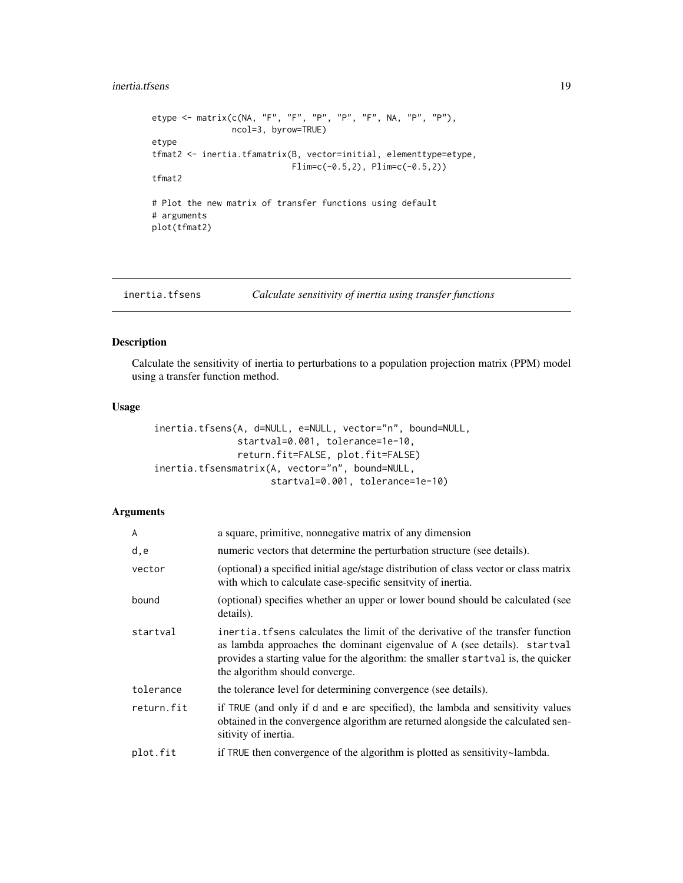```
etype <- matrix(c(NA, "F", "F", "P", "P", "F", NA, "P", "P"),
                ncol=3, byrow=TRUE)
etype
tfmat2 <- inertia.tfamatrix(B, vector=initial, elementtype=etype,
                            Flim=c(-0.5,2), Plim=c(-0.5,2))
tfmat2

# Plot the new matrix of transfer functions using default
# arguments
plot(tfmat2)
```

## inertia.tfsens — *Calculate sensitivity of inertia using transfer functions*

### Description

Calculate the sensitivity of inertia to perturbations to a population projection matrix (PPM) model using a transfer function method.

### Usage

```
inertia.tfsens(A, d=NULL, e=NULL, vector="n", bound=NULL,
               startval=0.001, tolerance=1e-10,
               return.fit=FALSE, plot.fit=FALSE)
inertia.tfsensmatrix(A, vector="n", bound=NULL,
                     startval=0.001, tolerance=1e-10)
```

### Arguments

| | |
|---|---|
| `A` | a square, primitive, nonnegative matrix of any dimension |
| `d,e` | numeric vectors that determine the perturbation structure (see details). |
| `vector` | (optional) a specified initial age/stage distribution of class vector or class matrix with which to calculate case-specific sensitvity of inertia. |
| `bound` | (optional) specifies whether an upper or lower bound should be calculated (see details). |
| `startval` | `inertia.tfsens` calculates the limit of the derivative of the transfer function as lambda approaches the dominant eigenvalue of `A` (see details). `startval` provides a starting value for the algorithm: the smaller `startval` is, the quicker the algorithm should converge. |
| `tolerance` | the tolerance level for determining convergence (see details). |
| `return.fit` | if `TRUE` (and only if `d` and `e` are specified), the lambda and sensitivity values obtained in the convergence algorithm are returned alongside the calculated sensitivity of inertia. |
| `plot.fit` | if `TRUE` then convergence of the algorithm is plotted as sensitivity~lambda. |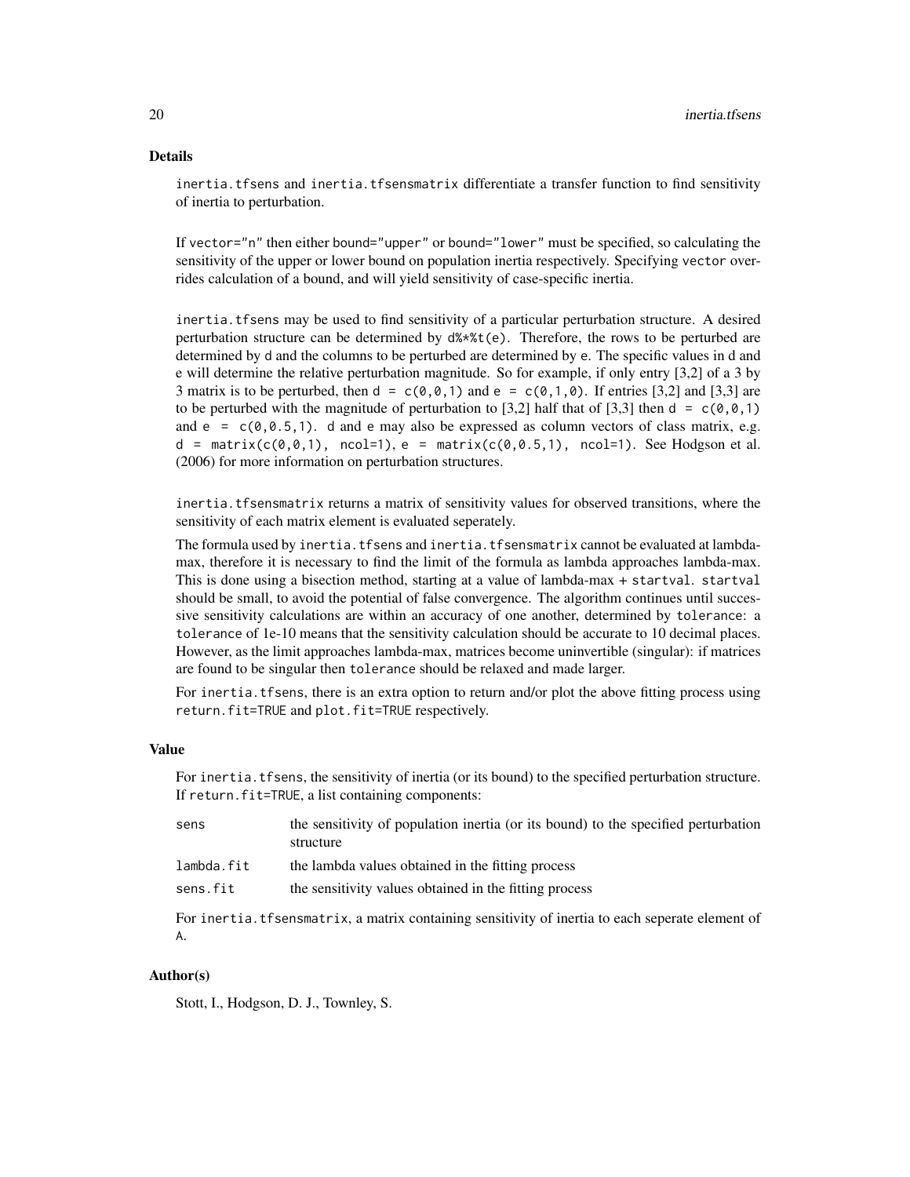### Details

`inertia.tfsens` and `inertia.tfsensmatrix` differentiate a transfer function to find sensitivity of inertia to perturbation.

If `vector="n"` then either `bound="upper"` or `bound="lower"` must be specified, so calculating the sensitivity of the upper or lower bound on population inertia respectively. Specifying `vector` overrides calculation of a bound, and will yield sensitivity of case-specific inertia.

`inertia.tfsens` may be used to find sensitivity of a particular perturbation structure. A desired perturbation structure can be determined by `d%*%t(e)`. Therefore, the rows to be perturbed are determined by `d` and the columns to be perturbed are determined by `e`. The specific values in `d` and `e` will determine the relative perturbation magnitude. So for example, if only entry [3,2] of a 3 by 3 matrix is to be perturbed, then `d = c(0,0,1)` and `e = c(0,1,0)`. If entries [3,2] and [3,3] are to be perturbed with the magnitude of perturbation to [3,2] half that of [3,3] then `d = c(0,0,1)` and `e = c(0,0.5,1)`. `d` and `e` may also be expressed as column vectors of class matrix, e.g. `d = matrix(c(0,0,1), ncol=1)`, `e = matrix(c(0,0.5,1), ncol=1)`. See Hodgson et al. (2006) for more information on perturbation structures.

`inertia.tfsensmatrix` returns a matrix of sensitivity values for observed transitions, where the sensitivity of each matrix element is evaluated seperately.

The formula used by `inertia.tfsens` and `inertia.tfsensmatrix` cannot be evaluated at lambda-max, therefore it is necessary to find the limit of the formula as lambda approaches lambda-max. This is done using a bisection method, starting at a value of lambda-max + `startval`. `startval` should be small, to avoid the potential of false convergence. The algorithm continues until successive sensitivity calculations are within an accuracy of one another, determined by `tolerance`: a `tolerance` of 1e-10 means that the sensitivity calculation should be accurate to 10 decimal places. However, as the limit approaches lambda-max, matrices become uninvertible (singular): if matrices are found to be singular then `tolerance` should be relaxed and made larger.

For `inertia.tfsens`, there is an extra option to return and/or plot the above fitting process using `return.fit=TRUE` and `plot.fit=TRUE` respectively.

### Value

For `inertia.tfsens`, the sensitivity of inertia (or its bound) to the specified perturbation structure. If `return.fit=TRUE`, a list containing components:

| | |
|---|---|
| `sens` | the sensitivity of population inertia (or its bound) to the specified perturbation structure |
| `lambda.fit` | the lambda values obtained in the fitting process |
| `sens.fit` | the sensitivity values obtained in the fitting process |

For `inertia.tfsensmatrix`, a matrix containing sensitivity of inertia to each seperate element of `A`.

### Author(s)

Stott, I., Hodgson, D. J., Townley, S.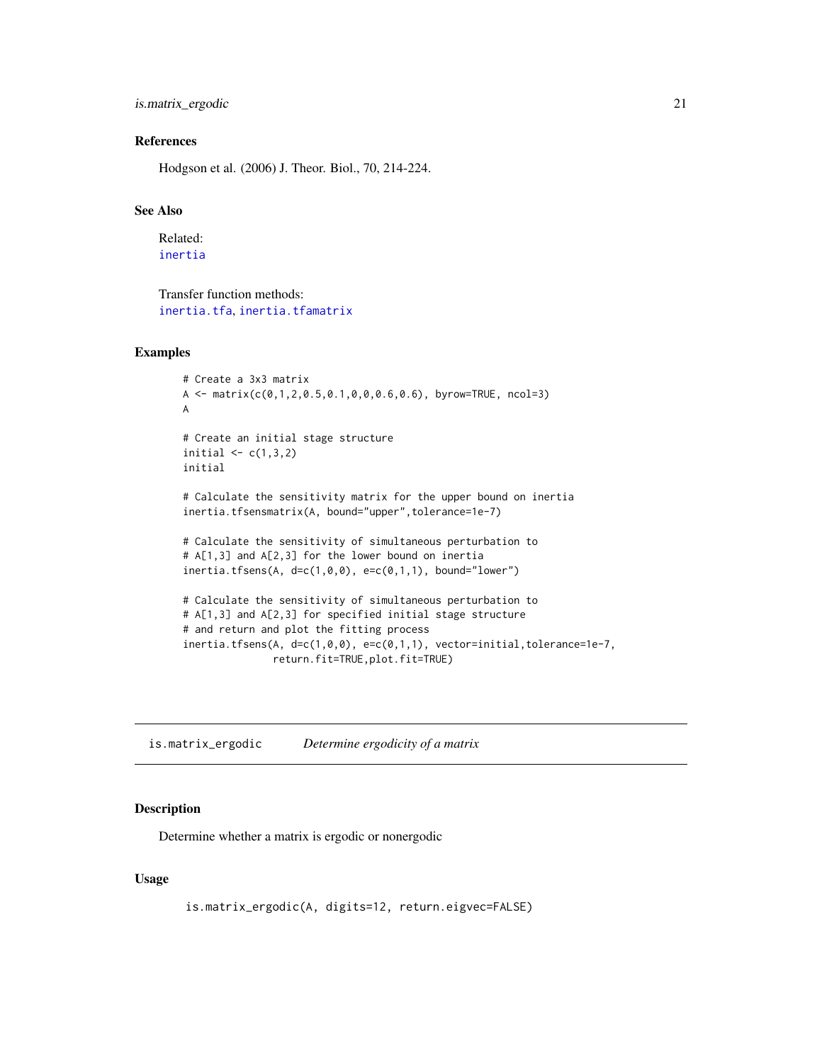### References

Hodgson et al. (2006) J. Theor. Biol., 70, 214-224.

### See Also

Related:
inertia

Transfer function methods:
inertia.tfa, inertia.tfamatrix

### Examples

```
# Create a 3x3 matrix
A <- matrix(c(0,1,2,0.5,0.1,0,0,0.6,0.6), byrow=TRUE, ncol=3)
A

# Create an initial stage structure
initial <- c(1,3,2)
initial

# Calculate the sensitivity matrix for the upper bound on inertia
inertia.tfsensmatrix(A, bound="upper",tolerance=1e-7)

# Calculate the sensitivity of simultaneous perturbation to
# A[1,3] and A[2,3] for the lower bound on inertia
inertia.tfsens(A, d=c(1,0,0), e=c(0,1,1), bound="lower")

# Calculate the sensitivity of simultaneous perturbation to
# A[1,3] and A[2,3] for specified initial stage structure
# and return and plot the fitting process
inertia.tfsens(A, d=c(1,0,0), e=c(0,1,1), vector=initial,tolerance=1e-7,
               return.fit=TRUE,plot.fit=TRUE)
```

---

## is.matrix_ergodic — *Determine ergodicity of a matrix*

### Description

Determine whether a matrix is ergodic or nonergodic

### Usage

```
is.matrix_ergodic(A, digits=12, return.eigvec=FALSE)
```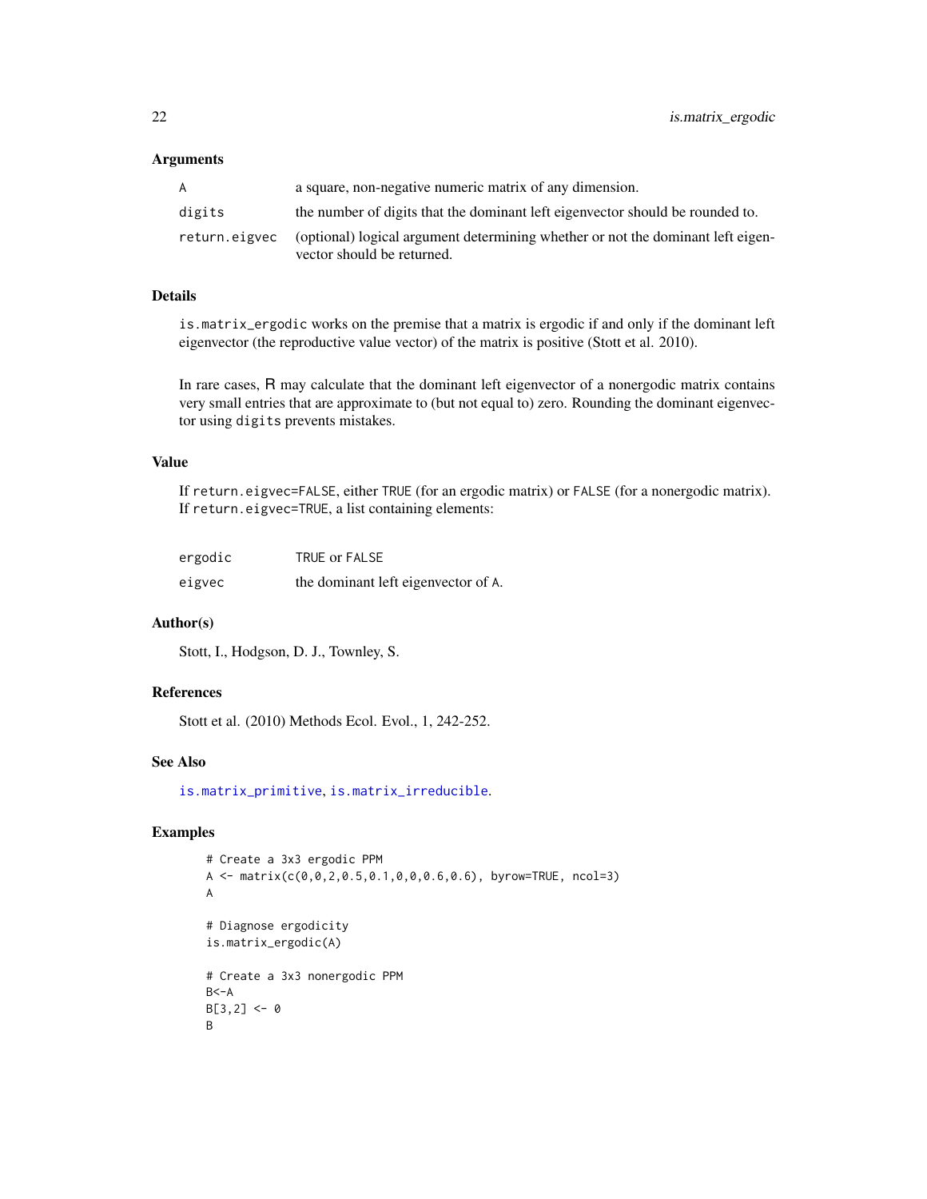### Arguments

| | |
|---|---|
| A | a square, non-negative numeric matrix of any dimension. |
| digits | the number of digits that the dominant left eigenvector should be rounded to. |
| return.eigvec | (optional) logical argument determining whether or not the dominant left eigenvector should be returned. |

### Details

is.matrix_ergodic works on the premise that a matrix is ergodic if and only if the dominant left eigenvector (the reproductive value vector) of the matrix is positive (Stott et al. 2010).

In rare cases, R may calculate that the dominant left eigenvector of a nonergodic matrix contains very small entries that are approximate to (but not equal to) zero. Rounding the dominant eigenvector using digits prevents mistakes.

### Value

If return.eigvec=FALSE, either TRUE (for an ergodic matrix) or FALSE (for a nonergodic matrix). If return.eigvec=TRUE, a list containing elements:

| | |
|---|---|
| ergodic | TRUE or FALSE |
| eigvec | the dominant left eigenvector of A. |

### Author(s)

Stott, I., Hodgson, D. J., Townley, S.

### References

Stott et al. (2010) Methods Ecol. Evol., 1, 242-252.

### See Also

is.matrix_primitive, is.matrix_irreducible.

### Examples

```
# Create a 3x3 ergodic PPM
A <- matrix(c(0,0,2,0.5,0.1,0,0,0.6,0.6), byrow=TRUE, ncol=3)
A

# Diagnose ergodicity
is.matrix_ergodic(A)

# Create a 3x3 nonergodic PPM
B<-A
B[3,2] <- 0
B
```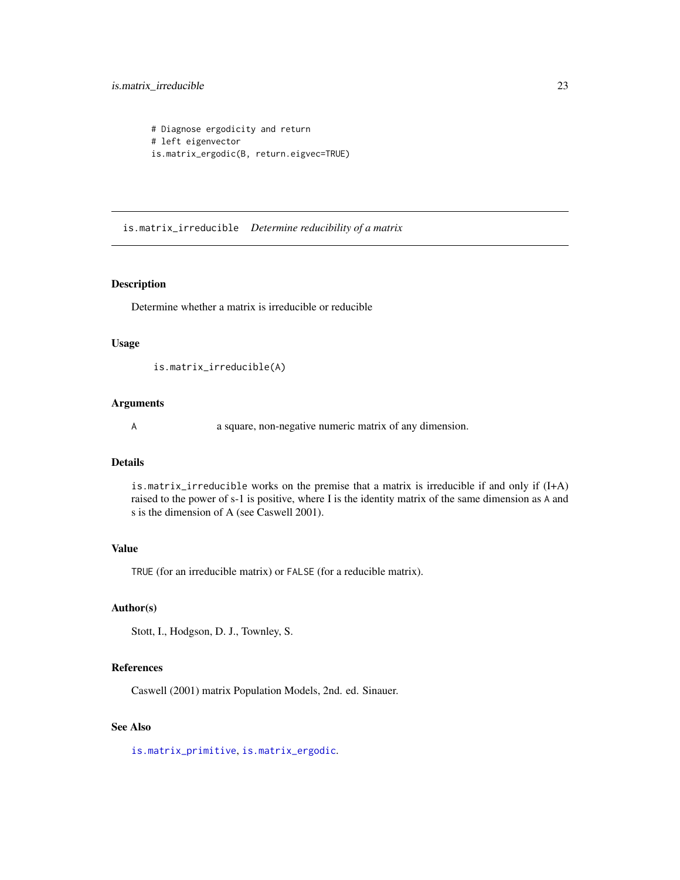```
# Diagnose ergodicity and return
# left eigenvector
is.matrix_ergodic(B, return.eigvec=TRUE)
```

---

## is.matrix_irreducible *Determine reducibility of a matrix*

---

### Description

Determine whether a matrix is irreducible or reducible

### Usage

```
is.matrix_irreducible(A)
```

### Arguments

| | |
|---|---|
| `A` | a square, non-negative numeric matrix of any dimension. |

### Details

`is.matrix_irreducible` works on the premise that a matrix is irreducible if and only if (I+A) raised to the power of s-1 is positive, where I is the identity matrix of the same dimension as `A` and s is the dimension of A (see Caswell 2001).

### Value

`TRUE` (for an irreducible matrix) or `FALSE` (for a reducible matrix).

### Author(s)

Stott, I., Hodgson, D. J., Townley, S.

### References

Caswell (2001) matrix Population Models, 2nd. ed. Sinauer.

### See Also

`is.matrix_primitive`, `is.matrix_ergodic`.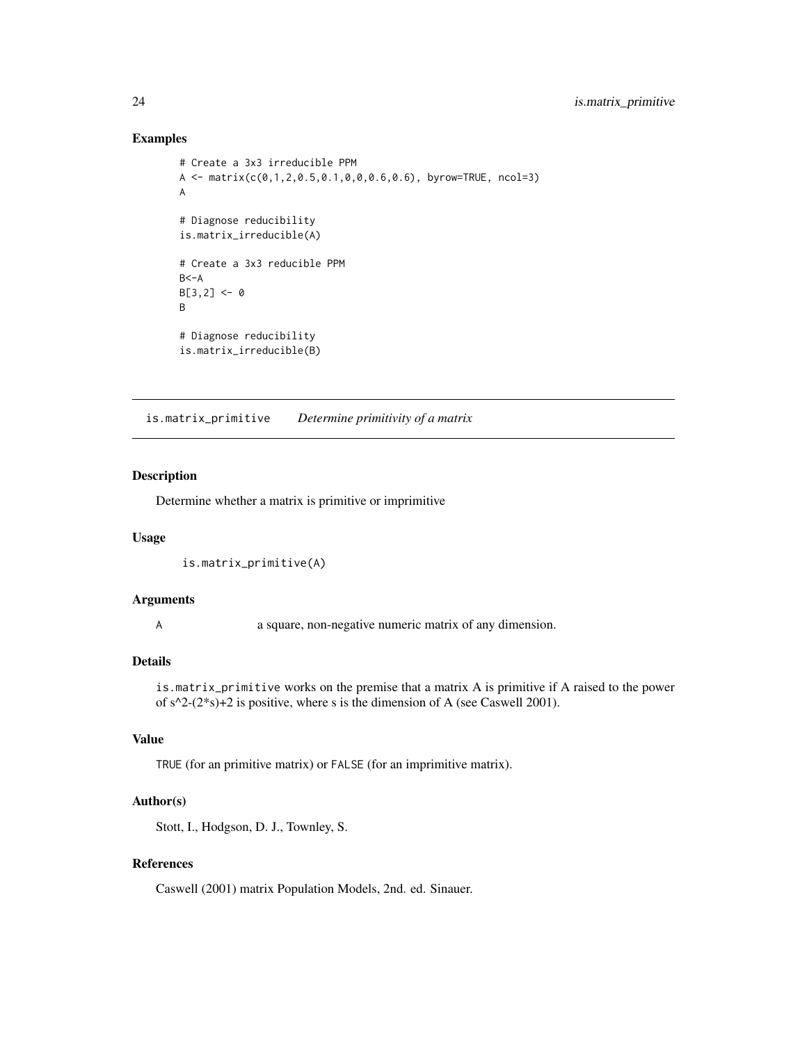### Examples

```
# Create a 3x3 irreducible PPM
A <- matrix(c(0,1,2,0.5,0.1,0,0,0.6,0.6), byrow=TRUE, ncol=3)
A

# Diagnose reducibility
is.matrix_irreducible(A)

# Create a 3x3 reducible PPM
B<-A
B[3,2] <- 0
B

# Diagnose reducibility
is.matrix_irreducible(B)
```

---

## is.matrix_primitive    *Determine primitivity of a matrix*

---

### Description

Determine whether a matrix is primitive or imprimitive

### Usage

```
is.matrix_primitive(A)
```

### Arguments

| | |
|---|---|
| A | a square, non-negative numeric matrix of any dimension. |

### Details

`is.matrix_primitive` works on the premise that a matrix A is primitive if A raised to the power of s^2-(2*s)+2 is positive, where s is the dimension of A (see Caswell 2001).

### Value

`TRUE` (for an primitive matrix) or `FALSE` (for an imprimitive matrix).

### Author(s)

Stott, I., Hodgson, D. J., Townley, S.

### References

Caswell (2001) matrix Population Models, 2nd. ed. Sinauer.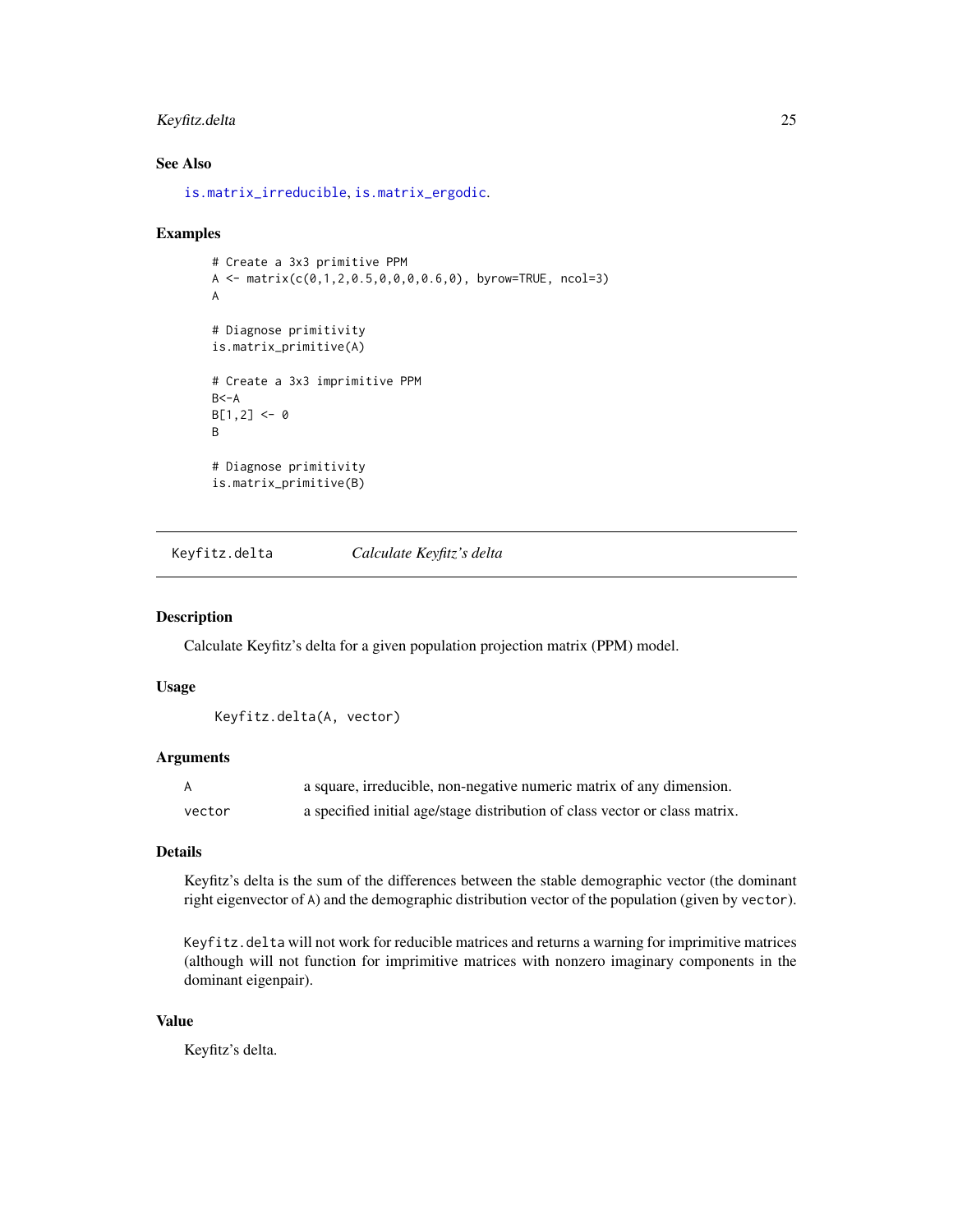### See Also

is.matrix_irreducible, is.matrix_ergodic.

### Examples

```
# Create a 3x3 primitive PPM
A <- matrix(c(0,1,2,0.5,0,0,0,0.6,0), byrow=TRUE, ncol=3)
A

# Diagnose primitivity
is.matrix_primitive(A)

# Create a 3x3 imprimitive PPM
B<-A
B[1,2] <- 0
B

# Diagnose primitivity
is.matrix_primitive(B)
```

---

## Keyfitz.delta — *Calculate Keyfitz's delta*

### Description

Calculate Keyfitz's delta for a given population projection matrix (PPM) model.

### Usage

```
Keyfitz.delta(A, vector)
```

### Arguments

| | |
|---|---|
| A | a square, irreducible, non-negative numeric matrix of any dimension. |
| vector | a specified initial age/stage distribution of class vector or class matrix. |

### Details

Keyfitz's delta is the sum of the differences between the stable demographic vector (the dominant right eigenvector of A) and the demographic distribution vector of the population (given by vector).

Keyfitz.delta will not work for reducible matrices and returns a warning for imprimitive matrices (although will not function for imprimitive matrices with nonzero imaginary components in the dominant eigenpair).

### Value

Keyfitz's delta.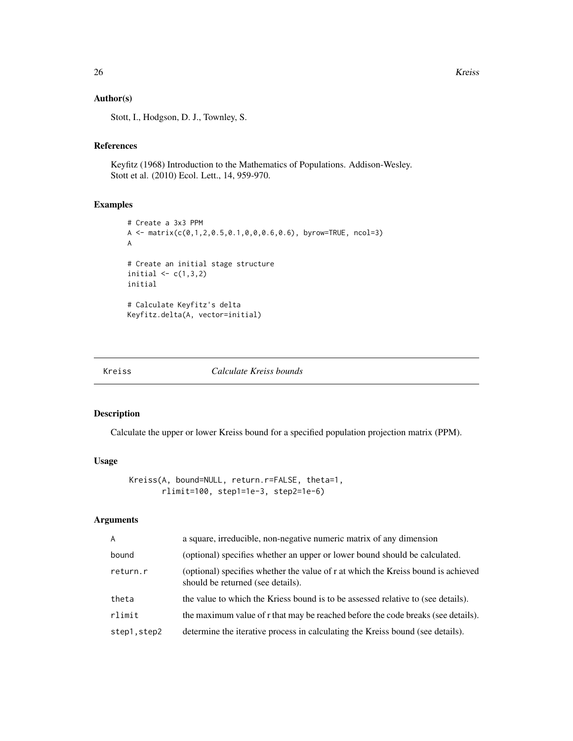## Author(s)

Stott, I., Hodgson, D. J., Townley, S.

## References

Keyfitz (1968) Introduction to the Mathematics of Populations. Addison-Wesley.
Stott et al. (2010) Ecol. Lett., 14, 959-970.

## Examples

```
# Create a 3x3 PPM
A <- matrix(c(0,1,2,0.5,0.1,0,0,0.6,0.6), byrow=TRUE, ncol=3)
A

# Create an initial stage structure
initial <- c(1,3,2)
initial

# Calculate Keyfitz's delta
Keyfitz.delta(A, vector=initial)
```

---

# Kreiss *Calculate Kreiss bounds*

## Description

Calculate the upper or lower Kreiss bound for a specified population projection matrix (PPM).

## Usage

```
Kreiss(A, bound=NULL, return.r=FALSE, theta=1,
       rlimit=100, step1=1e-3, step2=1e-6)
```

## Arguments

| | |
|---|---|
| A | a square, irreducible, non-negative numeric matrix of any dimension |
| bound | (optional) specifies whether an upper or lower bound should be calculated. |
| return.r | (optional) specifies whether the value of r at which the Kreiss bound is achieved should be returned (see details). |
| theta | the value to which the Kriess bound is to be assessed relative to (see details). |
| rlimit | the maximum value of r that may be reached before the code breaks (see details). |
| step1,step2 | determine the iterative process in calculating the Kreiss bound (see details). |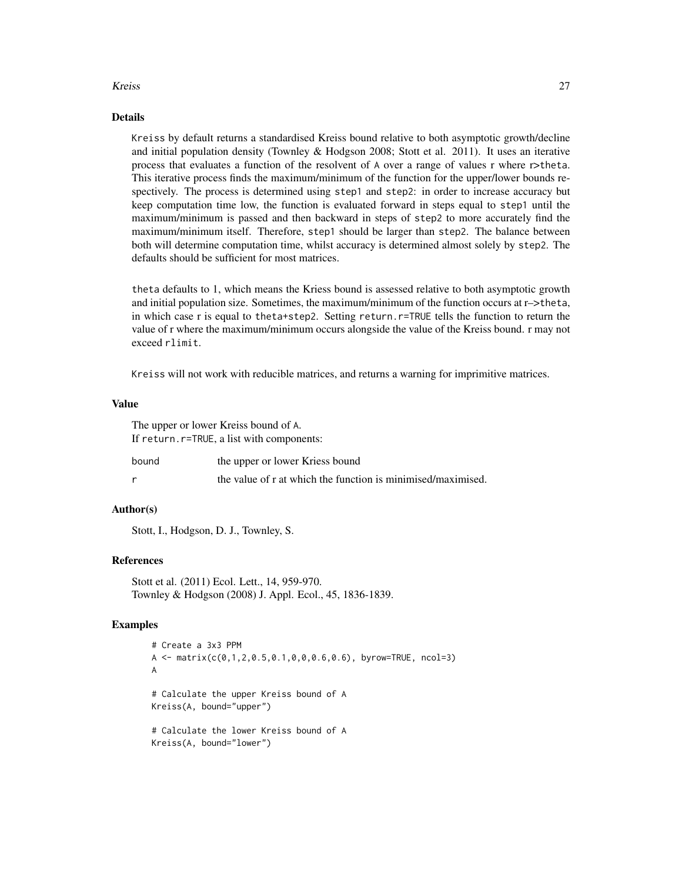## Details

Kreiss by default returns a standardised Kreiss bound relative to both asymptotic growth/decline and initial population density (Townley & Hodgson 2008; Stott et al. 2011). It uses an iterative process that evaluates a function of the resolvent of A over a range of values r where r>theta. This iterative process finds the maximum/minimum of the function for the upper/lower bounds respectively. The process is determined using step1 and step2: in order to increase accuracy but keep computation time low, the function is evaluated forward in steps equal to step1 until the maximum/minimum is passed and then backward in steps of step2 to more accurately find the maximum/minimum itself. Therefore, step1 should be larger than step2. The balance between both will determine computation time, whilst accuracy is determined almost solely by step2. The defaults should be sufficient for most matrices.

theta defaults to 1, which means the Kriess bound is assessed relative to both asymptotic growth and initial population size. Sometimes, the maximum/minimum of the function occurs at r–>theta, in which case r is equal to theta+step2. Setting return.r=TRUE tells the function to return the value of r where the maximum/minimum occurs alongside the value of the Kreiss bound. r may not exceed rlimit.

Kreiss will not work with reducible matrices, and returns a warning for imprimitive matrices.

## Value

The upper or lower Kreiss bound of A.
If return.r=TRUE, a list with components:

| | |
|---|---|
| bound | the upper or lower Kriess bound |
| r | the value of r at which the function is minimised/maximised. |

## Author(s)

Stott, I., Hodgson, D. J., Townley, S.

## References

Stott et al. (2011) Ecol. Lett., 14, 959-970.
Townley & Hodgson (2008) J. Appl. Ecol., 45, 1836-1839.

## Examples

```
# Create a 3x3 PPM
A <- matrix(c(0,1,2,0.5,0.1,0,0,0.6,0.6), byrow=TRUE, ncol=3)
A

# Calculate the upper Kreiss bound of A
Kreiss(A, bound="upper")

# Calculate the lower Kreiss bound of A
Kreiss(A, bound="lower")
```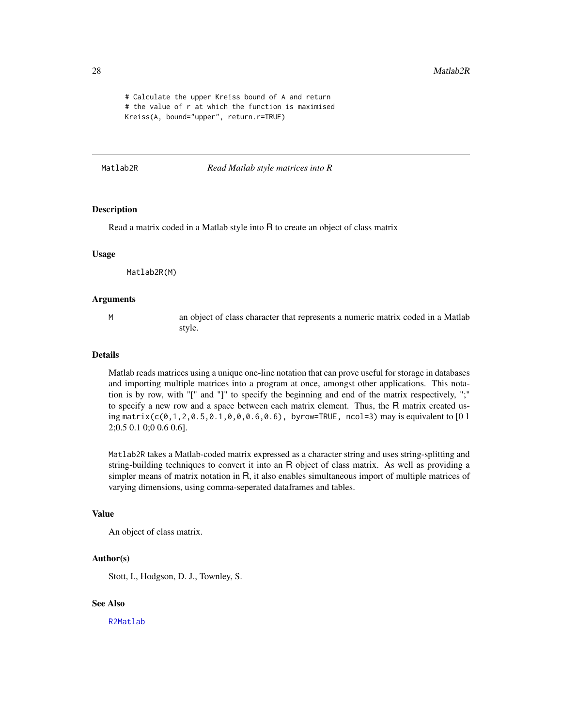```
# Calculate the upper Kreiss bound of A and return
# the value of r at which the function is maximised
Kreiss(A, bound="upper", return.r=TRUE)
```

---

## Matlab2R *Read Matlab style matrices into R*

### Description

Read a matrix coded in a Matlab style into R to create an object of class matrix

### Usage

```
Matlab2R(M)
```

### Arguments

| | |
|---|---|
| M | an object of class character that represents a numeric matrix coded in a Matlab style. |

### Details

Matlab reads matrices using a unique one-line notation that can prove useful for storage in databases and importing multiple matrices into a program at once, amongst other applications. This notation is by row, with "[" and "]" to specify the beginning and end of the matrix respectively, ";" to specify a new row and a space between each matrix element. Thus, the R matrix created using `matrix(c(0,1,2,0.5,0.1,0,0,0.6,0.6), byrow=TRUE, ncol=3)` may is equivalent to [0 1 2;0.5 0.1 0;0 0.6 0.6].

`Matlab2R` takes a Matlab-coded matrix expressed as a character string and uses string-splitting and string-building techniques to convert it into an R object of class matrix. As well as providing a simpler means of matrix notation in R, it also enables simultaneous import of multiple matrices of varying dimensions, using comma-seperated dataframes and tables.

### Value

An object of class matrix.

### Author(s)

Stott, I., Hodgson, D. J., Townley, S.

### See Also

R2Matlab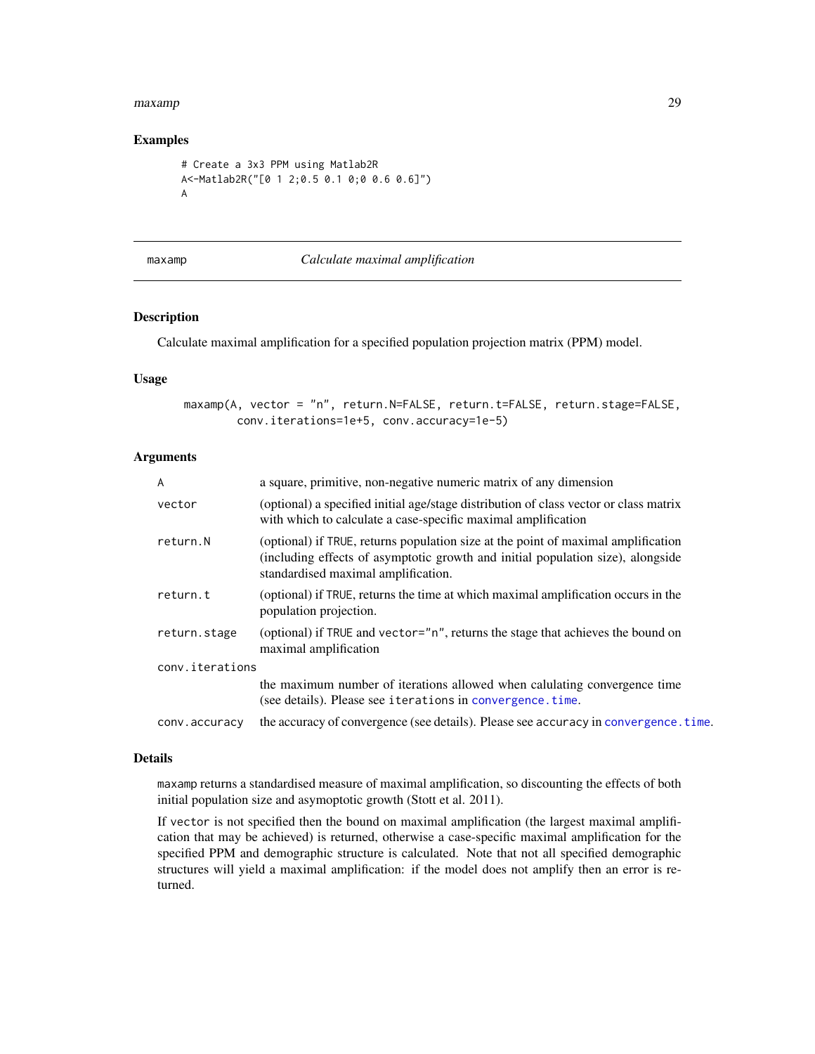## Examples

```
# Create a 3x3 PPM using Matlab2R
A<-Matlab2R("[0 1 2;0.5 0.1 0;0 0.6 0.6]")
A
```

---

# maxamp — *Calculate maximal amplification*

## Description

Calculate maximal amplification for a specified population projection matrix (PPM) model.

## Usage

```
maxamp(A, vector = "n", return.N=FALSE, return.t=FALSE, return.stage=FALSE,
       conv.iterations=1e+5, conv.accuracy=1e-5)
```

## Arguments

| | |
|---|---|
| `A` | a square, primitive, non-negative numeric matrix of any dimension |
| `vector` | (optional) a specified initial age/stage distribution of class vector or class matrix with which to calculate a case-specific maximal amplification |
| `return.N` | (optional) if `TRUE`, returns population size at the point of maximal amplification (including effects of asymptotic growth and initial population size), alongside standardised maximal amplification. |
| `return.t` | (optional) if `TRUE`, returns the time at which maximal amplification occurs in the population projection. |
| `return.stage` | (optional) if `TRUE` and `vector="n"`, returns the stage that achieves the bound on maximal amplification |
| `conv.iterations` | the maximum number of iterations allowed when calulating convergence time (see details). Please see `iterations` in `convergence.time`. |
| `conv.accuracy` | the accuracy of convergence (see details). Please see `accuracy` in `convergence.time`. |

## Details

`maxamp` returns a standardised measure of maximal amplification, so discounting the effects of both initial population size and asymoptotic growth (Stott et al. 2011).

If `vector` is not specified then the bound on maximal amplification (the largest maximal amplification that may be achieved) is returned, otherwise a case-specific maximal amplification for the specified PPM and demographic structure is calculated. Note that not all specified demographic structures will yield a maximal amplification: if the model does not amplify then an error is returned.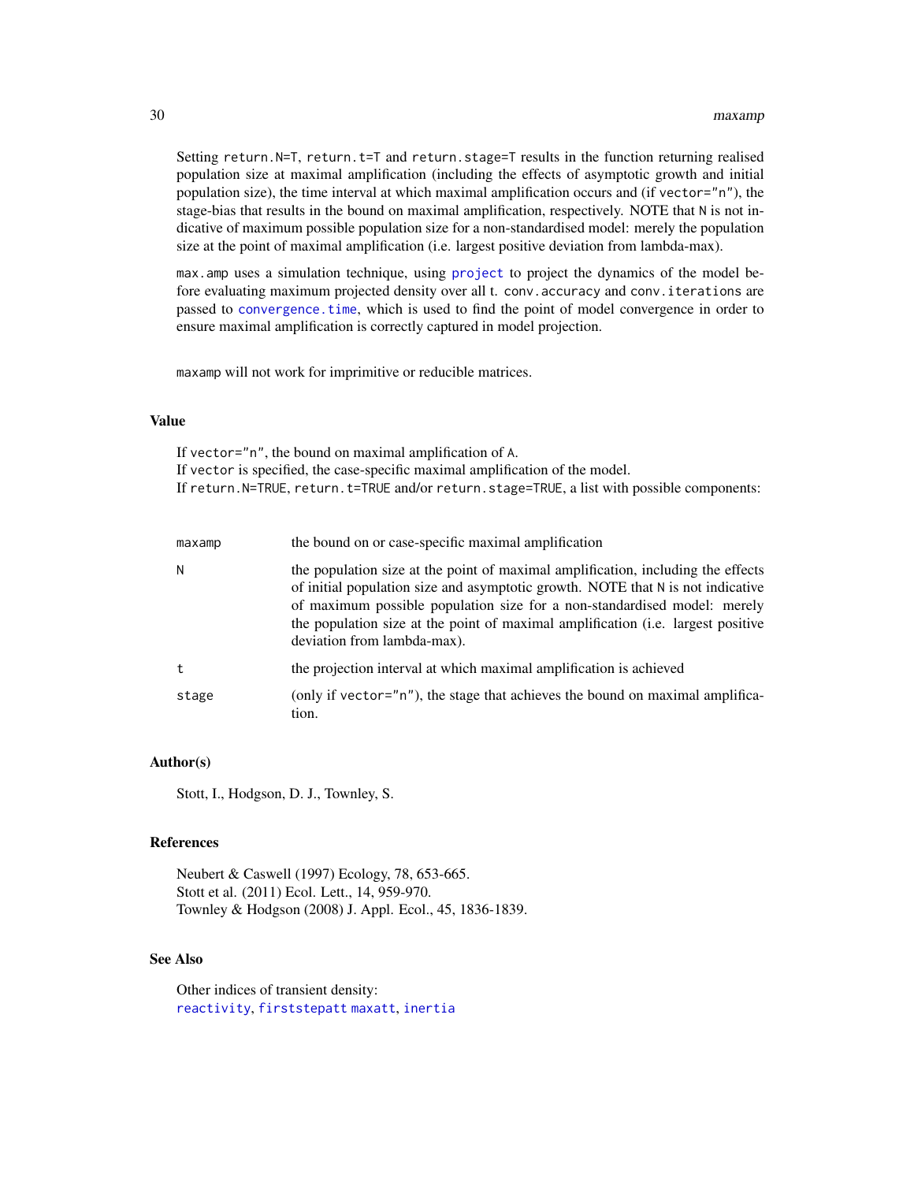Setting `return.N=T`, `return.t=T` and `return.stage=T` results in the function returning realised population size at maximal amplification (including the effects of asymptotic growth and initial population size), the time interval at which maximal amplification occurs and (if `vector="n"`), the stage-bias that results in the bound on maximal amplification, respectively. NOTE that `N` is not indicative of maximum possible population size for a non-standardised model: merely the population size at the point of maximal amplification (i.e. largest positive deviation from lambda-max).

`max.amp` uses a simulation technique, using `project` to project the dynamics of the model before evaluating maximum projected density over all t. `conv.accuracy` and `conv.iterations` are passed to `convergence.time`, which is used to find the point of model convergence in order to ensure maximal amplification is correctly captured in model projection.

`maxamp` will not work for imprimitive or reducible matrices.

### Value

If `vector="n"`, the bound on maximal amplification of `A`.
If `vector` is specified, the case-specific maximal amplification of the model.
If `return.N=TRUE`, `return.t=TRUE` and/or `return.stage=TRUE`, a list with possible components:

| | |
|---|---|
| `maxamp` | the bound on or case-specific maximal amplification |
| `N` | the population size at the point of maximal amplification, including the effects of initial population size and asymptotic growth. NOTE that `N` is not indicative of maximum possible population size for a non-standardised model: merely the population size at the point of maximal amplification (i.e. largest positive deviation from lambda-max). |
| `t` | the projection interval at which maximal amplification is achieved |
| `stage` | (only if `vector="n"`), the stage that achieves the bound on maximal amplification. |

### Author(s)

Stott, I., Hodgson, D. J., Townley, S.

### References

Neubert & Caswell (1997) Ecology, 78, 653-665.
Stott et al. (2011) Ecol. Lett., 14, 959-970.
Townley & Hodgson (2008) J. Appl. Ecol., 45, 1836-1839.

### See Also

Other indices of transient density:
`reactivity`, `firststepatt` `maxatt`, `inertia`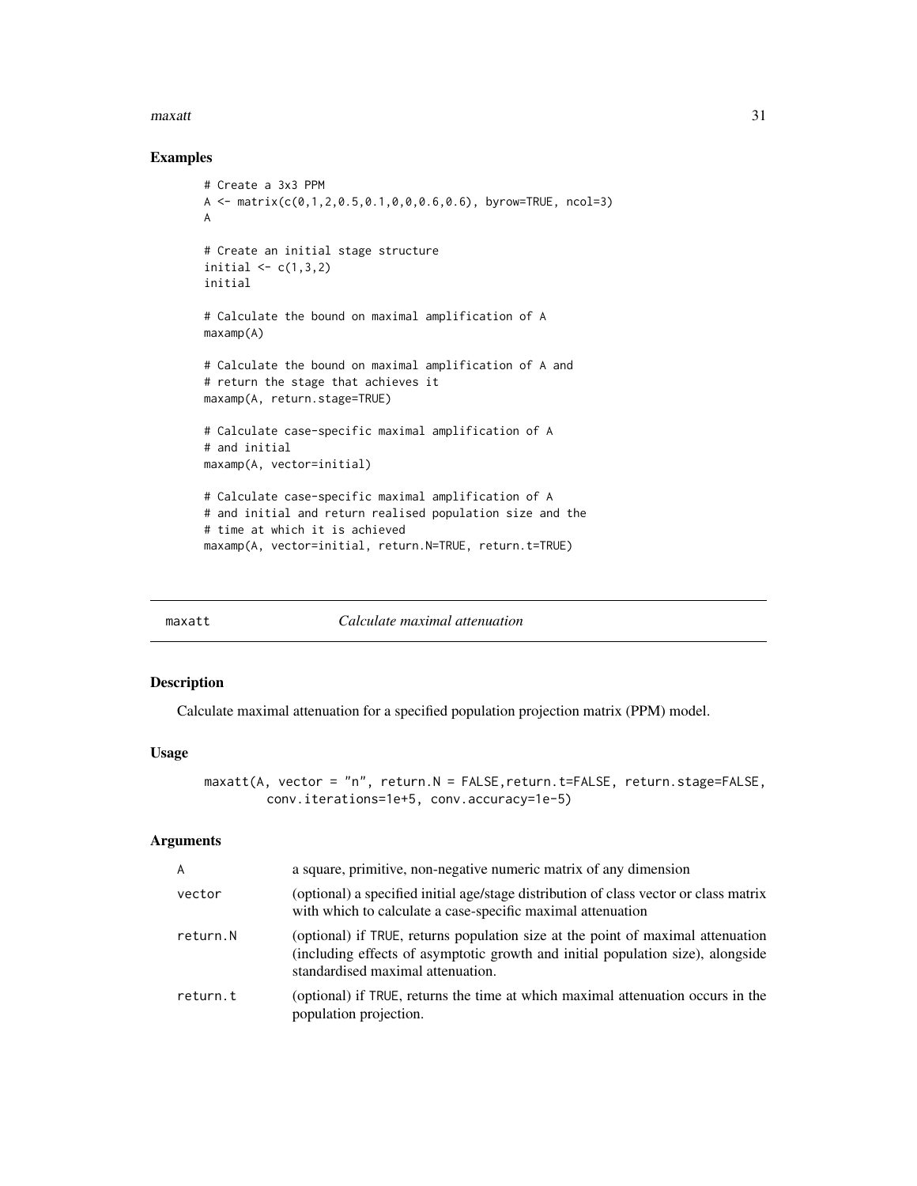### Examples

```
# Create a 3x3 PPM
A <- matrix(c(0,1,2,0.5,0.1,0,0,0.6,0.6), byrow=TRUE, ncol=3)
A

# Create an initial stage structure
initial <- c(1,3,2)
initial

# Calculate the bound on maximal amplification of A
maxamp(A)

# Calculate the bound on maximal amplification of A and
# return the stage that achieves it
maxamp(A, return.stage=TRUE)

# Calculate case-specific maximal amplification of A
# and initial
maxamp(A, vector=initial)

# Calculate case-specific maximal amplification of A
# and initial and return realised population size and the
# time at which it is achieved
maxamp(A, vector=initial, return.N=TRUE, return.t=TRUE)
```

## maxatt — *Calculate maximal attenuation*

### Description

Calculate maximal attenuation for a specified population projection matrix (PPM) model.

### Usage

```
maxatt(A, vector = "n", return.N = FALSE,return.t=FALSE, return.stage=FALSE,
       conv.iterations=1e+5, conv.accuracy=1e-5)
```

### Arguments

| | |
|---|---|
| A | a square, primitive, non-negative numeric matrix of any dimension |
| vector | (optional) a specified initial age/stage distribution of class vector or class matrix with which to calculate a case-specific maximal attenuation |
| return.N | (optional) if TRUE, returns population size at the point of maximal attenuation (including effects of asymptotic growth and initial population size), alongside standardised maximal attenuation. |
| return.t | (optional) if TRUE, returns the time at which maximal attenuation occurs in the population projection. |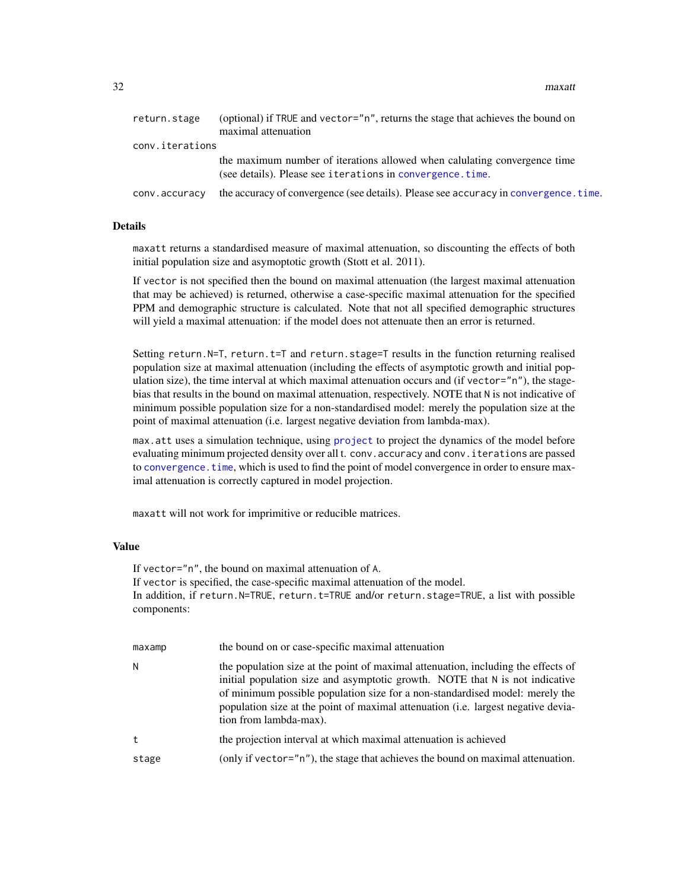| | |
|---|---|
| `return.stage` | (optional) if `TRUE` and `vector="n"`, returns the stage that achieves the bound on maximal attenuation |
| `conv.iterations` | the maximum number of iterations allowed when calulating convergence time (see details). Please see `iterations` in `convergence.time`. |
| `conv.accuracy` | the accuracy of convergence (see details). Please see `accuracy` in `convergence.time`. |

## Details

`maxatt` returns a standardised measure of maximal attenuation, so discounting the effects of both initial population size and asymoptotic growth (Stott et al. 2011).

If `vector` is not specified then the bound on maximal attenuation (the largest maximal attenuation that may be achieved) is returned, otherwise a case-specific maximal attenuation for the specified PPM and demographic structure is calculated. Note that not all specified demographic structures will yield a maximal attenuation: if the model does not attenuate then an error is returned.

Setting `return.N=T`, `return.t=T` and `return.stage=T` results in the function returning realised population size at maximal attenuation (including the effects of asymptotic growth and initial population size), the time interval at which maximal attenuation occurs and (if `vector="n"`), the stage-bias that results in the bound on maximal attenuation, respectively. NOTE that `N` is not indicative of minimum possible population size for a non-standardised model: merely the population size at the point of maximal attenuation (i.e. largest negative deviation from lambda-max).

`max.att` uses a simulation technique, using `project` to project the dynamics of the model before evaluating minimum projected density over all t. `conv.accuracy` and `conv.iterations` are passed to `convergence.time`, which is used to find the point of model convergence in order to ensure maximal attenuation is correctly captured in model projection.

`maxatt` will not work for imprimitive or reducible matrices.

## Value

If `vector="n"`, the bound on maximal attenuation of `A`.
If `vector` is specified, the case-specific maximal attenuation of the model.
In addition, if `return.N=TRUE`, `return.t=TRUE` and/or `return.stage=TRUE`, a list with possible components:

| | |
|---|---|
| `maxamp` | the bound on or case-specific maximal attenuation |
| `N` | the population size at the point of maximal attenuation, including the effects of initial population size and asymptotic growth. NOTE that `N` is not indicative of minimum possible population size for a non-standardised model: merely the population size at the point of maximal attenuation (i.e. largest negative deviation from lambda-max). |
| `t` | the projection interval at which maximal attenuation is achieved |
| `stage` | (only if `vector="n"`), the stage that achieves the bound on maximal attenuation. |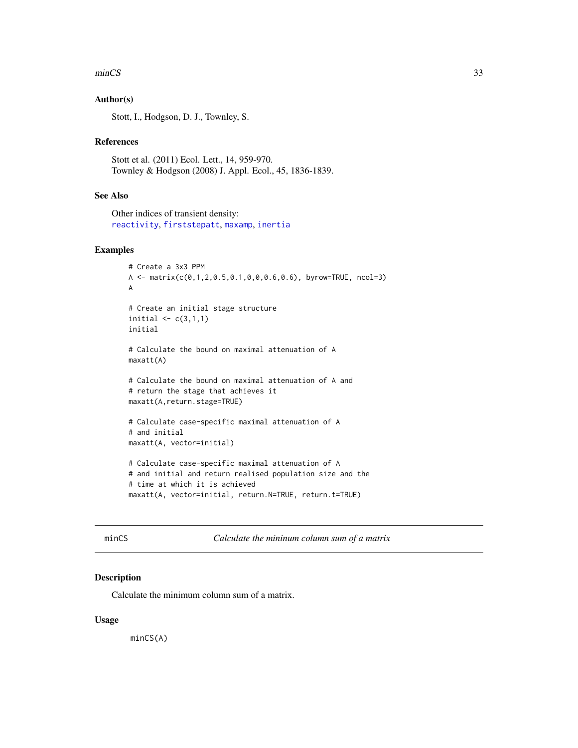## Author(s)

Stott, I., Hodgson, D. J., Townley, S.

## References

Stott et al. (2011) Ecol. Lett., 14, 959-970.
Townley & Hodgson (2008) J. Appl. Ecol., 45, 1836-1839.

## See Also

Other indices of transient density:
reactivity, firststepatt, maxamp, inertia

## Examples

```
# Create a 3x3 PPM
A <- matrix(c(0,1,2,0.5,0.1,0,0,0.6,0.6), byrow=TRUE, ncol=3)
A

# Create an initial stage structure
initial <- c(3,1,1)
initial

# Calculate the bound on maximal attenuation of A
maxatt(A)

# Calculate the bound on maximal attenuation of A and
# return the stage that achieves it
maxatt(A,return.stage=TRUE)

# Calculate case-specific maximal attenuation of A
# and initial
maxatt(A, vector=initial)

# Calculate case-specific maximal attenuation of A
# and initial and return realised population size and the
# time at which it is achieved
maxatt(A, vector=initial, return.N=TRUE, return.t=TRUE)
```

---

# minCS *Calculate the mininum column sum of a matrix*

## Description

Calculate the minimum column sum of a matrix.

## Usage

```
minCS(A)
```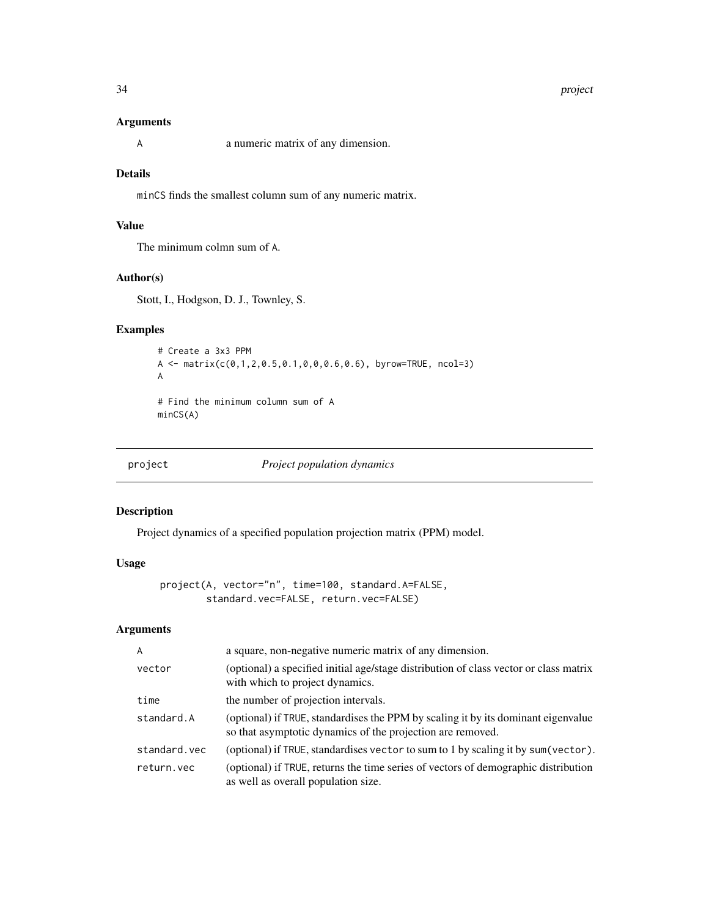### Arguments

A a numeric matrix of any dimension.

### Details

minCS finds the smallest column sum of any numeric matrix.

### Value

The minimum colmn sum of A.

### Author(s)

Stott, I., Hodgson, D. J., Townley, S.

### Examples

```
# Create a 3x3 PPM
A <- matrix(c(0,1,2,0.5,0.1,0,0,0.6,0.6), byrow=TRUE, ncol=3)
A

# Find the minimum column sum of A
minCS(A)
```

---

## project *Project population dynamics*

### Description

Project dynamics of a specified population projection matrix (PPM) model.

### Usage

```
project(A, vector="n", time=100, standard.A=FALSE,
        standard.vec=FALSE, return.vec=FALSE)
```

### Arguments

| | |
|---|---|
| A | a square, non-negative numeric matrix of any dimension. |
| vector | (optional) a specified initial age/stage distribution of class vector or class matrix with which to project dynamics. |
| time | the number of projection intervals. |
| standard.A | (optional) if TRUE, standardises the PPM by scaling it by its dominant eigenvalue so that asymptotic dynamics of the projection are removed. |
| standard.vec | (optional) if TRUE, standardises vector to sum to 1 by scaling it by sum(vector). |
| return.vec | (optional) if TRUE, returns the time series of vectors of demographic distribution as well as overall population size. |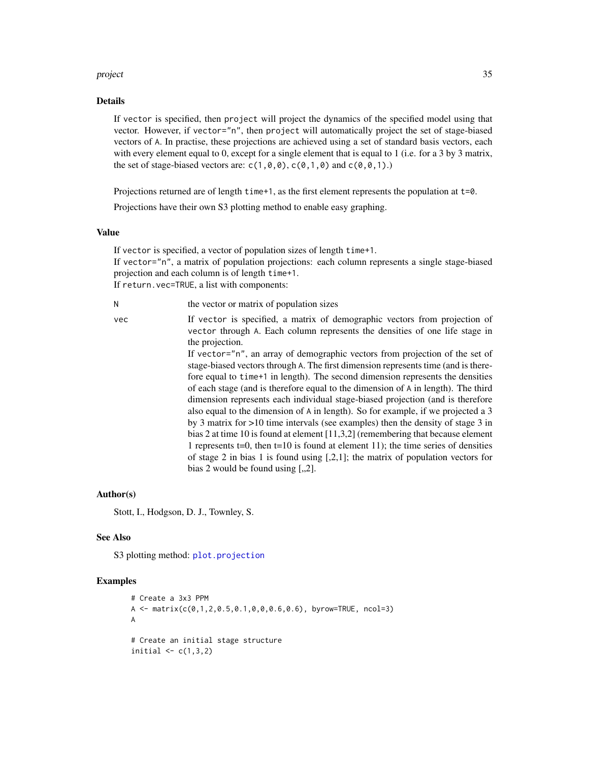## Details

If `vector` is specified, then `project` will project the dynamics of the specified model using that vector. However, if `vector="n"`, then `project` will automatically project the set of stage-biased vectors of `A`. In practise, these projections are achieved using a set of standard basis vectors, each with every element equal to 0, except for a single element that is equal to 1 (i.e. for a 3 by 3 matrix, the set of stage-biased vectors are: `c(1,0,0)`, `c(0,1,0)` and `c(0,0,1)`.)

Projections returned are of length `time+1`, as the first element represents the population at `t=0`.

Projections have their own S3 plotting method to enable easy graphing.

## Value

If `vector` is specified, a vector of population sizes of length `time+1`.
If `vector="n"`, a matrix of population projections: each column represents a single stage-biased projection and each column is of length `time+1`.
If `return.vec=TRUE`, a list with components:

`N` the vector or matrix of population sizes

`vec` If `vector` is specified, a matrix of demographic vectors from projection of `vector` through `A`. Each column represents the densities of one life stage in the projection.
If `vector="n"`, an array of demographic vectors from projection of the set of stage-biased vectors through `A`. The first dimension represents time (and is therefore equal to `time+1` in length). The second dimension represents the densities of each stage (and is therefore equal to the dimension of `A` in length). The third dimension represents each individual stage-biased projection (and is therefore also equal to the dimension of `A` in length). So for example, if we projected a 3 by 3 matrix for >10 time intervals (see examples) then the density of stage 3 in bias 2 at time 10 is found at element [11,3,2] (remembering that because element 1 represents t=0, then t=10 is found at element 11); the time series of densities of stage 2 in bias 1 is found using [,2,1]; the matrix of population vectors for bias 2 would be found using [,,2].

## Author(s)

Stott, I., Hodgson, D. J., Townley, S.

## See Also

S3 plotting method: `plot.projection`

## Examples

```
# Create a 3x3 PPM
A <- matrix(c(0,1,2,0.5,0.1,0,0,0.6,0.6), byrow=TRUE, ncol=3)
A

# Create an initial stage structure
initial <- c(1,3,2)
```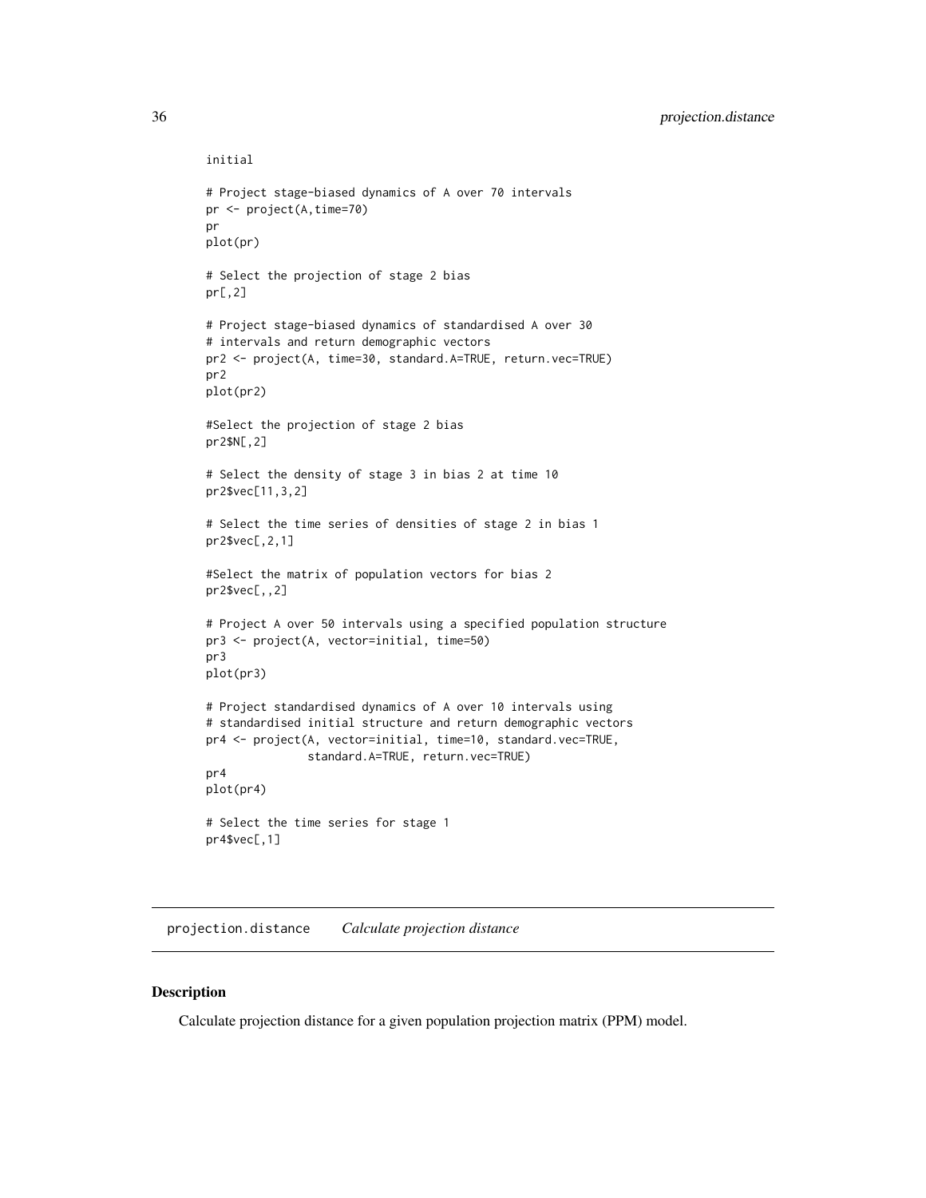```
initial

# Project stage-biased dynamics of A over 70 intervals
pr <- project(A,time=70)
pr
plot(pr)

# Select the projection of stage 2 bias
pr[,2]

# Project stage-biased dynamics of standardised A over 30
# intervals and return demographic vectors
pr2 <- project(A, time=30, standard.A=TRUE, return.vec=TRUE)
pr2
plot(pr2)

#Select the projection of stage 2 bias
pr2$N[,2]

# Select the density of stage 3 in bias 2 at time 10
pr2$vec[11,3,2]

# Select the time series of densities of stage 2 in bias 1
pr2$vec[,2,1]

#Select the matrix of population vectors for bias 2
pr2$vec[,,2]

# Project A over 50 intervals using a specified population structure
pr3 <- project(A, vector=initial, time=50)
pr3
plot(pr3)

# Project standardised dynamics of A over 10 intervals using
# standardised initial structure and return demographic vectors
pr4 <- project(A, vector=initial, time=10, standard.vec=TRUE,
               standard.A=TRUE, return.vec=TRUE)
pr4
plot(pr4)

# Select the time series for stage 1
pr4$vec[,1]
```

## projection.distance    *Calculate projection distance*

### Description

Calculate projection distance for a given population projection matrix (PPM) model.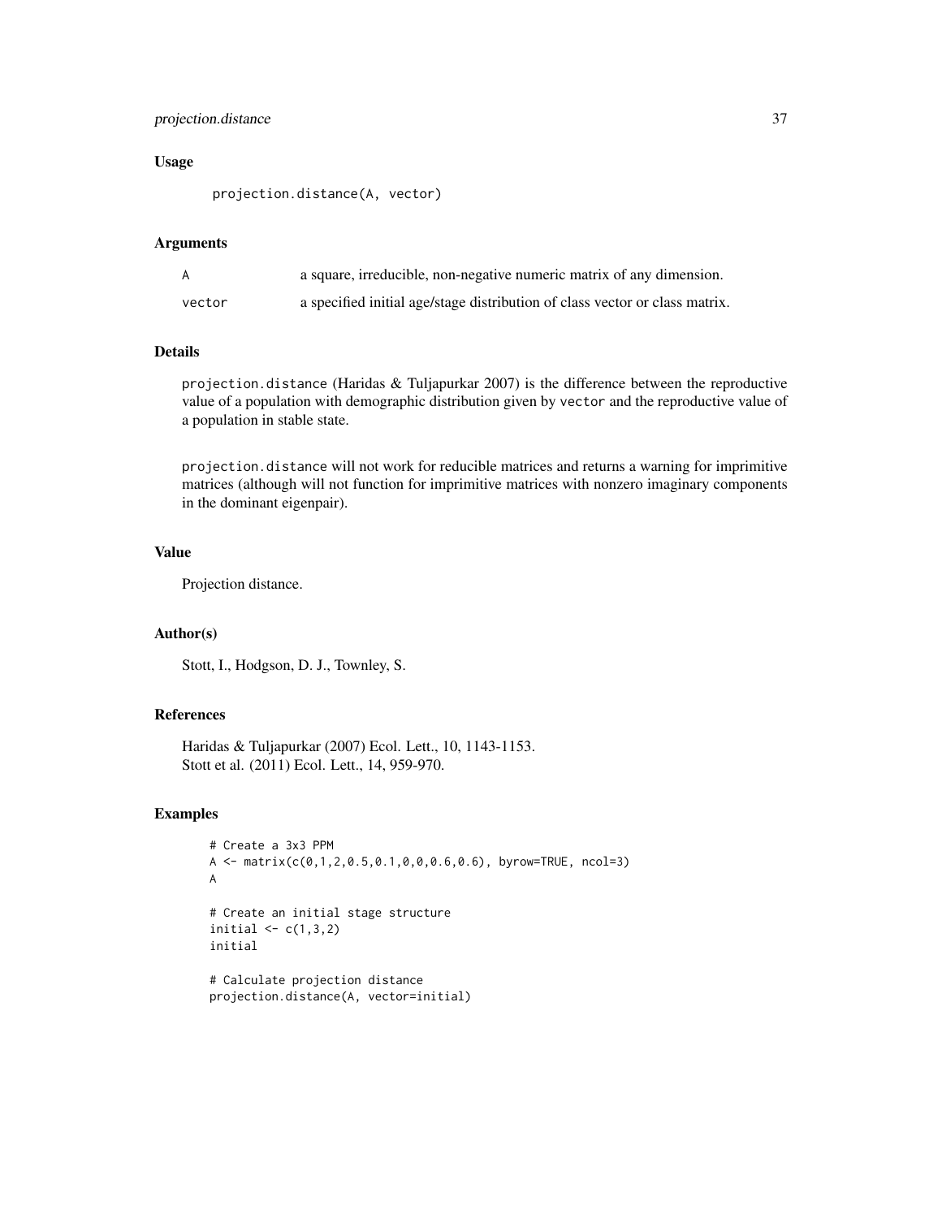### Usage

```
projection.distance(A, vector)
```

### Arguments

| | |
|---|---|
| A | a square, irreducible, non-negative numeric matrix of any dimension. |
| vector | a specified initial age/stage distribution of class vector or class matrix. |

### Details

projection.distance (Haridas & Tuljapurkar 2007) is the difference between the reproductive value of a population with demographic distribution given by vector and the reproductive value of a population in stable state.

projection.distance will not work for reducible matrices and returns a warning for imprimitive matrices (although will not function for imprimitive matrices with nonzero imaginary components in the dominant eigenpair).

### Value

Projection distance.

### Author(s)

Stott, I., Hodgson, D. J., Townley, S.

### References

Haridas & Tuljapurkar (2007) Ecol. Lett., 10, 1143-1153.
Stott et al. (2011) Ecol. Lett., 14, 959-970.

### Examples

```
# Create a 3x3 PPM
A <- matrix(c(0,1,2,0.5,0.1,0,0,0.6,0.6), byrow=TRUE, ncol=3)
A

# Create an initial stage structure
initial <- c(1,3,2)
initial

# Calculate projection distance
projection.distance(A, vector=initial)
```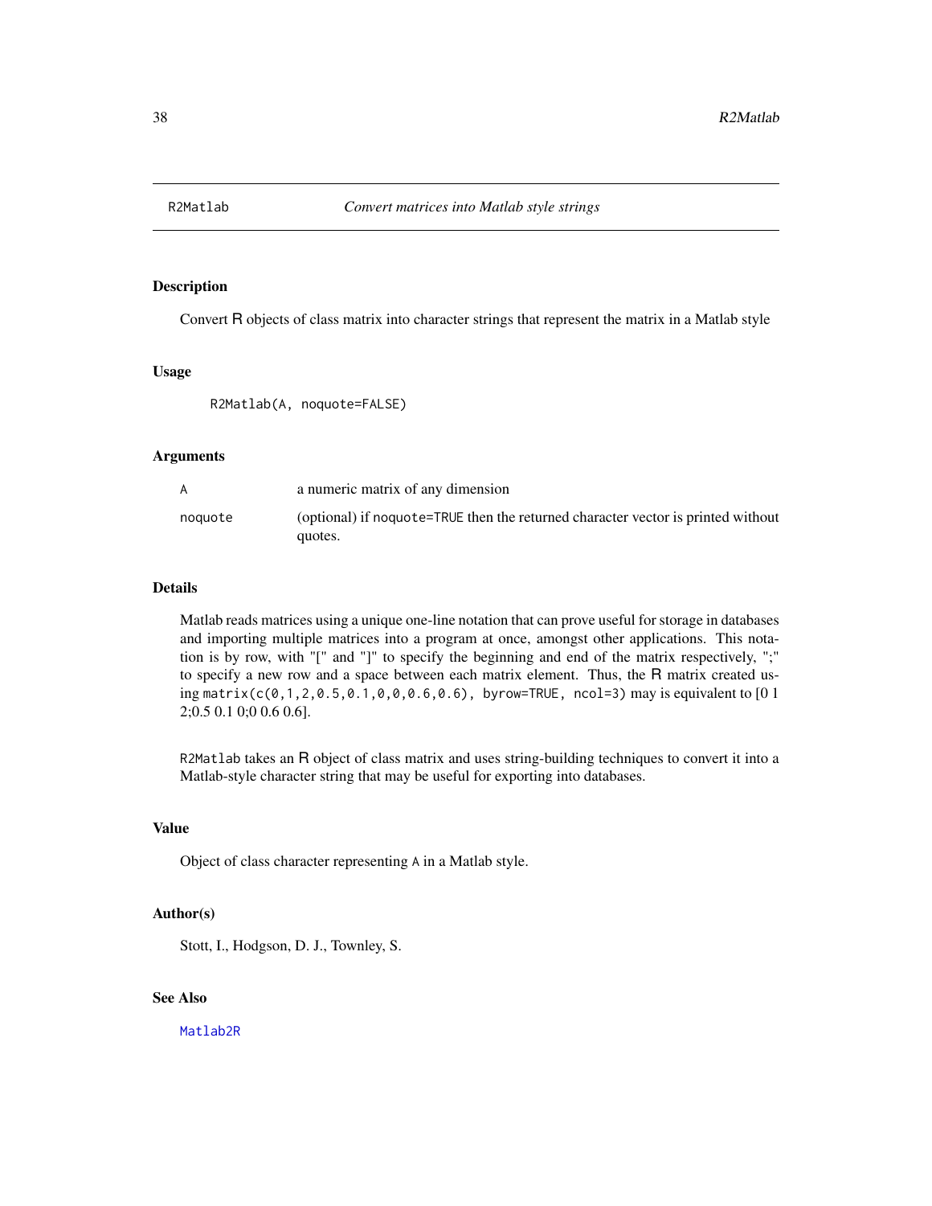# R2Matlab — *Convert matrices into Matlab style strings*

## Description

Convert R objects of class matrix into character strings that represent the matrix in a Matlab style

## Usage

```
R2Matlab(A, noquote=FALSE)
```

## Arguments

| | |
|---|---|
| `A` | a numeric matrix of any dimension |
| `noquote` | (optional) if `noquote=TRUE` then the returned character vector is printed without quotes. |

## Details

Matlab reads matrices using a unique one-line notation that can prove useful for storage in databases and importing multiple matrices into a program at once, amongst other applications. This notation is by row, with "[" and "]" to specify the beginning and end of the matrix respectively, ";" to specify a new row and a space between each matrix element. Thus, the R matrix created using `matrix(c(0,1,2,0.5,0.1,0,0,0.6,0.6), byrow=TRUE, ncol=3)` may is equivalent to [0 1 2;0.5 0.1 0;0 0.6 0.6].

`R2Matlab` takes an R object of class matrix and uses string-building techniques to convert it into a Matlab-style character string that may be useful for exporting into databases.

## Value

Object of class character representing `A` in a Matlab style.

## Author(s)

Stott, I., Hodgson, D. J., Townley, S.

## See Also

`Matlab2R`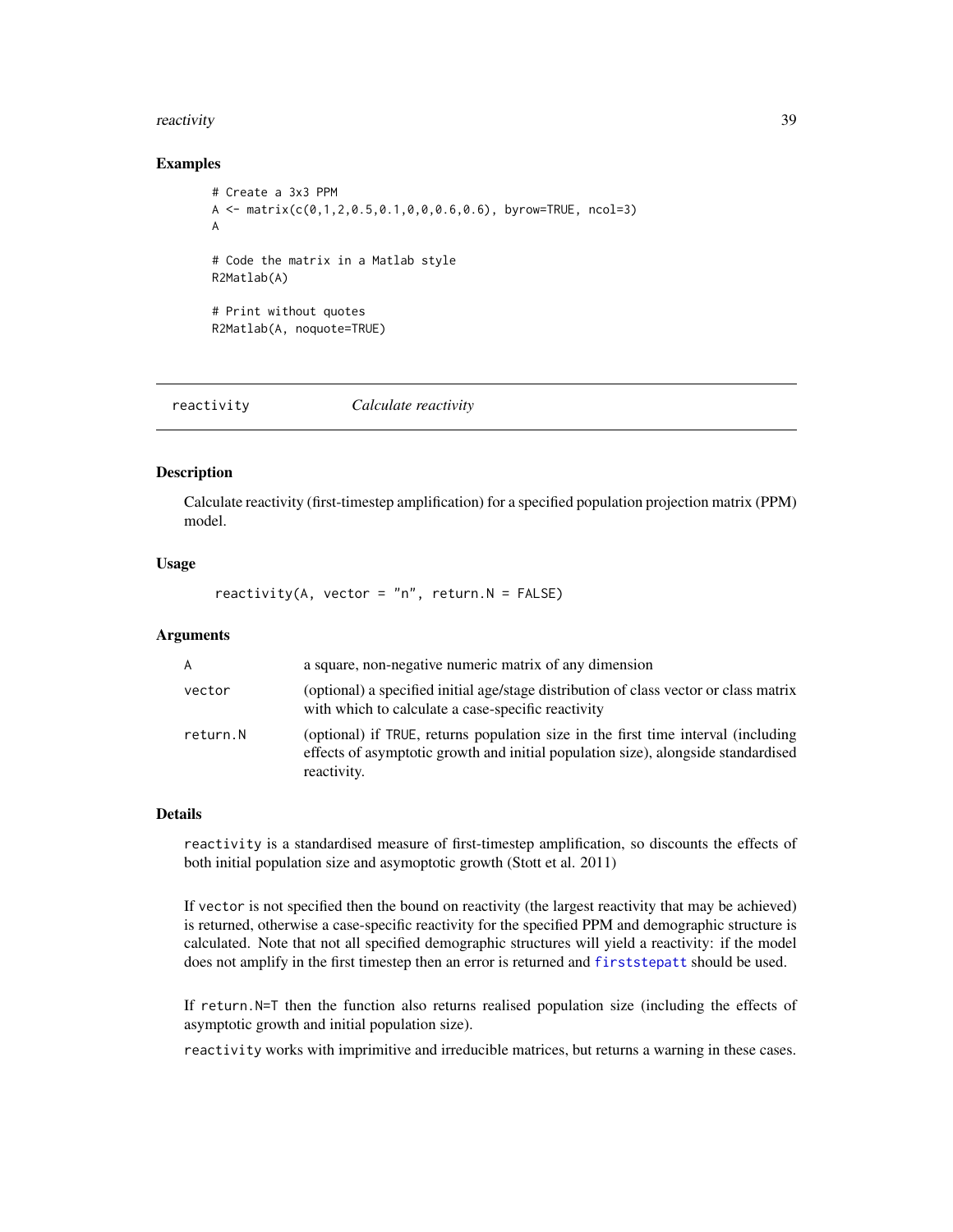### Examples

```
# Create a 3x3 PPM
A <- matrix(c(0,1,2,0.5,0.1,0,0,0.6,0.6), byrow=TRUE, ncol=3)
A

# Code the matrix in a Matlab style
R2Matlab(A)

# Print without quotes
R2Matlab(A, noquote=TRUE)
```

---

## reactivity — *Calculate reactivity*

### Description

Calculate reactivity (first-timestep amplification) for a specified population projection matrix (PPM) model.

### Usage

```
reactivity(A, vector = "n", return.N = FALSE)
```

### Arguments

| | |
|---|---|
| A | a square, non-negative numeric matrix of any dimension |
| vector | (optional) a specified initial age/stage distribution of class vector or class matrix with which to calculate a case-specific reactivity |
| return.N | (optional) if TRUE, returns population size in the first time interval (including effects of asymptotic growth and initial population size), alongside standardised reactivity. |

### Details

`reactivity` is a standardised measure of first-timestep amplification, so discounts the effects of both initial population size and asymoptotic growth (Stott et al. 2011)

If `vector` is not specified then the bound on reactivity (the largest reactivity that may be achieved) is returned, otherwise a case-specific reactivity for the specified PPM and demographic structure is calculated. Note that not all specified demographic structures will yield a reactivity: if the model does not amplify in the first timestep then an error is returned and `firststepatt` should be used.

If `return.N=T` then the function also returns realised population size (including the effects of asymptotic growth and initial population size).

`reactivity` works with imprimitive and irreducible matrices, but returns a warning in these cases.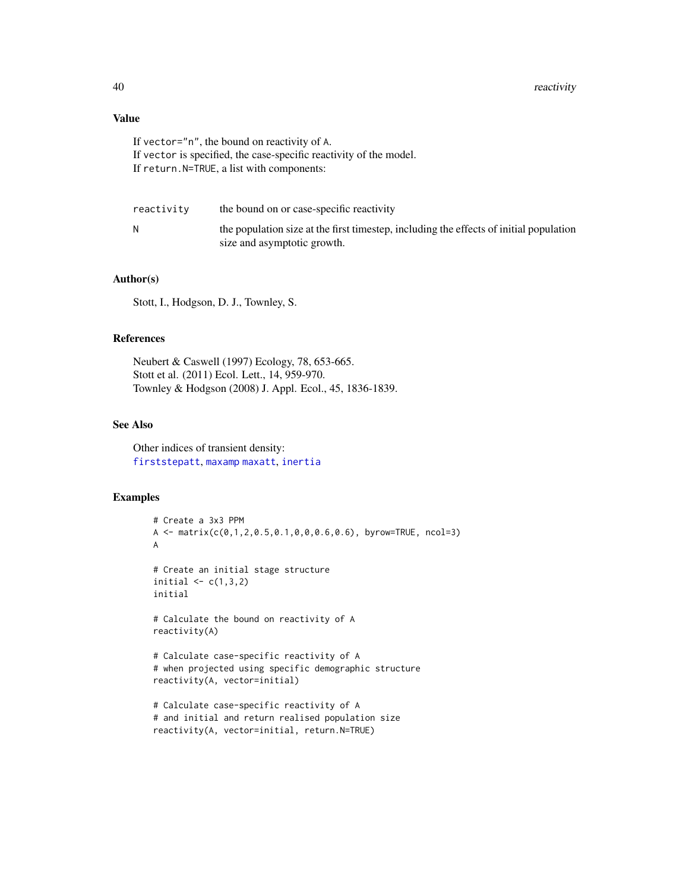## Value

If `vector="n"`, the bound on reactivity of `A`.
If `vector` is specified, the case-specific reactivity of the model.
If `return.N=TRUE`, a list with components:

| | |
|---|---|
| `reactivity` | the bound on or case-specific reactivity |
| `N` | the population size at the first timestep, including the effects of initial population size and asymptotic growth. |

## Author(s)

Stott, I., Hodgson, D. J., Townley, S.

## References

Neubert & Caswell (1997) Ecology, 78, 653-665.
Stott et al. (2011) Ecol. Lett., 14, 959-970.
Townley & Hodgson (2008) J. Appl. Ecol., 45, 1836-1839.

## See Also

Other indices of transient density:
`firststepatt`, `maxamp` `maxatt`, `inertia`

## Examples

```
# Create a 3x3 PPM
A <- matrix(c(0,1,2,0.5,0.1,0,0,0.6,0.6), byrow=TRUE, ncol=3)
A

# Create an initial stage structure
initial <- c(1,3,2)
initial

# Calculate the bound on reactivity of A
reactivity(A)

# Calculate case-specific reactivity of A
# when projected using specific demographic structure
reactivity(A, vector=initial)

# Calculate case-specific reactivity of A
# and initial and return realised population size
reactivity(A, vector=initial, return.N=TRUE)
```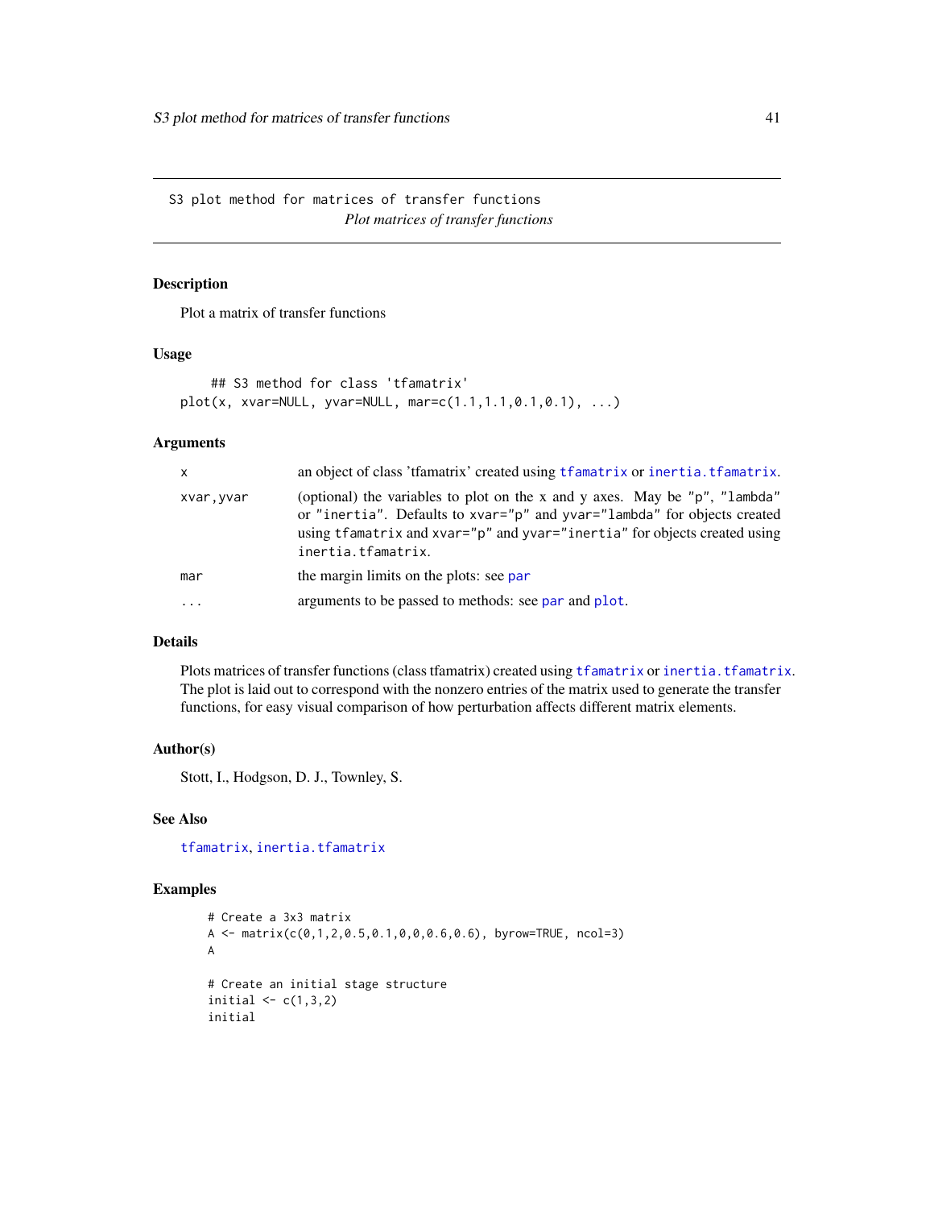## S3 plot method for matrices of transfer functions

*Plot matrices of transfer functions*

### Description

Plot a matrix of transfer functions

### Usage

```
## S3 method for class 'tfamatrix'
plot(x, xvar=NULL, yvar=NULL, mar=c(1.1,1.1,0.1,0.1), ...)
```

### Arguments

| | |
|---|---|
| `x` | an object of class 'tfamatrix' created using `tfamatrix` or `inertia.tfamatrix`. |
| `xvar,yvar` | (optional) the variables to plot on the x and y axes. May be `"p"`, `"lambda"` or `"inertia"`. Defaults to `xvar="p"` and `yvar="lambda"` for objects created using `tfamatrix` and `xvar="p"` and `yvar="inertia"` for objects created using `inertia.tfamatrix`. |
| `mar` | the margin limits on the plots: see `par` |
| `...` | arguments to be passed to methods: see `par` and `plot`. |

### Details

Plots matrices of transfer functions (class tfamatrix) created using `tfamatrix` or `inertia.tfamatrix`. The plot is laid out to correspond with the nonzero entries of the matrix used to generate the transfer functions, for easy visual comparison of how perturbation affects different matrix elements.

### Author(s)

Stott, I., Hodgson, D. J., Townley, S.

### See Also

`tfamatrix`, `inertia.tfamatrix`

### Examples

```
# Create a 3x3 matrix
A <- matrix(c(0,1,2,0.5,0.1,0,0,0.6,0.6), byrow=TRUE, ncol=3)
A

# Create an initial stage structure
initial <- c(1,3,2)
initial
```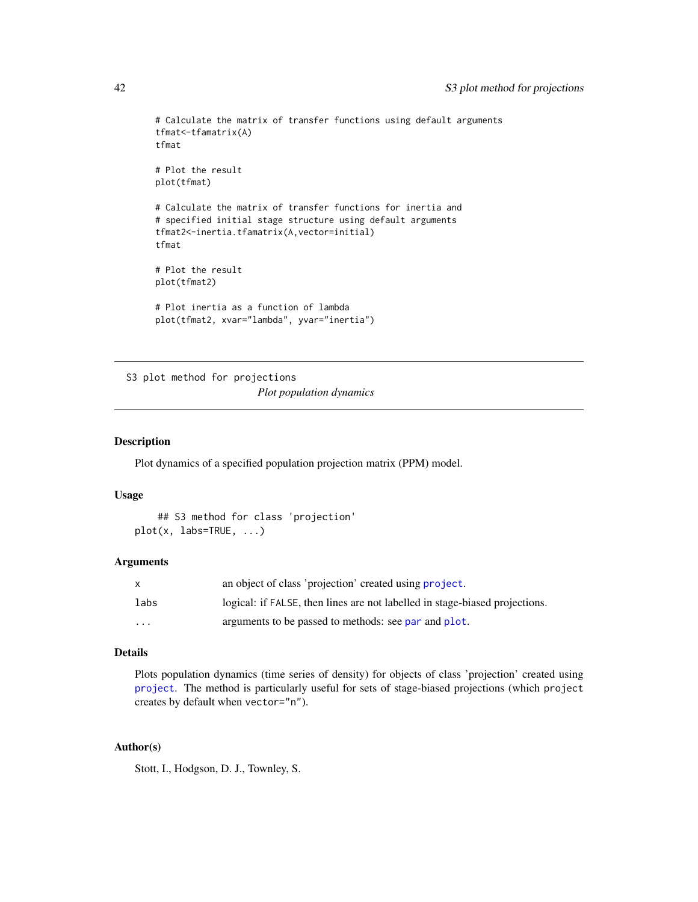```
# Calculate the matrix of transfer functions using default arguments
tfmat<-tfamatrix(A)
tfmat

# Plot the result
plot(tfmat)

# Calculate the matrix of transfer functions for inertia and
# specified initial stage structure using default arguments
tfmat2<-inertia.tfamatrix(A,vector=initial)
tfmat

# Plot the result
plot(tfmat2)

# Plot inertia as a function of lambda
plot(tfmat2, xvar="lambda", yvar="inertia")
```

---

`S3 plot method for projections`

*Plot population dynamics*

---

## Description

Plot dynamics of a specified population projection matrix (PPM) model.

## Usage

```
    ## S3 method for class 'projection'
plot(x, labs=TRUE, ...)
```

## Arguments

| | |
|---|---|
| `x` | an object of class 'projection' created using `project`. |
| `labs` | logical: if `FALSE`, then lines are not labelled in stage-biased projections. |
| `...` | arguments to be passed to methods: see `par` and `plot`. |

## Details

Plots population dynamics (time series of density) for objects of class 'projection' created using `project`. The method is particularly useful for sets of stage-biased projections (which `project` creates by default when `vector="n"`).

## Author(s)

Stott, I., Hodgson, D. J., Townley, S.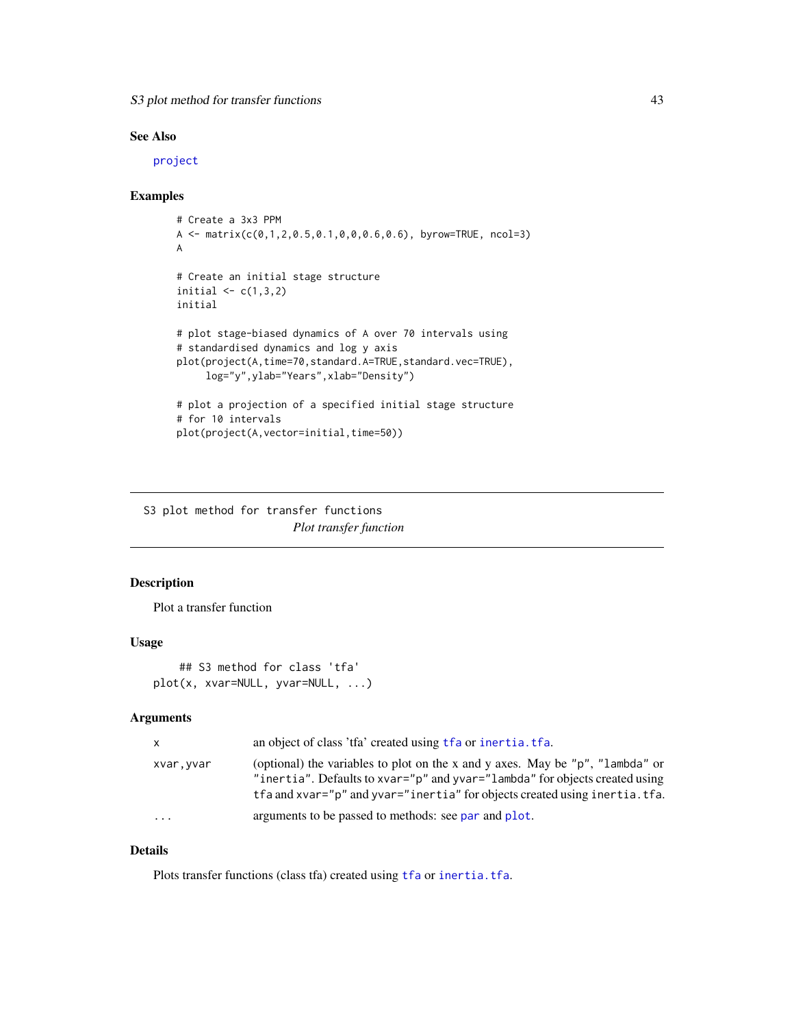### See Also

project

### Examples

```
# Create a 3x3 PPM
A <- matrix(c(0,1,2,0.5,0.1,0,0,0.6,0.6), byrow=TRUE, ncol=3)
A

# Create an initial stage structure
initial <- c(1,3,2)
initial

# plot stage-biased dynamics of A over 70 intervals using
# standardised dynamics and log y axis
plot(project(A,time=70,standard.A=TRUE,standard.vec=TRUE),
     log="y",ylab="Years",xlab="Density")

# plot a projection of a specified initial stage structure
# for 10 intervals
plot(project(A,vector=initial,time=50))
```

---

## S3 plot method for transfer functions

*Plot transfer function*

---

### Description

Plot a transfer function

### Usage

```
## S3 method for class 'tfa'
plot(x, xvar=NULL, yvar=NULL, ...)
```

### Arguments

| | |
|---|---|
| x | an object of class 'tfa' created using `tfa` or `inertia.tfa`. |
| xvar,yvar | (optional) the variables to plot on the x and y axes. May be "p", "lambda" or "inertia". Defaults to xvar="p" and yvar="lambda" for objects created using tfa and xvar="p" and yvar="inertia" for objects created using inertia.tfa. |
| ... | arguments to be passed to methods: see `par` and `plot`. |

### Details

Plots transfer functions (class tfa) created using `tfa` or `inertia.tfa`.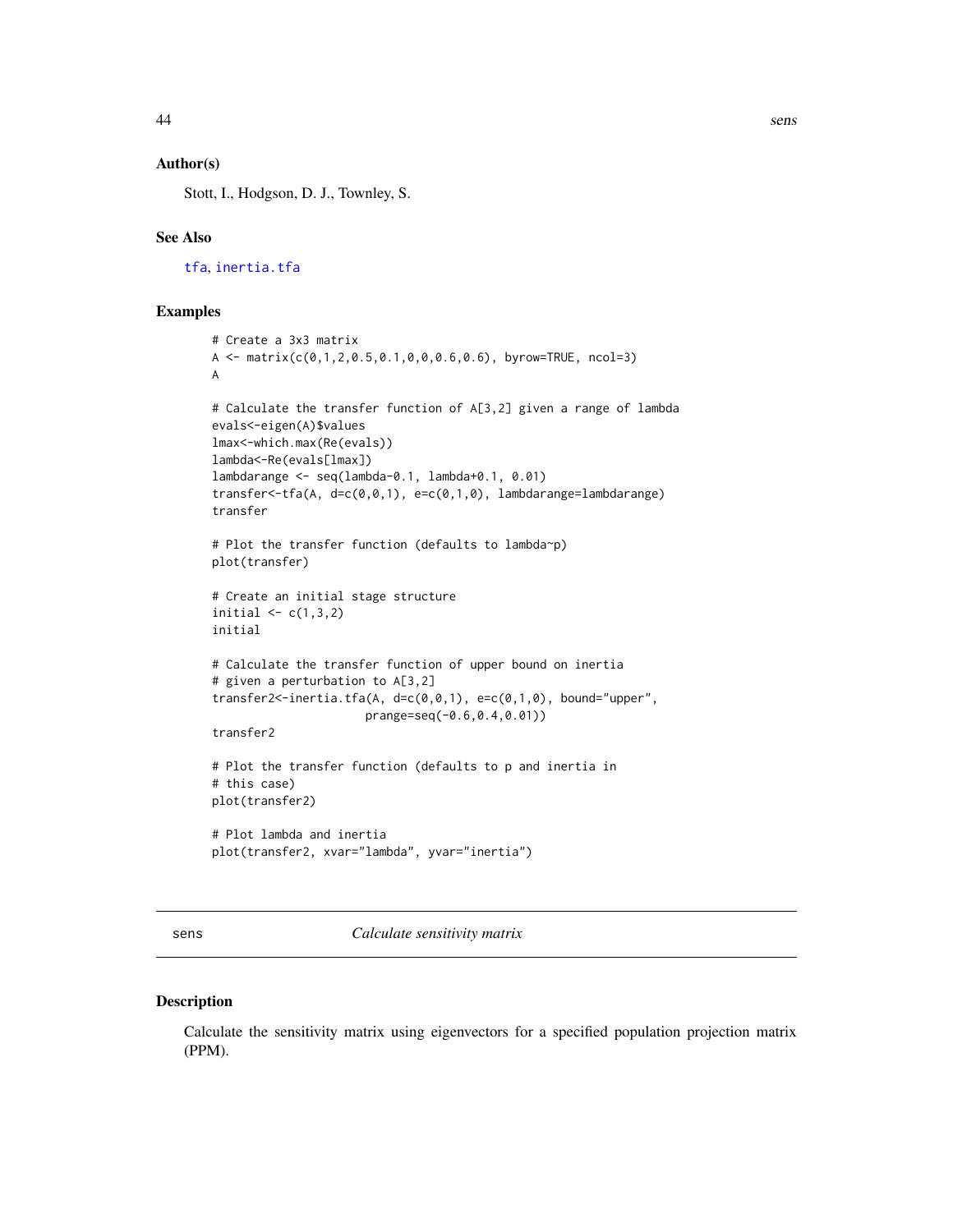### Author(s)

Stott, I., Hodgson, D. J., Townley, S.

### See Also

tfa, inertia.tfa

### Examples

```
# Create a 3x3 matrix
A <- matrix(c(0,1,2,0.5,0.1,0,0,0.6,0.6), byrow=TRUE, ncol=3)
A

# Calculate the transfer function of A[3,2] given a range of lambda
evals<-eigen(A)$values
lmax<-which.max(Re(evals))
lambda<-Re(evals[lmax])
lambdarange <- seq(lambda-0.1, lambda+0.1, 0.01)
transfer<-tfa(A, d=c(0,0,1), e=c(0,1,0), lambdarange=lambdarange)
transfer

# Plot the transfer function (defaults to lambda~p)
plot(transfer)

# Create an initial stage structure
initial <- c(1,3,2)
initial

# Calculate the transfer function of upper bound on inertia
# given a perturbation to A[3,2]
transfer2<-inertia.tfa(A, d=c(0,0,1), e=c(0,1,0), bound="upper",
                       prange=seq(-0.6,0.4,0.01))
transfer2

# Plot the transfer function (defaults to p and inertia in
# this case)
plot(transfer2)

# Plot lambda and inertia
plot(transfer2, xvar="lambda", yvar="inertia")
```

---

## sens — *Calculate sensitivity matrix*

### Description

Calculate the sensitivity matrix using eigenvectors for a specified population projection matrix (PPM).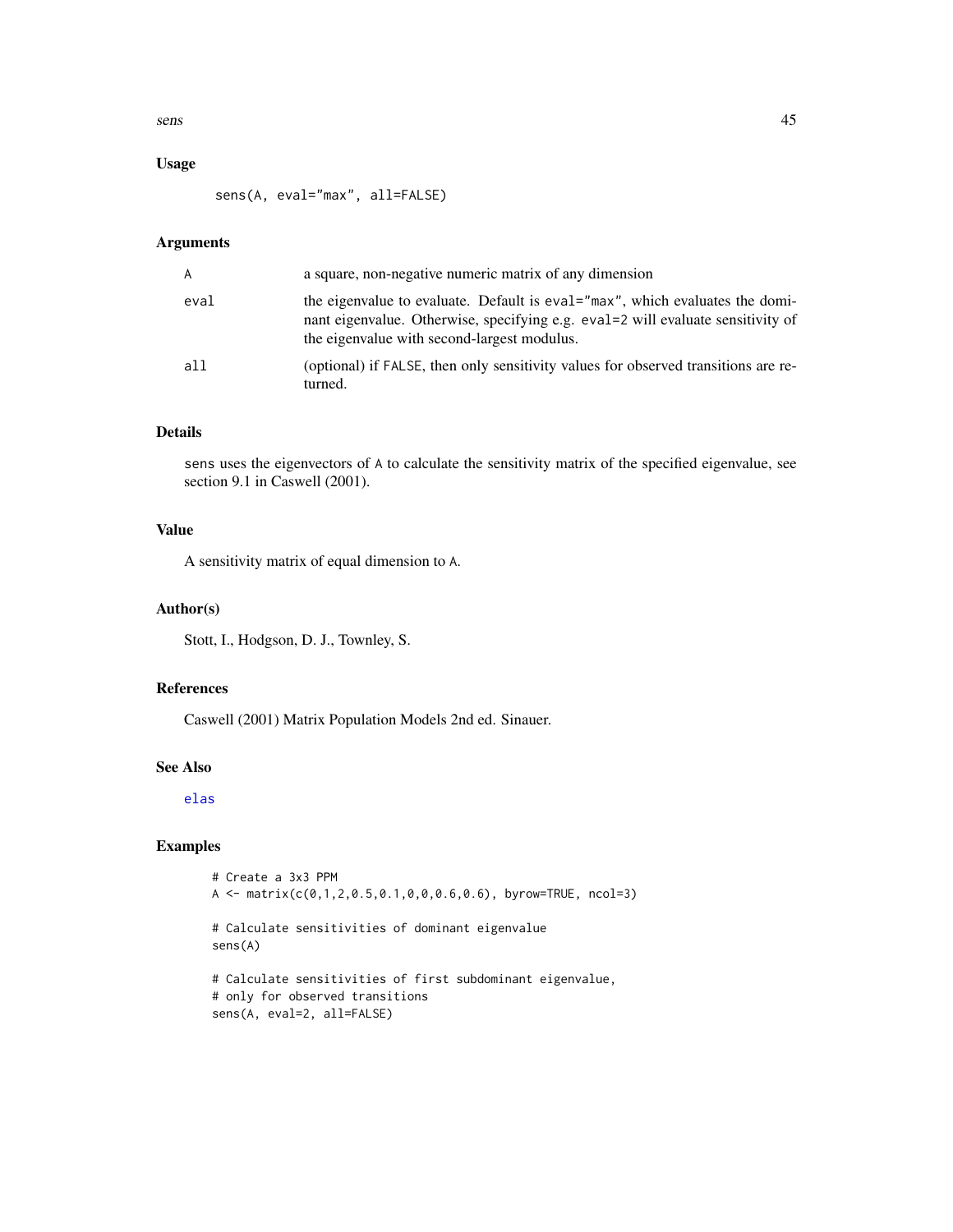## Usage

```
sens(A, eval="max", all=FALSE)
```

## Arguments

| | |
|---|---|
| A | a square, non-negative numeric matrix of any dimension |
| eval | the eigenvalue to evaluate. Default is eval="max", which evaluates the dominant eigenvalue. Otherwise, specifying e.g. eval=2 will evaluate sensitivity of the eigenvalue with second-largest modulus. |
| all | (optional) if FALSE, then only sensitivity values for observed transitions are returned. |

## Details

sens uses the eigenvectors of A to calculate the sensitivity matrix of the specified eigenvalue, see section 9.1 in Caswell (2001).

## Value

A sensitivity matrix of equal dimension to A.

## Author(s)

Stott, I., Hodgson, D. J., Townley, S.

## References

Caswell (2001) Matrix Population Models 2nd ed. Sinauer.

## See Also

elas

## Examples

```
# Create a 3x3 PPM
A <- matrix(c(0,1,2,0.5,0.1,0,0,0.6,0.6), byrow=TRUE, ncol=3)

# Calculate sensitivities of dominant eigenvalue
sens(A)

# Calculate sensitivities of first subdominant eigenvalue,
# only for observed transitions
sens(A, eval=2, all=FALSE)
```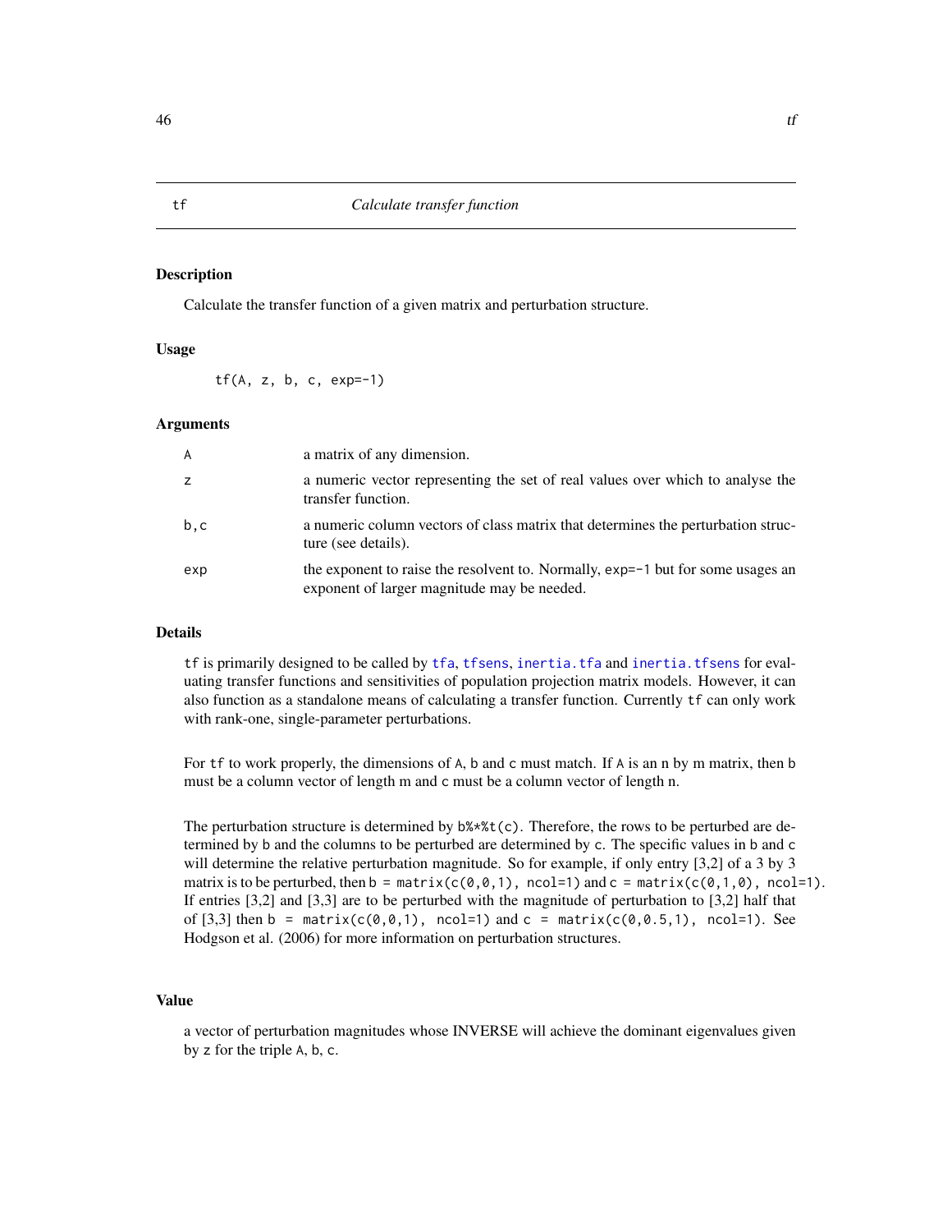# tf — *Calculate transfer function*

## Description

Calculate the transfer function of a given matrix and perturbation structure.

## Usage

```
tf(A, z, b, c, exp=-1)
```

## Arguments

| | |
|---|---|
| A | a matrix of any dimension. |
| z | a numeric vector representing the set of real values over which to analyse the transfer function. |
| b,c | a numeric column vectors of class matrix that determines the perturbation structure (see details). |
| exp | the exponent to raise the resolvent to. Normally, `exp=-1` but for some usages an exponent of larger magnitude may be needed. |

## Details

`tf` is primarily designed to be called by `tfa`, `tfsens`, `inertia.tfa` and `inertia.tfsens` for evaluating transfer functions and sensitivities of population projection matrix models. However, it can also function as a standalone means of calculating a transfer function. Currently `tf` can only work with rank-one, single-parameter perturbations.

For `tf` to work properly, the dimensions of `A`, `b` and `c` must match. If `A` is an n by m matrix, then `b` must be a column vector of length m and `c` must be a column vector of length n.

The perturbation structure is determined by `b%*%t(c)`. Therefore, the rows to be perturbed are determined by `b` and the columns to be perturbed are determined by `c`. The specific values in `b` and `c` will determine the relative perturbation magnitude. So for example, if only entry [3,2] of a 3 by 3 matrix is to be perturbed, then `b = matrix(c(0,0,1), ncol=1)` and `c = matrix(c(0,1,0), ncol=1)`. If entries [3,2] and [3,3] are to be perturbed with the magnitude of perturbation to [3,2] half that of [3,3] then `b = matrix(c(0,0,1), ncol=1)` and `c = matrix(c(0,0.5,1), ncol=1)`. See Hodgson et al. (2006) for more information on perturbation structures.

## Value

a vector of perturbation magnitudes whose INVERSE will achieve the dominant eigenvalues given by `z` for the triple `A`, `b`, `c`.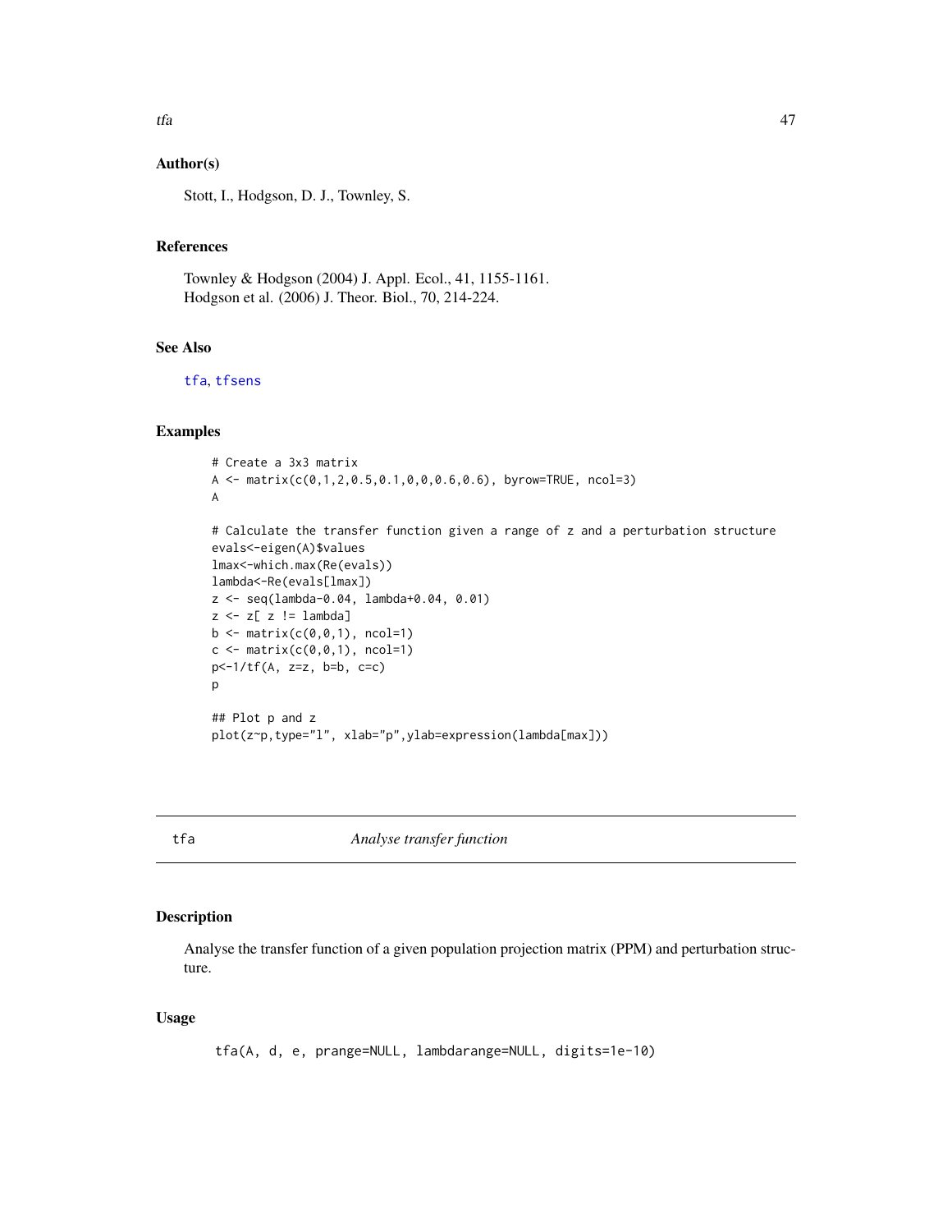### Author(s)

Stott, I., Hodgson, D. J., Townley, S.

### References

Townley & Hodgson (2004) J. Appl. Ecol., 41, 1155-1161.
Hodgson et al. (2006) J. Theor. Biol., 70, 214-224.

### See Also

tfa, tfsens

### Examples

```
# Create a 3x3 matrix
A <- matrix(c(0,1,2,0.5,0.1,0,0,0.6,0.6), byrow=TRUE, ncol=3)
A

# Calculate the transfer function given a range of z and a perturbation structure
evals<-eigen(A)$values
lmax<-which.max(Re(evals))
lambda<-Re(evals[lmax])
z <- seq(lambda-0.04, lambda+0.04, 0.01)
z <- z[ z != lambda]
b <- matrix(c(0,0,1), ncol=1)
c <- matrix(c(0,0,1), ncol=1)
p<-1/tf(A, z=z, b=b, c=c)
p

## Plot p and z
plot(z~p,type="l", xlab="p",ylab=expression(lambda[max]))
```

---

## tfa — *Analyse transfer function*

### Description

Analyse the transfer function of a given population projection matrix (PPM) and perturbation structure.

### Usage

```
tfa(A, d, e, prange=NULL, lambdarange=NULL, digits=1e-10)
```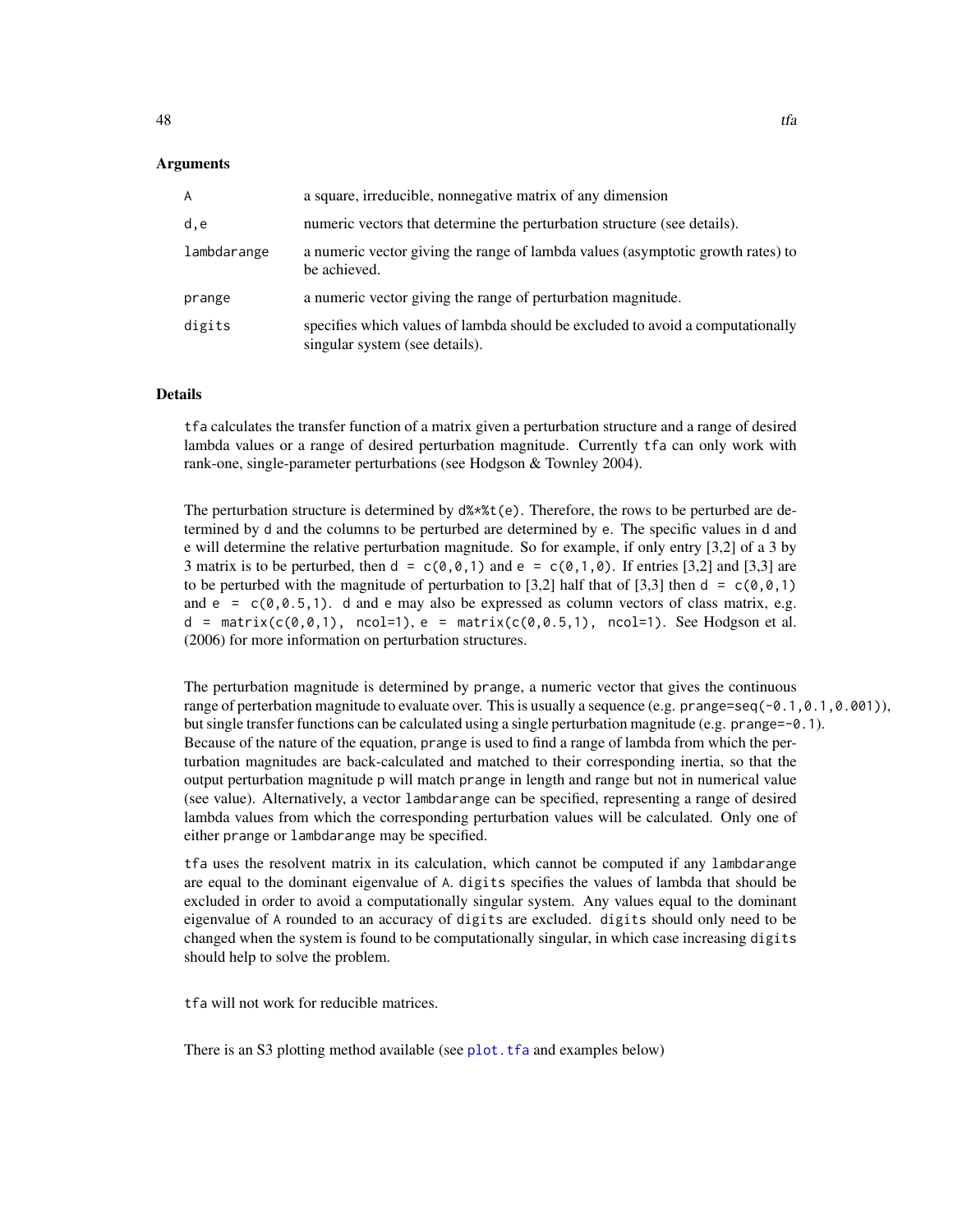### Arguments

| | |
|---|---|
| A | a square, irreducible, nonnegative matrix of any dimension |
| d,e | numeric vectors that determine the perturbation structure (see details). |
| lambdarange | a numeric vector giving the range of lambda values (asymptotic growth rates) to be achieved. |
| prange | a numeric vector giving the range of perturbation magnitude. |
| digits | specifies which values of lambda should be excluded to avoid a computationally singular system (see details). |

### Details

`tfa` calculates the transfer function of a matrix given a perturbation structure and a range of desired lambda values or a range of desired perturbation magnitude. Currently `tfa` can only work with rank-one, single-parameter perturbations (see Hodgson & Townley 2004).

The perturbation structure is determined by `d%*%t(e)`. Therefore, the rows to be perturbed are determined by `d` and the columns to be perturbed are determined by `e`. The specific values in d and e will determine the relative perturbation magnitude. So for example, if only entry [3,2] of a 3 by 3 matrix is to be perturbed, then `d = c(0,0,1)` and `e = c(0,1,0)`. If entries [3,2] and [3,3] are to be perturbed with the magnitude of perturbation to [3,2] half that of [3,3] then `d = c(0,0,1)` and `e = c(0,0.5,1)`. `d` and `e` may also be expressed as column vectors of class matrix, e.g. `d = matrix(c(0,0,1), ncol=1)`, `e = matrix(c(0,0.5,1), ncol=1)`. See Hodgson et al. (2006) for more information on perturbation structures.

The perturbation magnitude is determined by `prange`, a numeric vector that gives the continuous range of perterbation magnitude to evaluate over. This is usually a sequence (e.g. `prange=seq(-0.1,0.1,0.001)`), but single transfer functions can be calculated using a single perturbation magnitude (e.g. `prange=-0.1`). Because of the nature of the equation, `prange` is used to find a range of lambda from which the perturbation magnitudes are back-calculated and matched to their corresponding inertia, so that the output perturbation magnitude `p` will match `prange` in length and range but not in numerical value (see value). Alternatively, a vector `lambdarange` can be specified, representing a range of desired lambda values from which the corresponding perturbation values will be calculated. Only one of either `prange` or `lambdarange` may be specified.

`tfa` uses the resolvent matrix in its calculation, which cannot be computed if any `lambdarange` are equal to the dominant eigenvalue of `A`. `digits` specifies the values of lambda that should be excluded in order to avoid a computationally singular system. Any values equal to the dominant eigenvalue of `A` rounded to an accuracy of `digits` are excluded. `digits` should only need to be changed when the system is found to be computationally singular, in which case increasing `digits` should help to solve the problem.

`tfa` will not work for reducible matrices.

There is an S3 plotting method available (see `plot.tfa` and examples below)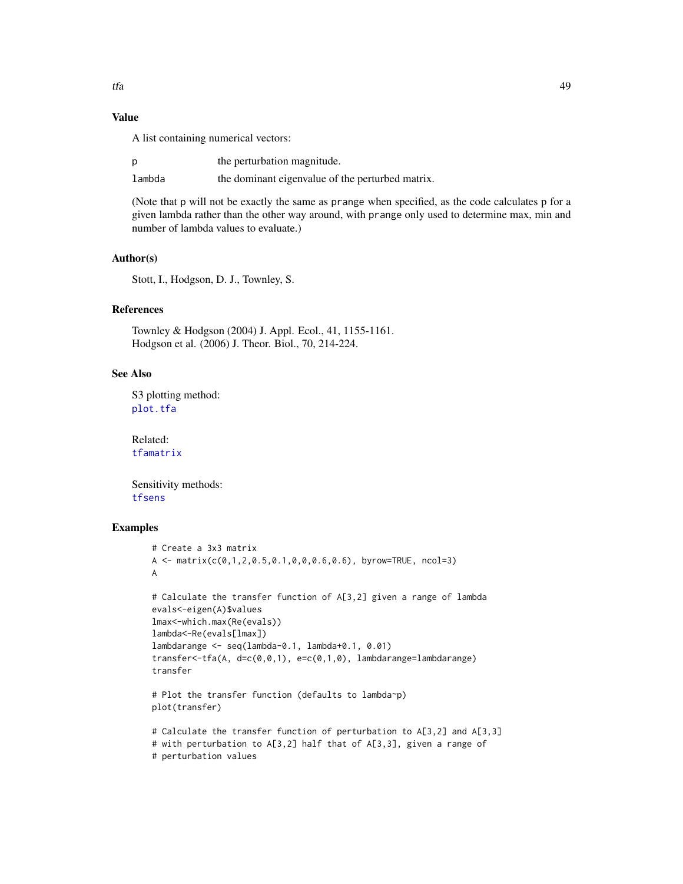## Value

A list containing numerical vectors:

| | |
|---|---|
| p | the perturbation magnitude. |
| lambda | the dominant eigenvalue of the perturbed matrix. |

(Note that p will not be exactly the same as prange when specified, as the code calculates p for a given lambda rather than the other way around, with prange only used to determine max, min and number of lambda values to evaluate.)

## Author(s)

Stott, I., Hodgson, D. J., Townley, S.

## References

Townley & Hodgson (2004) J. Appl. Ecol., 41, 1155-1161.
Hodgson et al. (2006) J. Theor. Biol., 70, 214-224.

## See Also

S3 plotting method:
plot.tfa

Related:
tfamatrix

Sensitivity methods:
tfsens

## Examples

```
# Create a 3x3 matrix
A <- matrix(c(0,1,2,0.5,0.1,0,0,0.6,0.6), byrow=TRUE, ncol=3)
A

# Calculate the transfer function of A[3,2] given a range of lambda
evals<-eigen(A)$values
lmax<-which.max(Re(evals))
lambda<-Re(evals[lmax])
lambdarange <- seq(lambda-0.1, lambda+0.1, 0.01)
transfer<-tfa(A, d=c(0,0,1), e=c(0,1,0), lambdarange=lambdarange)
transfer

# Plot the transfer function (defaults to lambda~p)
plot(transfer)

# Calculate the transfer function of perturbation to A[3,2] and A[3,3]
# with perturbation to A[3,2] half that of A[3,3], given a range of
# perturbation values
```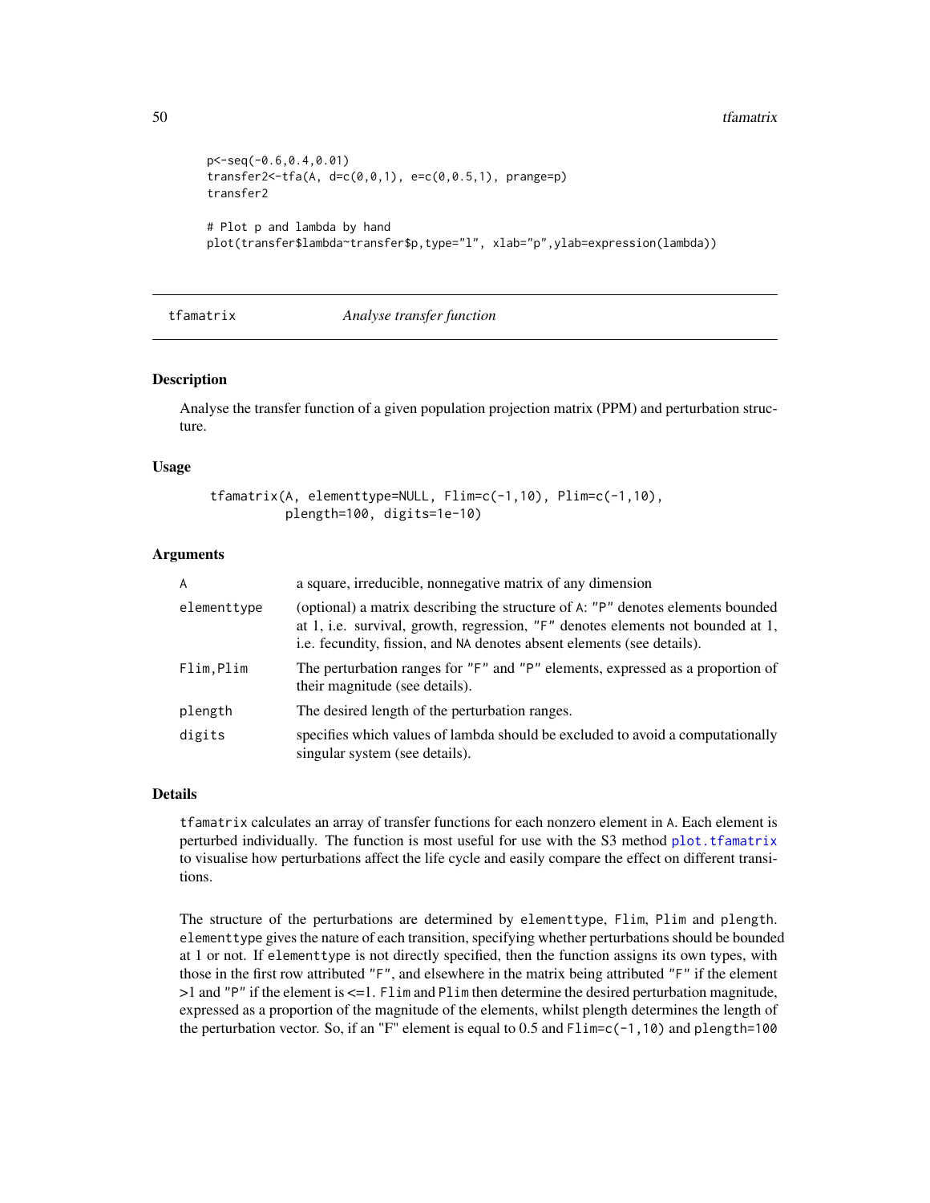```
p<-seq(-0.6,0.4,0.01)
transfer2<-tfa(A, d=c(0,0,1), e=c(0,0.5,1), prange=p)
transfer2

# Plot p and lambda by hand
plot(transfer$lambda~transfer$p,type="l", xlab="p",ylab=expression(lambda))
```

## tfamatrix *Analyse transfer function*

### Description

Analyse the transfer function of a given population projection matrix (PPM) and perturbation structure.

### Usage

```
tfamatrix(A, elementtype=NULL, Flim=c(-1,10), Plim=c(-1,10),
          plength=100, digits=1e-10)
```

### Arguments

| | |
|---|---|
| `A` | a square, irreducible, nonnegative matrix of any dimension |
| `elementtype` | (optional) a matrix describing the structure of `A`: `"P"` denotes elements bounded at 1, i.e. survival, growth, regression, `"F"` denotes elements not bounded at 1, i.e. fecundity, fission, and `NA` denotes absent elements (see details). |
| `Flim,Plim` | The perturbation ranges for `"F"` and `"P"` elements, expressed as a proportion of their magnitude (see details). |
| `plength` | The desired length of the perturbation ranges. |
| `digits` | specifies which values of lambda should be excluded to avoid a computationally singular system (see details). |

### Details

`tfamatrix` calculates an array of transfer functions for each nonzero element in `A`. Each element is perturbed individually. The function is most useful for use with the S3 method `plot.tfamatrix` to visualise how perturbations affect the life cycle and easily compare the effect on different transitions.

The structure of the perturbations are determined by `elementtype`, `Flim`, `Plim` and `plength`. `elementtype` gives the nature of each transition, specifying whether perturbations should be bounded at 1 or not. If `elementtype` is not directly specified, then the function assigns its own types, with those in the first row attributed `"F"`, and elsewhere in the matrix being attributed `"F"` if the element >1 and `"P"` if the element is <=1. `Flim` and `Plim` then determine the desired perturbation magnitude, expressed as a proportion of the magnitude of the elements, whilst plength determines the length of the perturbation vector. So, if an "F" element is equal to 0.5 and `Flim=c(-1,10)` and `plength=100`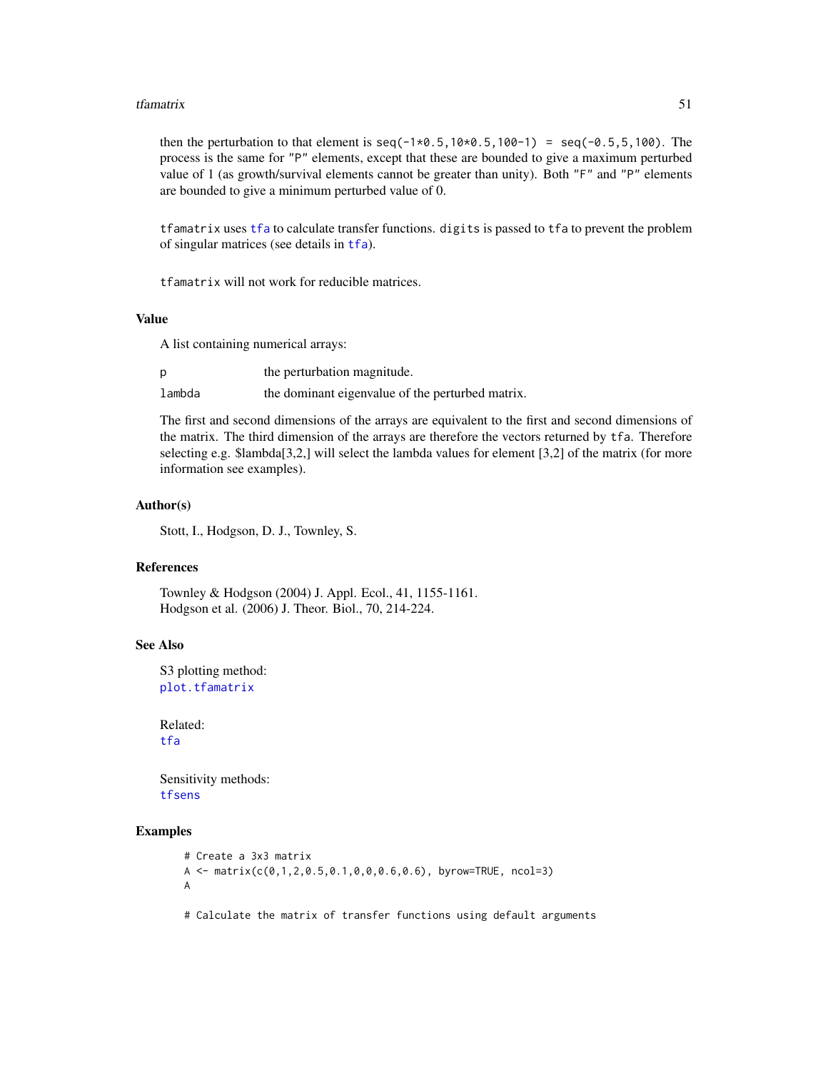then the perturbation to that element is `seq(-1*0.5,10*0.5,100-1) = seq(-0.5,5,100)`. The process is the same for "P" elements, except that these are bounded to give a maximum perturbed value of 1 (as growth/survival elements cannot be greater than unity). Both "F" and "P" elements are bounded to give a minimum perturbed value of 0.

`tfamatrix` uses `tfa` to calculate transfer functions. `digits` is passed to `tfa` to prevent the problem of singular matrices (see details in `tfa`).

`tfamatrix` will not work for reducible matrices.

## Value

A list containing numerical arrays:

| | |
|---|---|
| p | the perturbation magnitude. |
| lambda | the dominant eigenvalue of the perturbed matrix. |

The first and second dimensions of the arrays are equivalent to the first and second dimensions of the matrix. The third dimension of the arrays are therefore the vectors returned by `tfa`. Therefore selecting e.g. $lambda[3,2,] will select the lambda values for element [3,2] of the matrix (for more information see examples).

## Author(s)

Stott, I., Hodgson, D. J., Townley, S.

## References

Townley & Hodgson (2004) J. Appl. Ecol., 41, 1155-1161.
Hodgson et al. (2006) J. Theor. Biol., 70, 214-224.

## See Also

S3 plotting method:
`plot.tfamatrix`

Related:
`tfa`

Sensitivity methods:
`tfsens`

## Examples

```
# Create a 3x3 matrix
A <- matrix(c(0,1,2,0.5,0.1,0,0,0.6,0.6), byrow=TRUE, ncol=3)
A

# Calculate the matrix of transfer functions using default arguments
```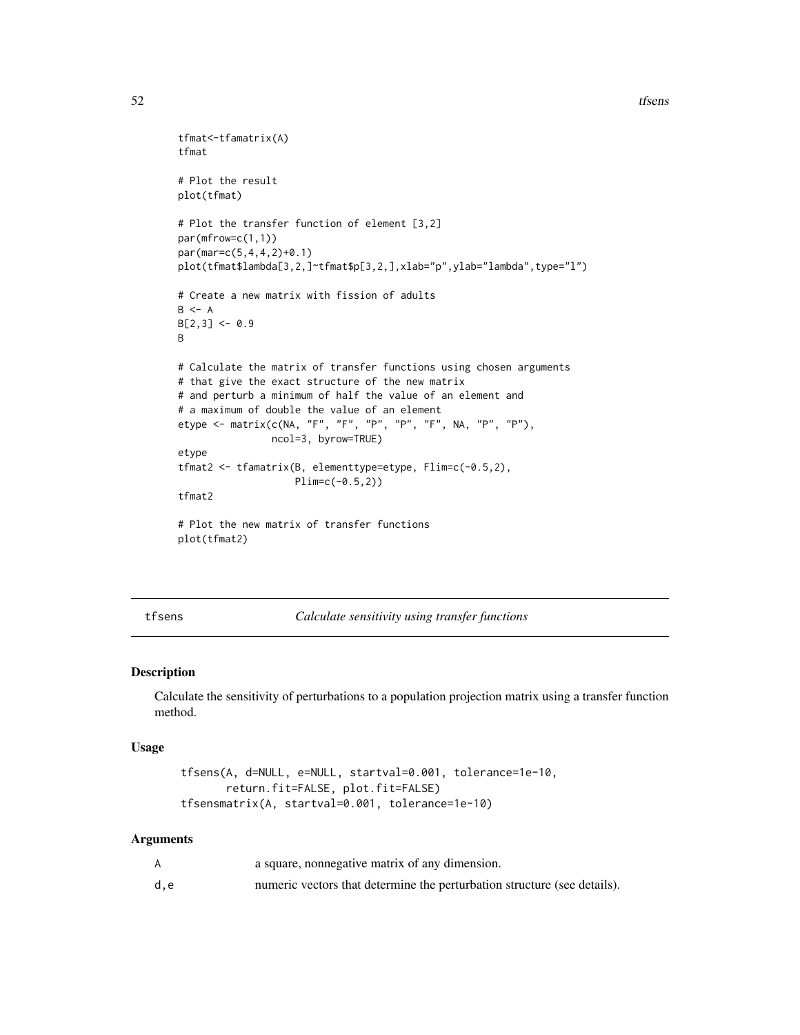```
tfmat<-tfamatrix(A)
tfmat

# Plot the result
plot(tfmat)

# Plot the transfer function of element [3,2]
par(mfrow=c(1,1))
par(mar=c(5,4,4,2)+0.1)
plot(tfmat$lambda[3,2,]~tfmat$p[3,2,],xlab="p",ylab="lambda",type="l")

# Create a new matrix with fission of adults
B <- A
B[2,3] <- 0.9
B

# Calculate the matrix of transfer functions using chosen arguments
# that give the exact structure of the new matrix
# and perturb a minimum of half the value of an element and
# a maximum of double the value of an element
etype <- matrix(c(NA, "F", "F", "P", "P", "F", NA, "P", "P"),
                ncol=3, byrow=TRUE)
etype
tfmat2 <- tfamatrix(B, elementtype=etype, Flim=c(-0.5,2),
                    Plim=c(-0.5,2))
tfmat2

# Plot the new matrix of transfer functions
plot(tfmat2)
```

## tfsens — *Calculate sensitivity using transfer functions*

### Description

Calculate the sensitivity of perturbations to a population projection matrix using a transfer function method.

### Usage

```
tfsens(A, d=NULL, e=NULL, startval=0.001, tolerance=1e-10,
       return.fit=FALSE, plot.fit=FALSE)
tfsensmatrix(A, startval=0.001, tolerance=1e-10)
```

### Arguments

| | |
|---|---|
| `A` | a square, nonnegative matrix of any dimension. |
| `d,e` | numeric vectors that determine the perturbation structure (see details). |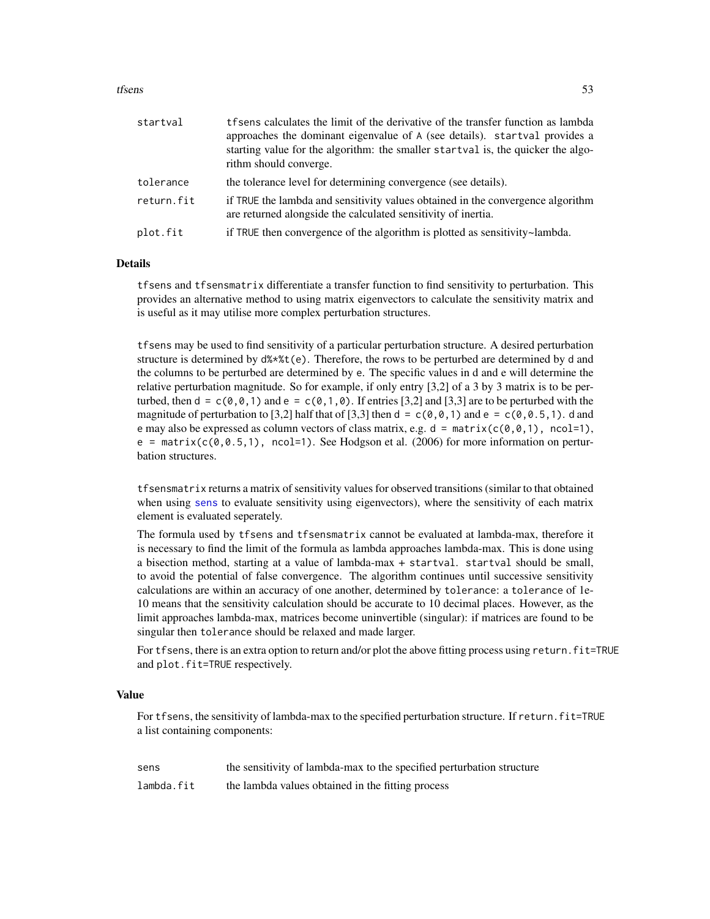| | |
|---|---|
| startval | tfsens calculates the limit of the derivative of the transfer function as lambda approaches the dominant eigenvalue of A (see details). startval provides a starting value for the algorithm: the smaller startval is, the quicker the algorithm should converge. |
| tolerance | the tolerance level for determining convergence (see details). |
| return.fit | if TRUE the lambda and sensitivity values obtained in the convergence algorithm are returned alongside the calculated sensitivity of inertia. |
| plot.fit | if TRUE then convergence of the algorithm is plotted as sensitivity~lambda. |

## Details

tfsens and tfsensmatrix differentiate a transfer function to find sensitivity to perturbation. This provides an alternative method to using matrix eigenvectors to calculate the sensitivity matrix and is useful as it may utilise more complex perturbation structures.

tfsens may be used to find sensitivity of a particular perturbation structure. A desired perturbation structure is determined by `d%*%t(e)`. Therefore, the rows to be perturbed are determined by d and the columns to be perturbed are determined by e. The specific values in d and e will determine the relative perturbation magnitude. So for example, if only entry [3,2] of a 3 by 3 matrix is to be perturbed, then `d = c(0,0,1)` and `e = c(0,1,0)`. If entries [3,2] and [3,3] are to be perturbed with the magnitude of perturbation to [3,2] half that of [3,3] then `d = c(0,0,1)` and `e = c(0,0.5,1)`. d and e may also be expressed as column vectors of class matrix, e.g. `d = matrix(c(0,0,1), ncol=1)`, `e = matrix(c(0,0.5,1), ncol=1)`. See Hodgson et al. (2006) for more information on perturbation structures.

tfsensmatrix returns a matrix of sensitivity values for observed transitions (similar to that obtained when using sens to evaluate sensitivity using eigenvectors), where the sensitivity of each matrix element is evaluated seperately.

The formula used by tfsens and tfsensmatrix cannot be evaluated at lambda-max, therefore it is necessary to find the limit of the formula as lambda approaches lambda-max. This is done using a bisection method, starting at a value of lambda-max + startval. startval should be small, to avoid the potential of false convergence. The algorithm continues until successive sensitivity calculations are within an accuracy of one another, determined by tolerance: a tolerance of 1e-10 means that the sensitivity calculation should be accurate to 10 decimal places. However, as the limit approaches lambda-max, matrices become uninvertible (singular): if matrices are found to be singular then tolerance should be relaxed and made larger.

For tfsens, there is an extra option to return and/or plot the above fitting process using return.fit=TRUE and plot.fit=TRUE respectively.

## Value

For tfsens, the sensitivity of lambda-max to the specified perturbation structure. If return.fit=TRUE a list containing components:

| | |
|---|---|
| sens | the sensitivity of lambda-max to the specified perturbation structure |
| lambda.fit | the lambda values obtained in the fitting process |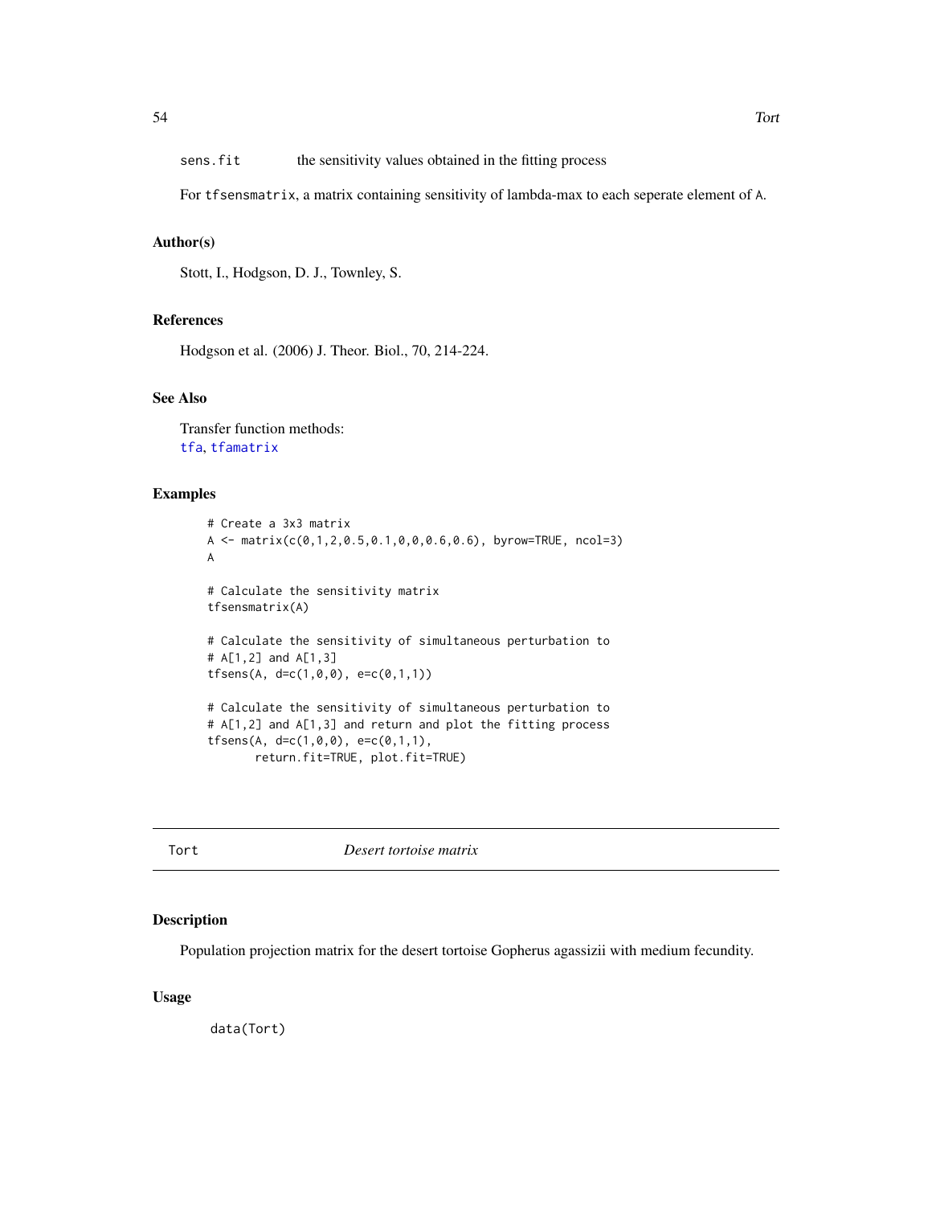sens.fit the sensitivity values obtained in the fitting process

For tfsensmatrix, a matrix containing sensitivity of lambda-max to each seperate element of A.

### Author(s)

Stott, I., Hodgson, D. J., Townley, S.

### References

Hodgson et al. (2006) J. Theor. Biol., 70, 214-224.

### See Also

Transfer function methods:
tfa, tfamatrix

### Examples

```
# Create a 3x3 matrix
A <- matrix(c(0,1,2,0.5,0.1,0,0,0.6,0.6), byrow=TRUE, ncol=3)
A

# Calculate the sensitivity matrix
tfsensmatrix(A)

# Calculate the sensitivity of simultaneous perturbation to
# A[1,2] and A[1,3]
tfsens(A, d=c(1,0,0), e=c(0,1,1))

# Calculate the sensitivity of simultaneous perturbation to
# A[1,2] and A[1,3] and return and plot the fitting process
tfsens(A, d=c(1,0,0), e=c(0,1,1),
       return.fit=TRUE, plot.fit=TRUE)
```

---

## Tort *Desert tortoise matrix*

### Description

Population projection matrix for the desert tortoise Gopherus agassizii with medium fecundity.

### Usage

```
data(Tort)
```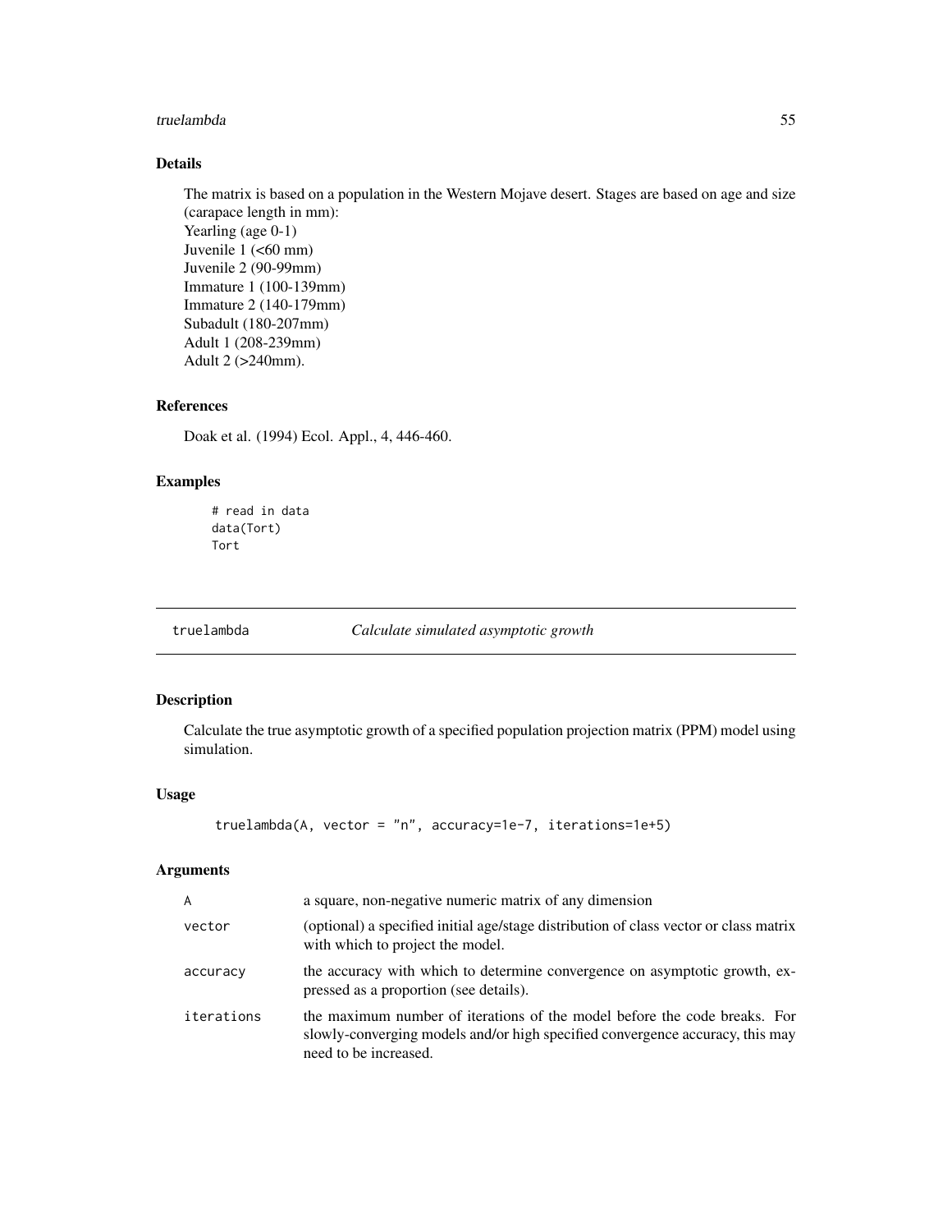### Details

The matrix is based on a population in the Western Mojave desert. Stages are based on age and size (carapace length in mm):
Yearling (age 0-1)
Juvenile 1 (<60 mm)
Juvenile 2 (90-99mm)
Immature 1 (100-139mm)
Immature 2 (140-179mm)
Subadult (180-207mm)
Adult 1 (208-239mm)
Adult 2 (>240mm).

### References

Doak et al. (1994) Ecol. Appl., 4, 446-460.

### Examples

```
# read in data
data(Tort)
Tort
```

---

## truelambda — *Calculate simulated asymptotic growth*

### Description

Calculate the true asymptotic growth of a specified population projection matrix (PPM) model using simulation.

### Usage

```
truelambda(A, vector = "n", accuracy=1e-7, iterations=1e+5)
```

### Arguments

| | |
|---|---|
| `A` | a square, non-negative numeric matrix of any dimension |
| `vector` | (optional) a specified initial age/stage distribution of class vector or class matrix with which to project the model. |
| `accuracy` | the accuracy with which to determine convergence on asymptotic growth, expressed as a proportion (see details). |
| `iterations` | the maximum number of iterations of the model before the code breaks. For slowly-converging models and/or high specified convergence accuracy, this may need to be increased. |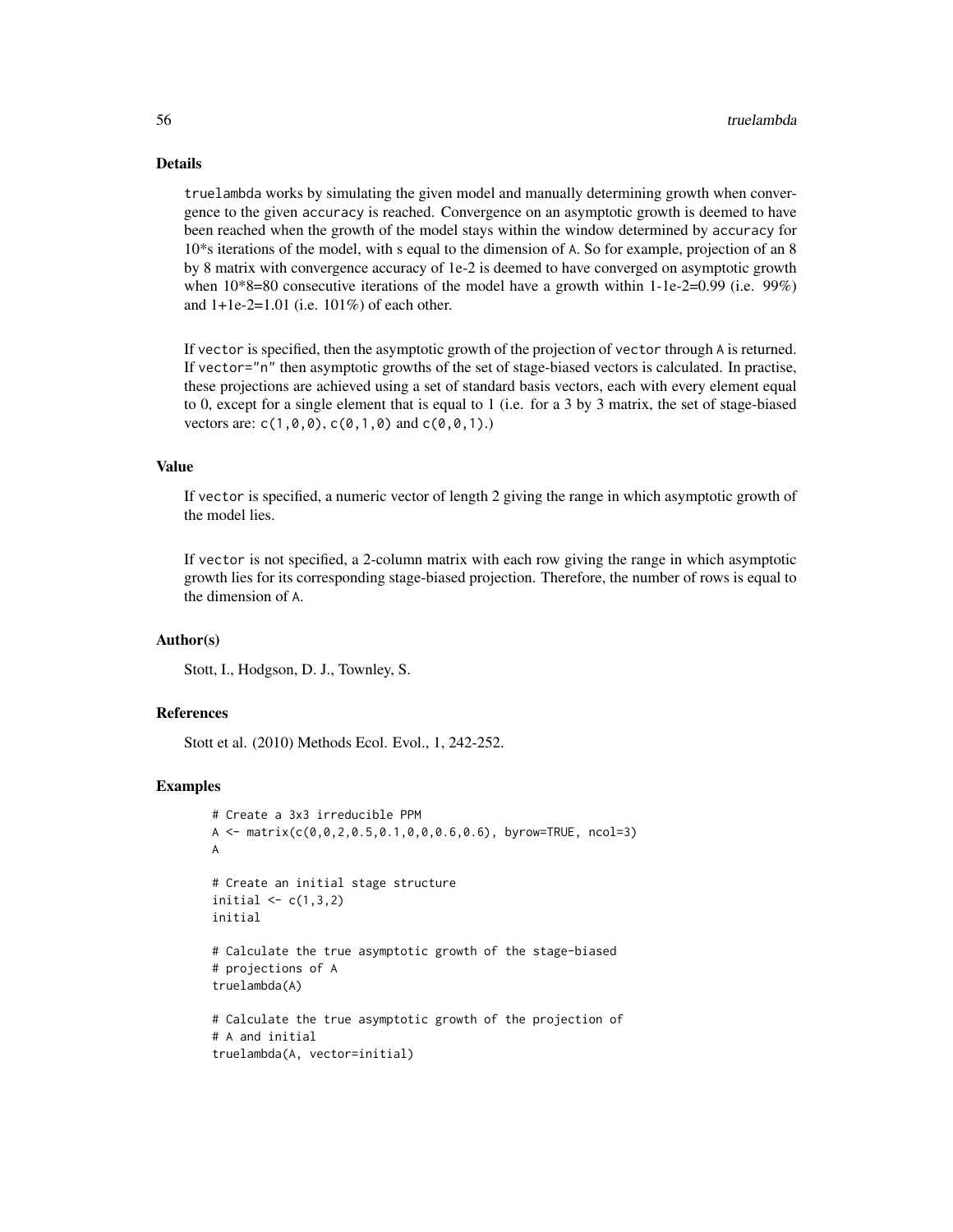## Details

`truelambda` works by simulating the given model and manually determining growth when convergence to the given `accuracy` is reached. Convergence on an asymptotic growth is deemed to have been reached when the growth of the model stays within the window determined by `accuracy` for 10*s iterations of the model, with s equal to the dimension of `A`. So for example, projection of an 8 by 8 matrix with convergence accuracy of 1e-2 is deemed to have converged on asymptotic growth when 10*8=80 consecutive iterations of the model have a growth within 1-1e-2=0.99 (i.e. 99%) and 1+1e-2=1.01 (i.e. 101%) of each other.

If `vector` is specified, then the asymptotic growth of the projection of `vector` through `A` is returned. If `vector="n"` then asymptotic growths of the set of stage-biased vectors is calculated. In practise, these projections are achieved using a set of standard basis vectors, each with every element equal to 0, except for a single element that is equal to 1 (i.e. for a 3 by 3 matrix, the set of stage-biased vectors are: `c(1,0,0)`, `c(0,1,0)` and `c(0,0,1)`.)

## Value

If `vector` is specified, a numeric vector of length 2 giving the range in which asymptotic growth of the model lies.

If `vector` is not specified, a 2-column matrix with each row giving the range in which asymptotic growth lies for its corresponding stage-biased projection. Therefore, the number of rows is equal to the dimension of `A`.

## Author(s)

Stott, I., Hodgson, D. J., Townley, S.

## References

Stott et al. (2010) Methods Ecol. Evol., 1, 242-252.

## Examples

```
# Create a 3x3 irreducible PPM
A <- matrix(c(0,0,2,0.5,0.1,0,0,0.6,0.6), byrow=TRUE, ncol=3)
A

# Create an initial stage structure
initial <- c(1,3,2)
initial

# Calculate the true asymptotic growth of the stage-biased
# projections of A
truelambda(A)

# Calculate the true asymptotic growth of the projection of
# A and initial
truelambda(A, vector=initial)
```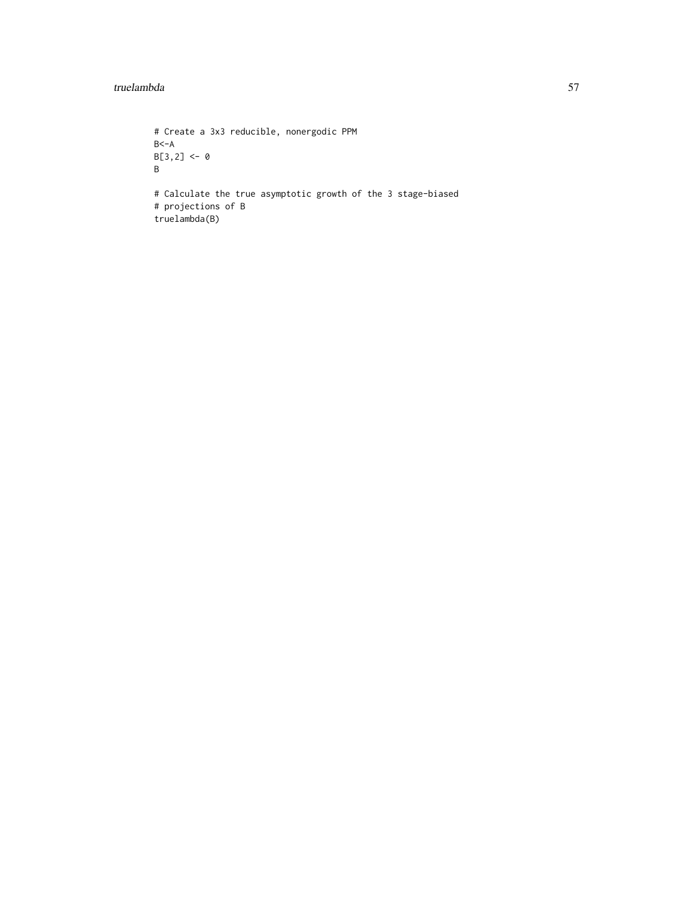```
# Create a 3x3 reducible, nonergodic PPM
B<-A
B[3,2] <- 0
B

# Calculate the true asymptotic growth of the 3 stage-biased
# projections of B
truelambda(B)
```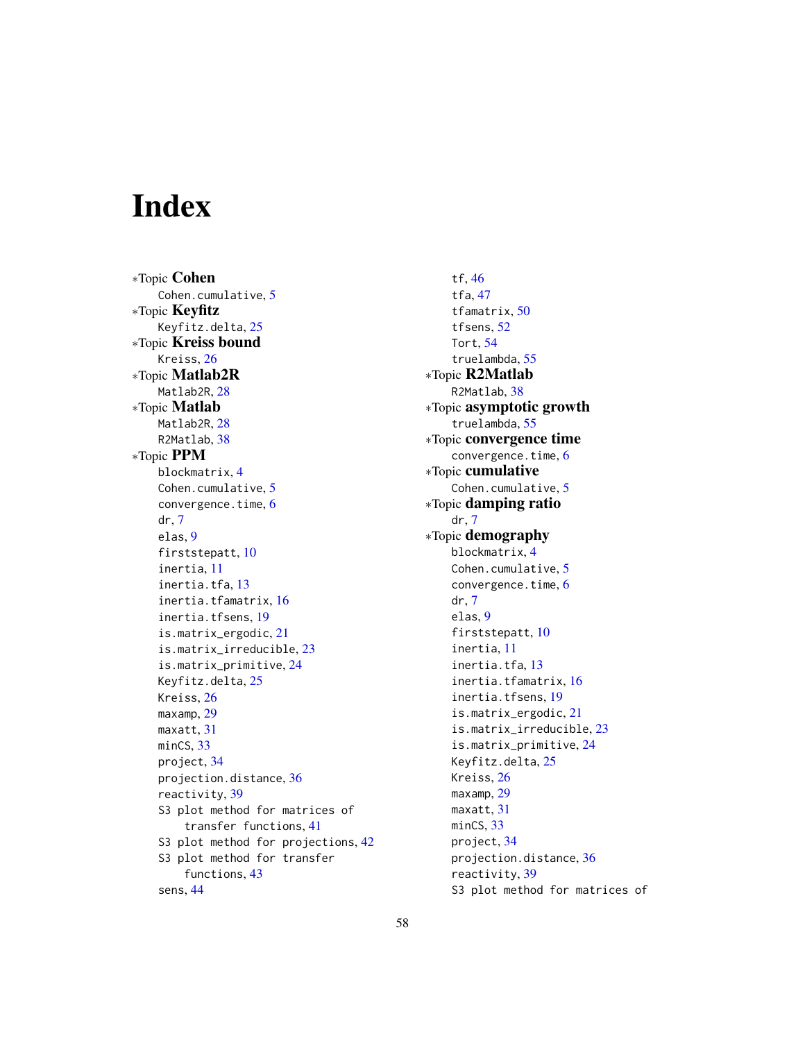# Index

*Topic **Cohen**
- Cohen.cumulative, 5

*Topic **Keyfitz**
- Keyfitz.delta, 25

*Topic **Kreiss bound**
- Kreiss, 26

*Topic **Matlab2R**
- Matlab2R, 28

*Topic **Matlab**
- Matlab2R, 28
- R2Matlab, 38

*Topic **PPM**
- blockmatrix, 4
- Cohen.cumulative, 5
- convergence.time, 6
- dr, 7
- elas, 9
- firststepatt, 10
- inertia, 11
- inertia.tfa, 13
- inertia.tfamatrix, 16
- inertia.tfsens, 19
- is.matrix_ergodic, 21
- is.matrix_irreducible, 23
- is.matrix_primitive, 24
- Keyfitz.delta, 25
- Kreiss, 26
- maxamp, 29
- maxatt, 31
- minCS, 33
- project, 34
- projection.distance, 36
- reactivity, 39
- S3 plot method for matrices of transfer functions, 41
- S3 plot method for projections, 42
- S3 plot method for transfer functions, 43
- sens, 44
- tf, 46
- tfa, 47
- tfamatrix, 50
- tfsens, 52
- Tort, 54
- truelambda, 55

*Topic **R2Matlab**
- R2Matlab, 38

*Topic **asymptotic growth**
- truelambda, 55

*Topic **convergence time**
- convergence.time, 6

*Topic **cumulative**
- Cohen.cumulative, 5

*Topic **damping ratio**
- dr, 7

*Topic **demography**
- blockmatrix, 4
- Cohen.cumulative, 5
- convergence.time, 6
- dr, 7
- elas, 9
- firststepatt, 10
- inertia, 11
- inertia.tfa, 13
- inertia.tfamatrix, 16
- inertia.tfsens, 19
- is.matrix_ergodic, 21
- is.matrix_irreducible, 23
- is.matrix_primitive, 24
- Keyfitz.delta, 25
- Kreiss, 26
- maxamp, 29
- maxatt, 31
- minCS, 33
- project, 34
- projection.distance, 36
- reactivity, 39
- S3 plot method for matrices of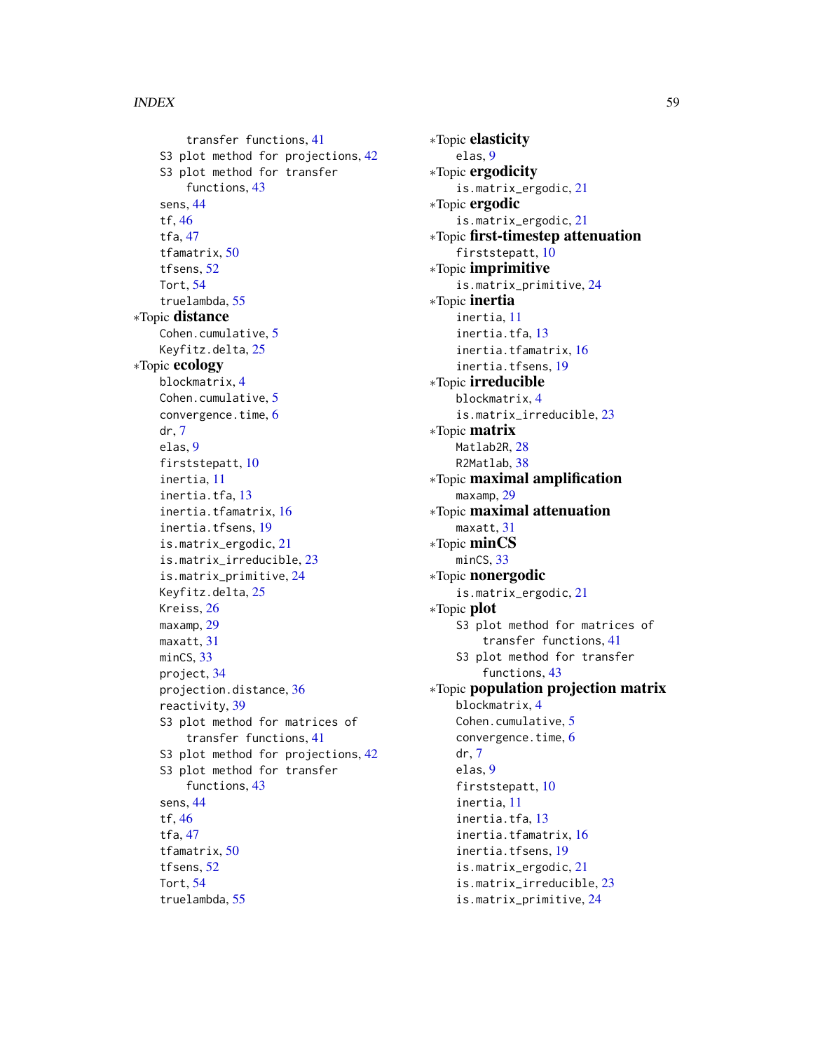transfer functions, 41
S3 plot method for projections, 42
S3 plot method for transfer functions, 43
sens, 44
tf, 46
tfa, 47
tfamatrix, 50
tfsens, 52
Tort, 54
truelambda, 55

*Topic **distance**
Cohen.cumulative, 5
Keyfitz.delta, 25

*Topic **ecology**
blockmatrix, 4
Cohen.cumulative, 5
convergence.time, 6
dr, 7
elas, 9
firststepatt, 10
inertia, 11
inertia.tfa, 13
inertia.tfamatrix, 16
inertia.tfsens, 19
is.matrix_ergodic, 21
is.matrix_irreducible, 23
is.matrix_primitive, 24
Keyfitz.delta, 25
Kreiss, 26
maxamp, 29
maxatt, 31
minCS, 33
project, 34
projection.distance, 36
reactivity, 39
S3 plot method for matrices of transfer functions, 41
S3 plot method for projections, 42
S3 plot method for transfer functions, 43
sens, 44
tf, 46
tfa, 47
tfamatrix, 50
tfsens, 52
Tort, 54
truelambda, 55

*Topic **elasticity**
elas, 9

*Topic **ergodicity**
is.matrix_ergodic, 21

*Topic **ergodic**
is.matrix_ergodic, 21

*Topic **first-timestep attenuation**
firststepatt, 10

*Topic **imprimitive**
is.matrix_primitive, 24

*Topic **inertia**
inertia, 11
inertia.tfa, 13
inertia.tfamatrix, 16
inertia.tfsens, 19

*Topic **irreducible**
blockmatrix, 4
is.matrix_irreducible, 23

*Topic **matrix**
Matlab2R, 28
R2Matlab, 38

*Topic **maximal amplification**
maxamp, 29

*Topic **maximal attenuation**
maxatt, 31

*Topic **minCS**
minCS, 33

*Topic **nonergodic**
is.matrix_ergodic, 21

*Topic **plot**
S3 plot method for matrices of transfer functions, 41
S3 plot method for transfer functions, 43

*Topic **population projection matrix**
blockmatrix, 4
Cohen.cumulative, 5
convergence.time, 6
dr, 7
elas, 9
firststepatt, 10
inertia, 11
inertia.tfa, 13
inertia.tfamatrix, 16
inertia.tfsens, 19
is.matrix_ergodic, 21
is.matrix_irreducible, 23
is.matrix_primitive, 24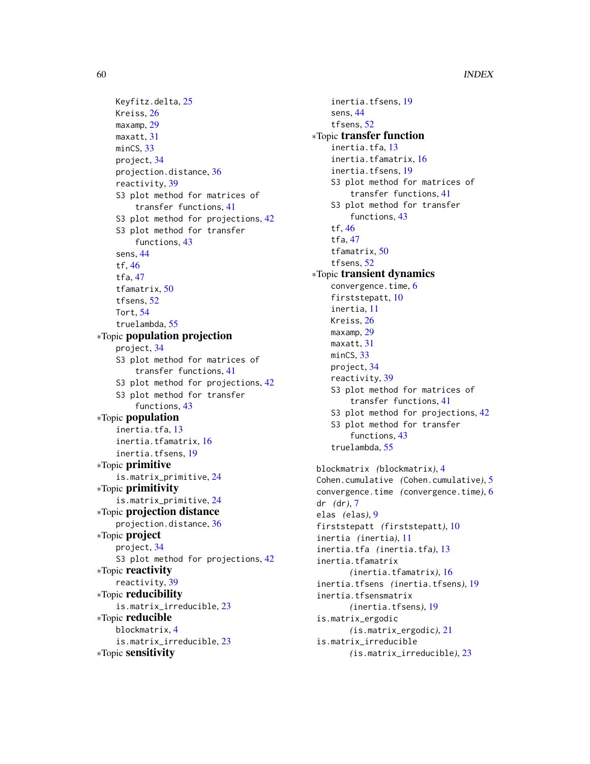Keyfitz.delta, 25
Kreiss, 26
maxamp, 29
maxatt, 31
minCS, 33
project, 34
projection.distance, 36
reactivity, 39
S3 plot method for matrices of transfer functions, 41
S3 plot method for projections, 42
S3 plot method for transfer functions, 43
sens, 44
tf, 46
tfa, 47
tfamatrix, 50
tfsens, 52
Tort, 54
truelambda, 55

*Topic **population projection**
project, 34
S3 plot method for matrices of transfer functions, 41
S3 plot method for projections, 42
S3 plot method for transfer functions, 43

*Topic **population**
inertia.tfa, 13
inertia.tfamatrix, 16
inertia.tfsens, 19

*Topic **primitive**
is.matrix_primitive, 24

*Topic **primitivity**
is.matrix_primitive, 24

*Topic **projection distance**
projection.distance, 36

*Topic **project**
project, 34
S3 plot method for projections, 42

*Topic **reactivity**
reactivity, 39

*Topic **reducibility**
is.matrix_irreducible, 23

*Topic **reducible**
blockmatrix, 4
is.matrix_irreducible, 23

*Topic **sensitivity**
inertia.tfsens, 19
sens, 44
tfsens, 52

*Topic **transfer function**
inertia.tfa, 13
inertia.tfamatrix, 16
inertia.tfsens, 19
S3 plot method for matrices of transfer functions, 41
S3 plot method for transfer functions, 43
tf, 46
tfa, 47
tfamatrix, 50
tfsens, 52

*Topic **transient dynamics**
convergence.time, 6
firststepatt, 10
inertia, 11
Kreiss, 26
maxamp, 29
maxatt, 31
minCS, 33
project, 34
reactivity, 39
S3 plot method for matrices of transfer functions, 41
S3 plot method for projections, 42
S3 plot method for transfer functions, 43
truelambda, 55

blockmatrix *(blockmatrix)*, 4
Cohen.cumulative *(Cohen.cumulative)*, 5
convergence.time *(convergence.time)*, 6
dr *(dr)*, 7
elas *(elas)*, 9
firststepatt *(firststepatt)*, 10
inertia *(inertia)*, 11
inertia.tfa *(inertia.tfa)*, 13
inertia.tfamatrix *(inertia.tfamatrix)*, 16
inertia.tfsens *(inertia.tfsens)*, 19
inertia.tfsensmatrix *(inertia.tfsens)*, 19
is.matrix_ergodic *(is.matrix_ergodic)*, 21
is.matrix_irreducible *(is.matrix_irreducible)*, 23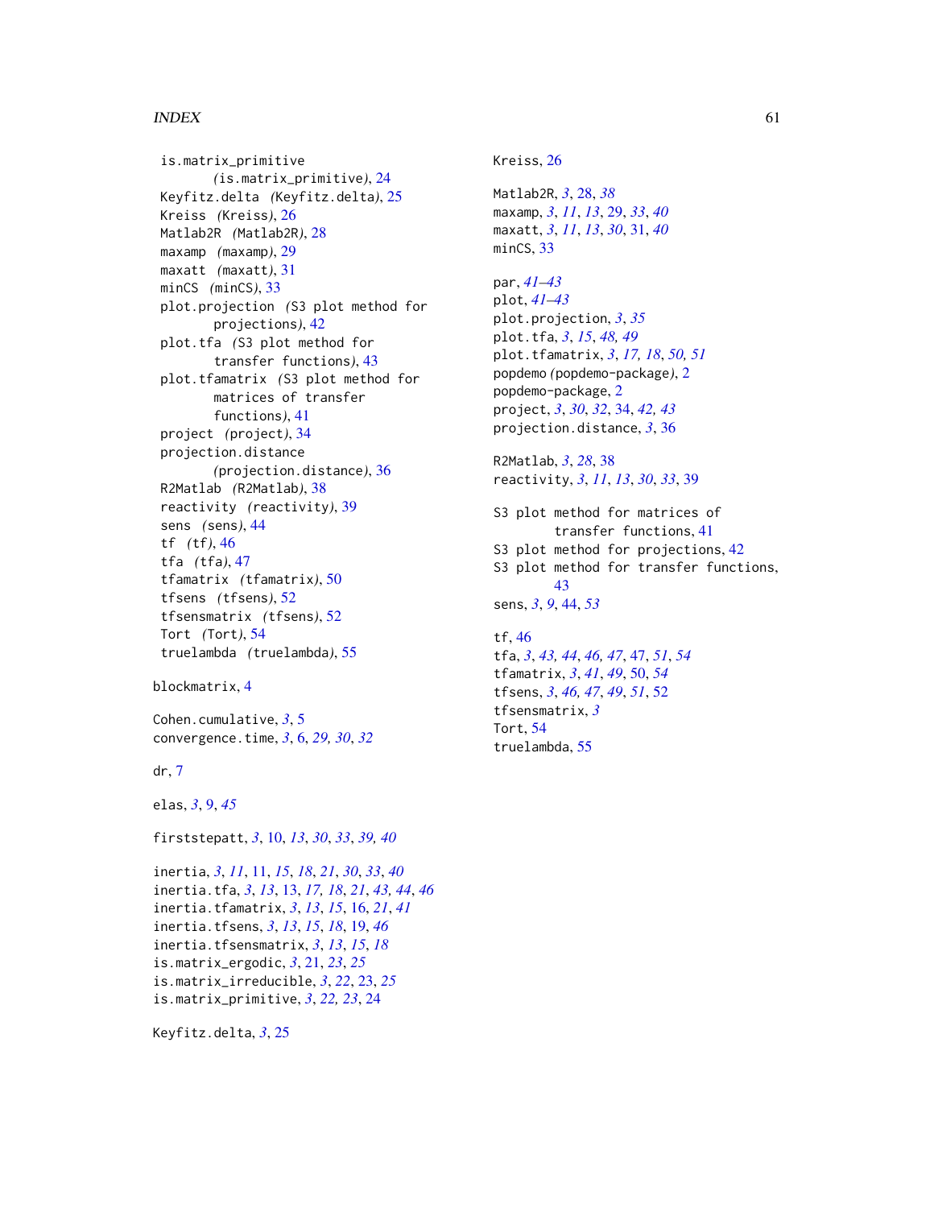is.matrix_primitive
    *(is.matrix_primitive)*, 24
Keyfitz.delta *(Keyfitz.delta)*, 25
Kreiss *(Kreiss)*, 26
Matlab2R *(Matlab2R)*, 28
maxamp *(maxamp)*, 29
maxatt *(maxatt)*, 31
minCS *(minCS)*, 33
plot.projection *(S3 plot method for projections)*, 42
plot.tfa *(S3 plot method for transfer functions)*, 43
plot.tfamatrix *(S3 plot method for matrices of transfer functions)*, 41
project *(project)*, 34
projection.distance
    *(projection.distance)*, 36
R2Matlab *(R2Matlab)*, 38
reactivity *(reactivity)*, 39
sens *(sens)*, 44
tf *(tf)*, 46
tfa *(tfa)*, 47
tfamatrix *(tfamatrix)*, 50
tfsens *(tfsens)*, 52
tfsensmatrix *(tfsens)*, 52
Tort *(Tort)*, 54
truelambda *(truelambda)*, 55

blockmatrix, 4

Cohen.cumulative, *3*, 5
convergence.time, *3*, 6, *29, 30*, *32*

dr, 7

elas, *3*, 9, *45*

firststepatt, *3*, 10, *13*, *30*, *33*, *39, 40*

inertia, *3*, *11*, 11, *15*, *18*, *21*, *30*, *33*, *40*
inertia.tfa, *3*, *13*, 13, *17, 18*, *21*, *43, 44*, *46*
inertia.tfamatrix, *3*, *13*, *15*, 16, *21*, *41*
inertia.tfsens, *3*, *13*, *15*, *18*, 19, *46*
inertia.tfsensmatrix, *3*, *13*, *15*, *18*
is.matrix_ergodic, *3*, 21, *23*, *25*
is.matrix_irreducible, *3*, *22*, 23, *25*
is.matrix_primitive, *3*, *22, 23*, 24

Keyfitz.delta, *3*, 25

Kreiss, 26

Matlab2R, *3*, 28, *38*
maxamp, *3*, *11*, *13*, 29, *33*, *40*
maxatt, *3*, *11*, *13*, *30*, 31, *40*
minCS, 33

par, *41–43*
plot, *41–43*
plot.projection, *3*, *35*
plot.tfa, *3*, *15*, *48, 49*
plot.tfamatrix, *3*, *17, 18*, *50, 51*
popdemo *(popdemo-package)*, 2
popdemo-package, 2
project, *3*, *30*, *32*, 34, *42, 43*
projection.distance, *3*, 36

R2Matlab, *3*, *28*, 38
reactivity, *3*, *11*, *13*, *30*, *33*, 39

S3 plot method for matrices of transfer functions, 41
S3 plot method for projections, 42
S3 plot method for transfer functions, 43
sens, *3*, *9*, 44, *53*

tf, 46
tfa, *3*, *43, 44*, *46, 47*, 47, *51*, *54*
tfamatrix, *3*, *41*, *49*, 50, *54*
tfsens, *3*, *46, 47*, *49*, *51*, 52
tfsensmatrix, *3*
Tort, 54
truelambda, 55